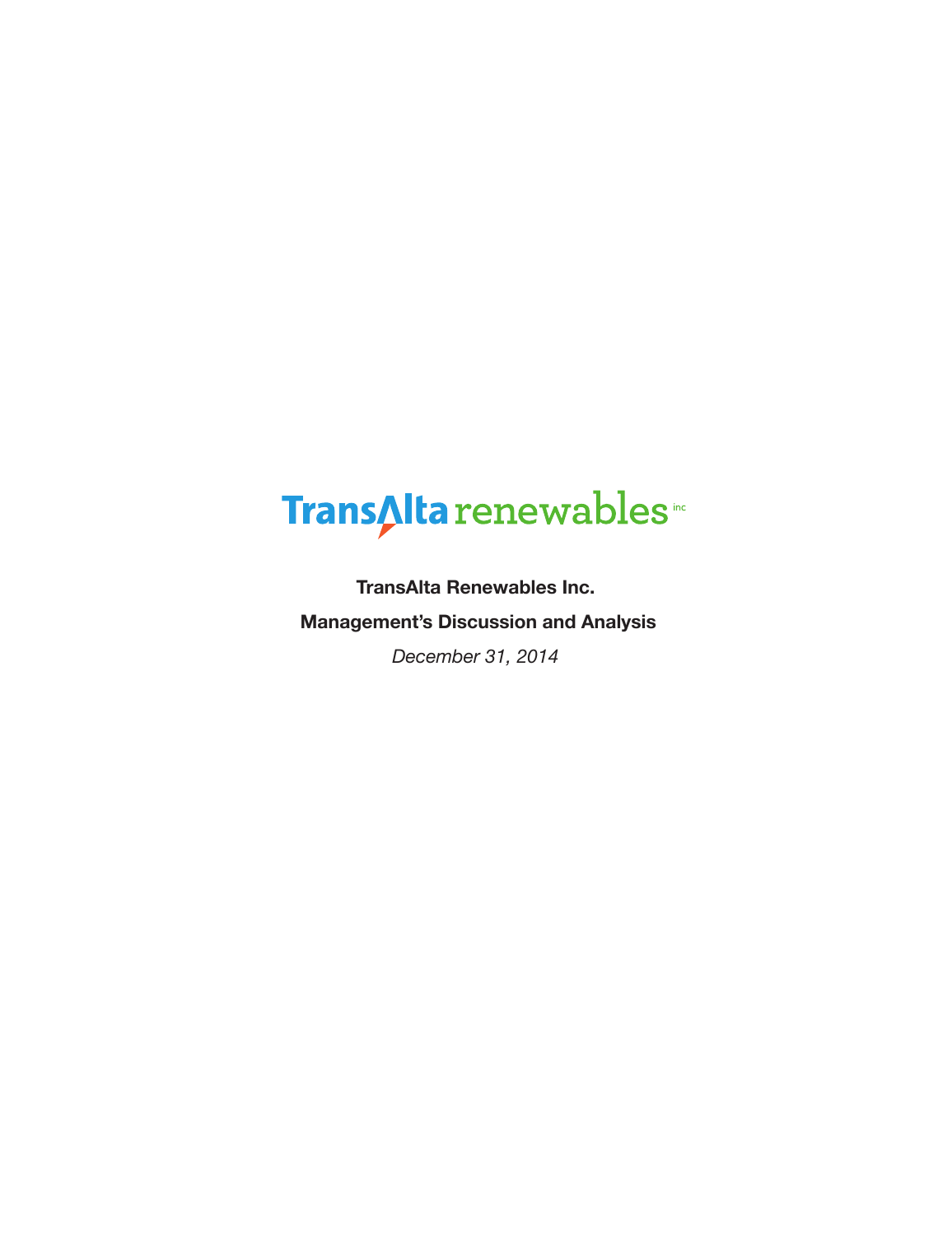TransAlta renewables inc

**TransAlta Renewables Inc.**

**Management's Discussion and Analysis**

*December 31, 2014*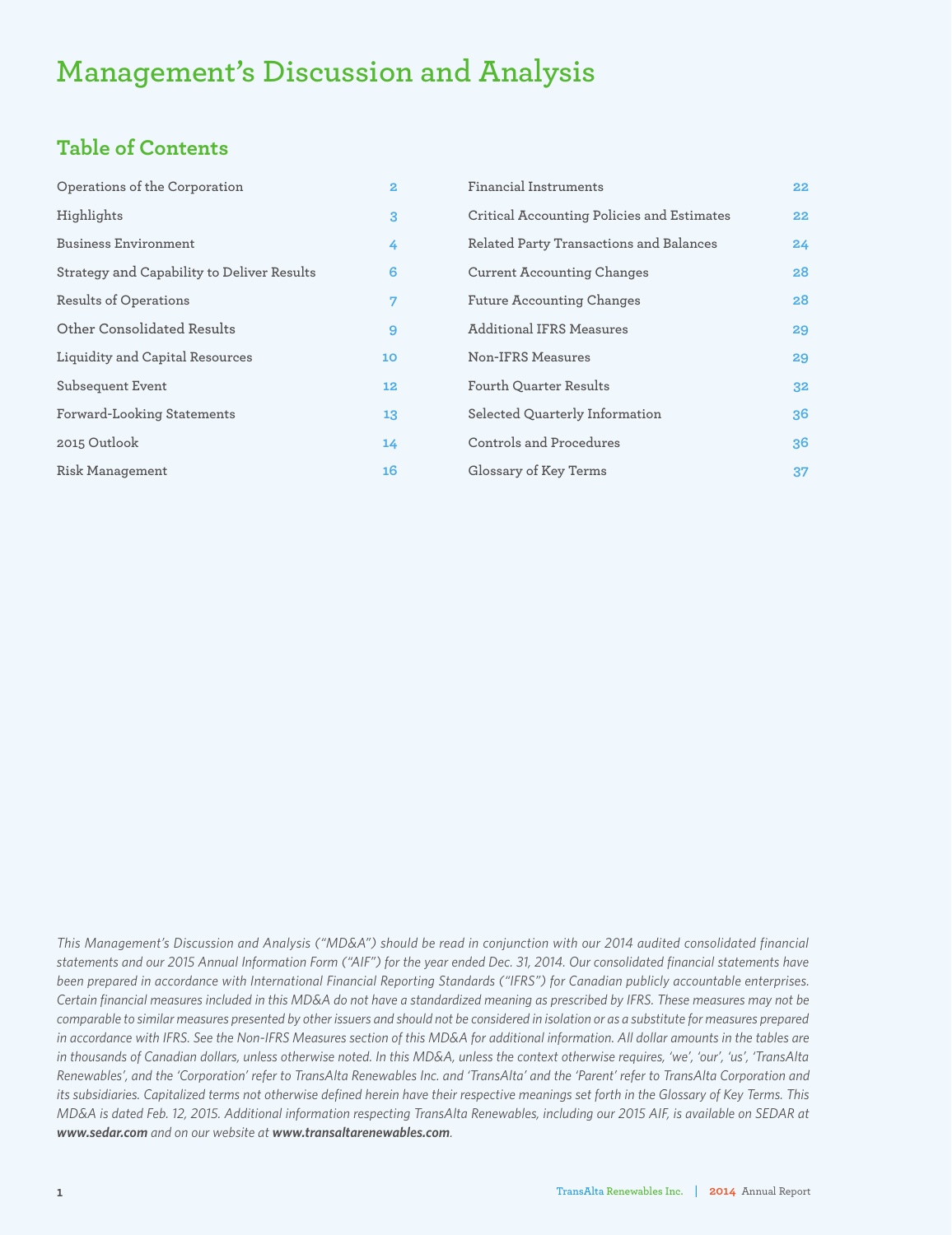# Management's Discussion and Analysis

## Table of Contents

| | |
|---|---|
| Operations of the Corporation | 2 |
| Highlights | 3 |
| Business Environment | 4 |
| Strategy and Capability to Deliver Results | 6 |
| Results of Operations | 7 |
| Other Consolidated Results | 9 |
| Liquidity and Capital Resources | 10 |
| Subsequent Event | 12 |
| Forward-Looking Statements | 13 |
| 2015 Outlook | 14 |
| Risk Management | 16 |
| Financial Instruments | 22 |
| Critical Accounting Policies and Estimates | 22 |
| Related Party Transactions and Balances | 24 |
| Current Accounting Changes | 28 |
| Future Accounting Changes | 28 |
| Additional IFRS Measures | 29 |
| Non-IFRS Measures | 29 |
| Fourth Quarter Results | 32 |
| Selected Quarterly Information | 36 |
| Controls and Procedures | 36 |
| Glossary of Key Terms | 37 |

*This Management's Discussion and Analysis ("MD&A") should be read in conjunction with our 2014 audited consolidated financial statements and our 2015 Annual Information Form ("AIF") for the year ended Dec. 31, 2014. Our consolidated financial statements have been prepared in accordance with International Financial Reporting Standards ("IFRS") for Canadian publicly accountable enterprises. Certain financial measures included in this MD&A do not have a standardized meaning as prescribed by IFRS. These measures may not be comparable to similar measures presented by other issuers and should not be considered in isolation or as a substitute for measures prepared in accordance with IFRS. See the Non-IFRS Measures section of this MD&A for additional information. All dollar amounts in the tables are in thousands of Canadian dollars, unless otherwise noted. In this MD&A, unless the context otherwise requires, 'we', 'our', 'us', 'TransAlta Renewables', and the 'Corporation' refer to TransAlta Renewables Inc. and 'TransAlta' and the 'Parent' refer to TransAlta Corporation and its subsidiaries. Capitalized terms not otherwise defined herein have their respective meanings set forth in the Glossary of Key Terms. This MD&A is dated Feb. 12, 2015. Additional information respecting TransAlta Renewables, including our 2015 AIF, is available on SEDAR at **www.sedar.com** and on our website at **www.transaltarenewables.com**.*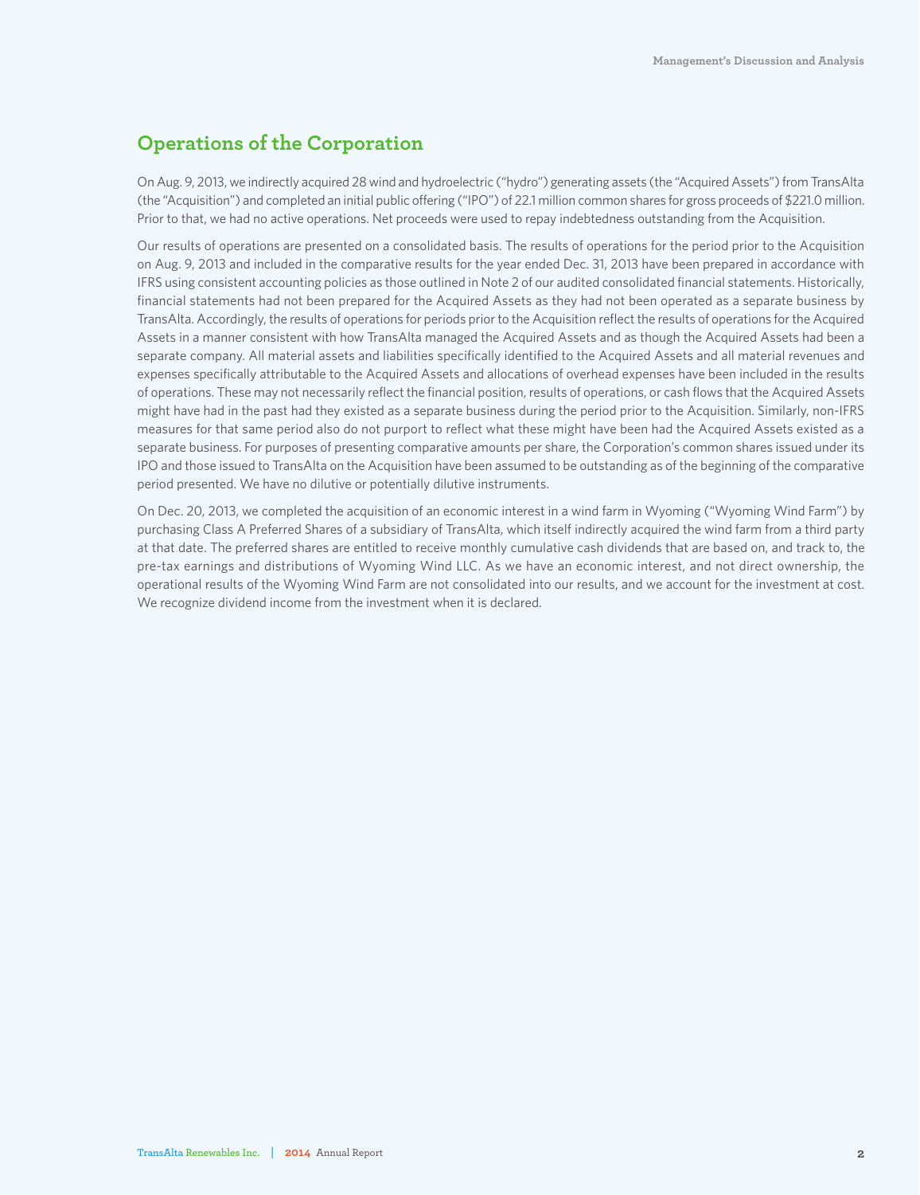## Operations of the Corporation

On Aug. 9, 2013, we indirectly acquired 28 wind and hydroelectric ("hydro") generating assets (the "Acquired Assets") from TransAlta (the "Acquisition") and completed an initial public offering ("IPO") of 22.1 million common shares for gross proceeds of $221.0 million. Prior to that, we had no active operations. Net proceeds were used to repay indebtedness outstanding from the Acquisition.

Our results of operations are presented on a consolidated basis. The results of operations for the period prior to the Acquisition on Aug. 9, 2013 and included in the comparative results for the year ended Dec. 31, 2013 have been prepared in accordance with IFRS using consistent accounting policies as those outlined in Note 2 of our audited consolidated financial statements. Historically, financial statements had not been prepared for the Acquired Assets as they had not been operated as a separate business by TransAlta. Accordingly, the results of operations for periods prior to the Acquisition reflect the results of operations for the Acquired Assets in a manner consistent with how TransAlta managed the Acquired Assets and as though the Acquired Assets had been a separate company. All material assets and liabilities specifically identified to the Acquired Assets and all material revenues and expenses specifically attributable to the Acquired Assets and allocations of overhead expenses have been included in the results of operations. These may not necessarily reflect the financial position, results of operations, or cash flows that the Acquired Assets might have had in the past had they existed as a separate business during the period prior to the Acquisition. Similarly, non-IFRS measures for that same period also do not purport to reflect what these might have been had the Acquired Assets existed as a separate business. For purposes of presenting comparative amounts per share, the Corporation's common shares issued under its IPO and those issued to TransAlta on the Acquisition have been assumed to be outstanding as of the beginning of the comparative period presented. We have no dilutive or potentially dilutive instruments.

On Dec. 20, 2013, we completed the acquisition of an economic interest in a wind farm in Wyoming ("Wyoming Wind Farm") by purchasing Class A Preferred Shares of a subsidiary of TransAlta, which itself indirectly acquired the wind farm from a third party at that date. The preferred shares are entitled to receive monthly cumulative cash dividends that are based on, and track to, the pre-tax earnings and distributions of Wyoming Wind LLC. As we have an economic interest, and not direct ownership, the operational results of the Wyoming Wind Farm are not consolidated into our results, and we account for the investment at cost. We recognize dividend income from the investment when it is declared.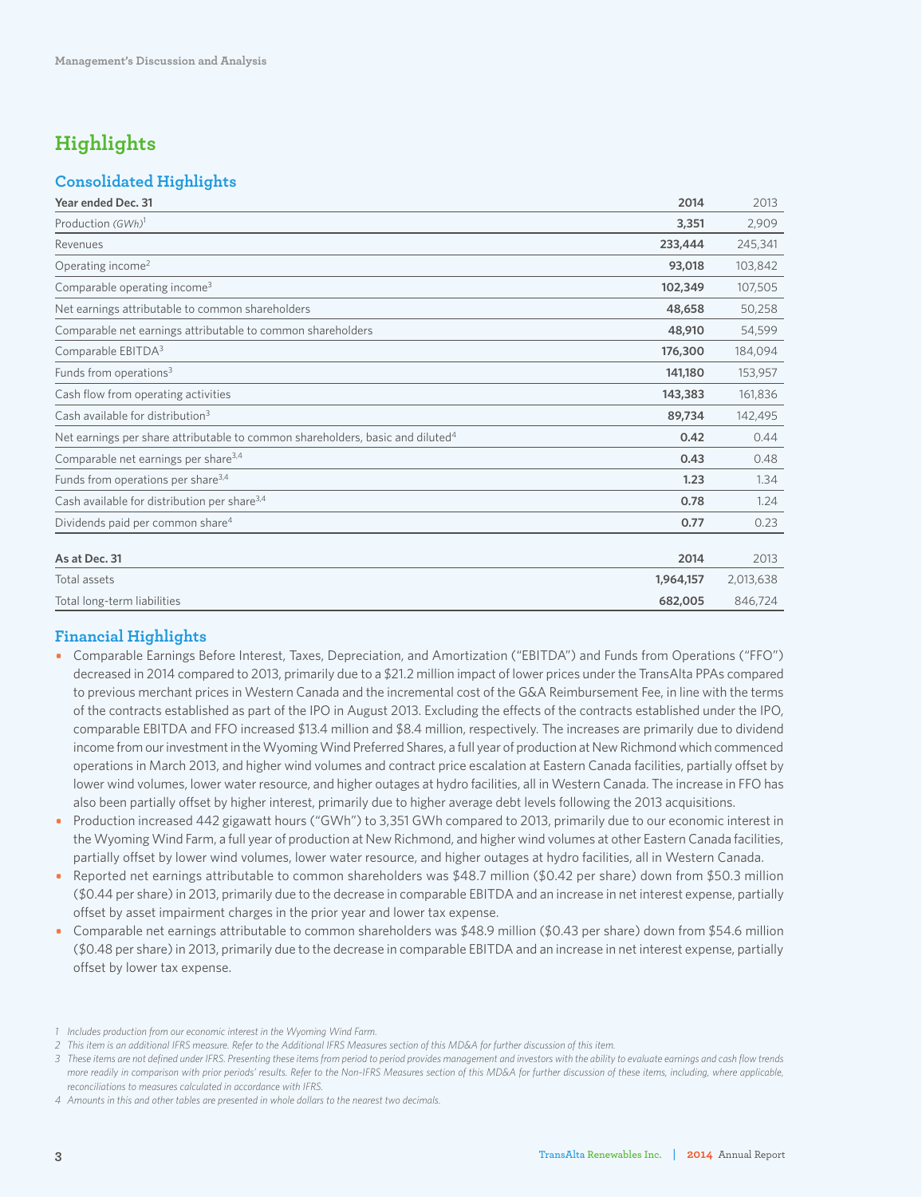# Highlights

## Consolidated Highlights

| Year ended Dec. 31 | 2014 | 2013 |
|---|---|---|
| Production *(GWh)*[1] | **3,351** | 2,909 |
| Revenues | **233,444** | 245,341 |
| Operating income[2] | **93,018** | 103,842 |
| Comparable operating income[3] | **102,349** | 107,505 |
| Net earnings attributable to common shareholders | **48,658** | 50,258 |
| Comparable net earnings attributable to common shareholders | **48,910** | 54,599 |
| Comparable EBITDA[3] | **176,300** | 184,094 |
| Funds from operations[3] | **141,180** | 153,957 |
| Cash flow from operating activities | **143,383** | 161,836 |
| Cash available for distribution[3] | **89,734** | 142,495 |
| Net earnings per share attributable to common shareholders, basic and diluted[4] | **0.42** | 0.44 |
| Comparable net earnings per share[3,4] | **0.43** | 0.48 |
| Funds from operations per share[3,4] | **1.23** | 1.34 |
| Cash available for distribution per share[3,4] | **0.78** | 1.24 |
| Dividends paid per common share[4] | **0.77** | 0.23 |

| As at Dec. 31 | 2014 | 2013 |
|---|---|---|
| Total assets | **1,964,157** | 2,013,638 |
| Total long-term liabilities | **682,005** | 846,724 |

## Financial Highlights

- Comparable Earnings Before Interest, Taxes, Depreciation, and Amortization ("EBITDA") and Funds from Operations ("FFO") decreased in 2014 compared to 2013, primarily due to a $21.2 million impact of lower prices under the TransAlta PPAs compared to previous merchant prices in Western Canada and the incremental cost of the G&A Reimbursement Fee, in line with the terms of the contracts established as part of the IPO in August 2013. Excluding the effects of the contracts established under the IPO, comparable EBITDA and FFO increased $13.4 million and $8.4 million, respectively. The increases are primarily due to dividend income from our investment in the Wyoming Wind Preferred Shares, a full year of production at New Richmond which commenced operations in March 2013, and higher wind volumes and contract price escalation at Eastern Canada facilities, partially offset by lower wind volumes, lower water resource, and higher outages at hydro facilities, all in Western Canada. The increase in FFO has also been partially offset by higher interest, primarily due to higher average debt levels following the 2013 acquisitions.
- Production increased 442 gigawatt hours ("GWh") to 3,351 GWh compared to 2013, primarily due to our economic interest in the Wyoming Wind Farm, a full year of production at New Richmond, and higher wind volumes at other Eastern Canada facilities, partially offset by lower wind volumes, lower water resource, and higher outages at hydro facilities, all in Western Canada.
- Reported net earnings attributable to common shareholders was $48.7 million ($0.42 per share) down from $50.3 million ($0.44 per share) in 2013, primarily due to the decrease in comparable EBITDA and an increase in net interest expense, partially offset by asset impairment charges in the prior year and lower tax expense.
- Comparable net earnings attributable to common shareholders was $48.9 million ($0.43 per share) down from $54.6 million ($0.48 per share) in 2013, primarily due to the decrease in comparable EBITDA and an increase in net interest expense, partially offset by lower tax expense.

*1 Includes production from our economic interest in the Wyoming Wind Farm.*

*2 This item is an additional IFRS measure. Refer to the Additional IFRS Measures section of this MD&A for further discussion of this item.*

*3 These items are not defined under IFRS. Presenting these items from period to period provides management and investors with the ability to evaluate earnings and cash flow trends more readily in comparison with prior periods' results. Refer to the Non-IFRS Measures section of this MD&A for further discussion of these items, including, where applicable, reconciliations to measures calculated in accordance with IFRS.*

*4 Amounts in this and other tables are presented in whole dollars to the nearest two decimals.*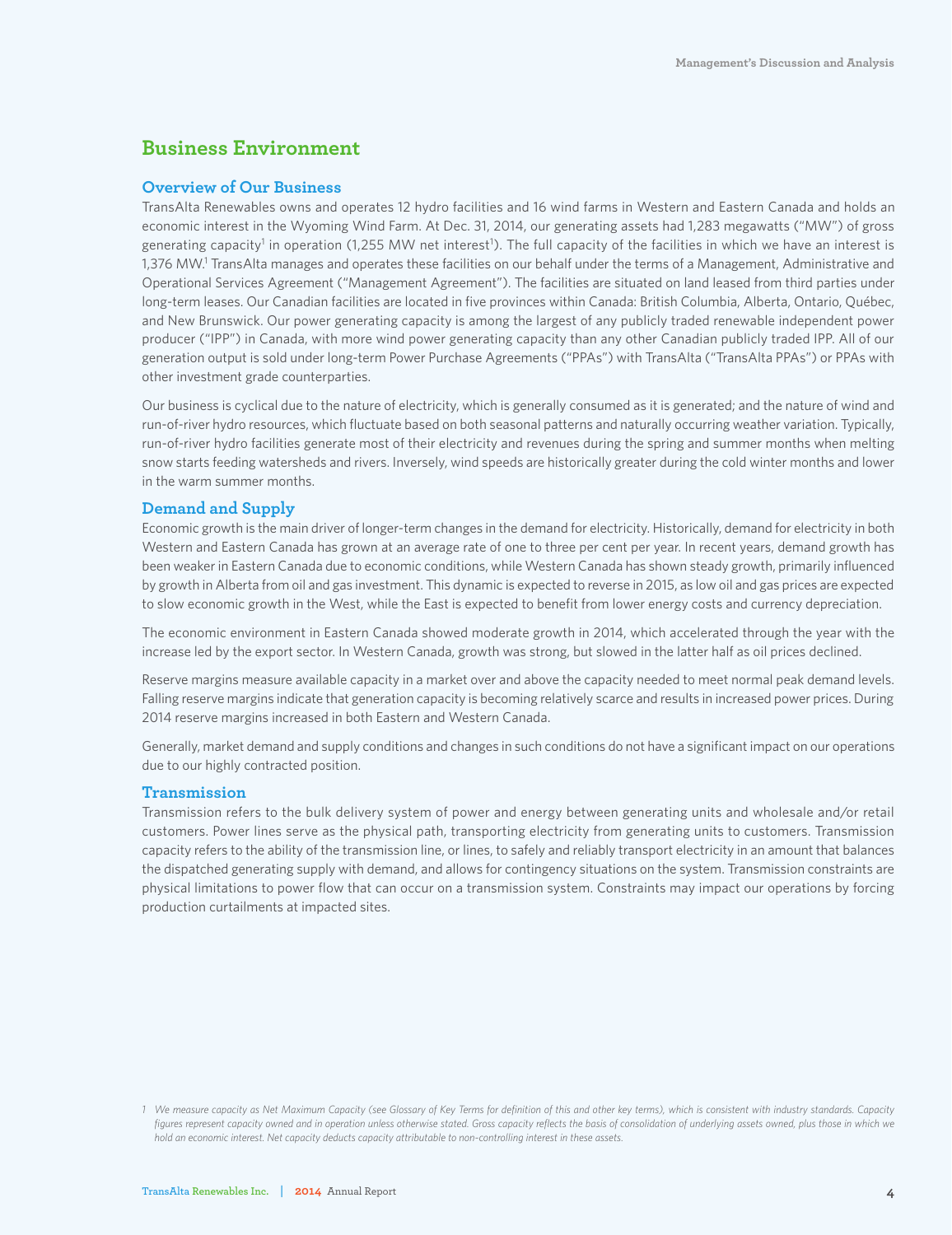# Business Environment

## Overview of Our Business

TransAlta Renewables owns and operates 12 hydro facilities and 16 wind farms in Western and Eastern Canada and holds an economic interest in the Wyoming Wind Farm. At Dec. 31, 2014, our generating assets had 1,283 megawatts ("MW") of gross generating capacity[1] in operation (1,255 MW net interest[1]). The full capacity of the facilities in which we have an interest is 1,376 MW.[1] TransAlta manages and operates these facilities on our behalf under the terms of a Management, Administrative and Operational Services Agreement ("Management Agreement"). The facilities are situated on land leased from third parties under long-term leases. Our Canadian facilities are located in five provinces within Canada: British Columbia, Alberta, Ontario, Québec, and New Brunswick. Our power generating capacity is among the largest of any publicly traded renewable independent power producer ("IPP") in Canada, with more wind power generating capacity than any other Canadian publicly traded IPP. All of our generation output is sold under long-term Power Purchase Agreements ("PPAs") with TransAlta ("TransAlta PPAs") or PPAs with other investment grade counterparties.

Our business is cyclical due to the nature of electricity, which is generally consumed as it is generated; and the nature of wind and run-of-river hydro resources, which fluctuate based on both seasonal patterns and naturally occurring weather variation. Typically, run-of-river hydro facilities generate most of their electricity and revenues during the spring and summer months when melting snow starts feeding watersheds and rivers. Inversely, wind speeds are historically greater during the cold winter months and lower in the warm summer months.

## Demand and Supply

Economic growth is the main driver of longer-term changes in the demand for electricity. Historically, demand for electricity in both Western and Eastern Canada has grown at an average rate of one to three per cent per year. In recent years, demand growth has been weaker in Eastern Canada due to economic conditions, while Western Canada has shown steady growth, primarily influenced by growth in Alberta from oil and gas investment. This dynamic is expected to reverse in 2015, as low oil and gas prices are expected to slow economic growth in the West, while the East is expected to benefit from lower energy costs and currency depreciation.

The economic environment in Eastern Canada showed moderate growth in 2014, which accelerated through the year with the increase led by the export sector. In Western Canada, growth was strong, but slowed in the latter half as oil prices declined.

Reserve margins measure available capacity in a market over and above the capacity needed to meet normal peak demand levels. Falling reserve margins indicate that generation capacity is becoming relatively scarce and results in increased power prices. During 2014 reserve margins increased in both Eastern and Western Canada.

Generally, market demand and supply conditions and changes in such conditions do not have a significant impact on our operations due to our highly contracted position.

## Transmission

Transmission refers to the bulk delivery system of power and energy between generating units and wholesale and/or retail customers. Power lines serve as the physical path, transporting electricity from generating units to customers. Transmission capacity refers to the ability of the transmission line, or lines, to safely and reliably transport electricity in an amount that balances the dispatched generating supply with demand, and allows for contingency situations on the system. Transmission constraints are physical limitations to power flow that can occur on a transmission system. Constraints may impact our operations by forcing production curtailments at impacted sites.

*1 We measure capacity as Net Maximum Capacity (see Glossary of Key Terms for definition of this and other key terms), which is consistent with industry standards. Capacity figures represent capacity owned and in operation unless otherwise stated. Gross capacity reflects the basis of consolidation of underlying assets owned, plus those in which we hold an economic interest. Net capacity deducts capacity attributable to non-controlling interest in these assets.*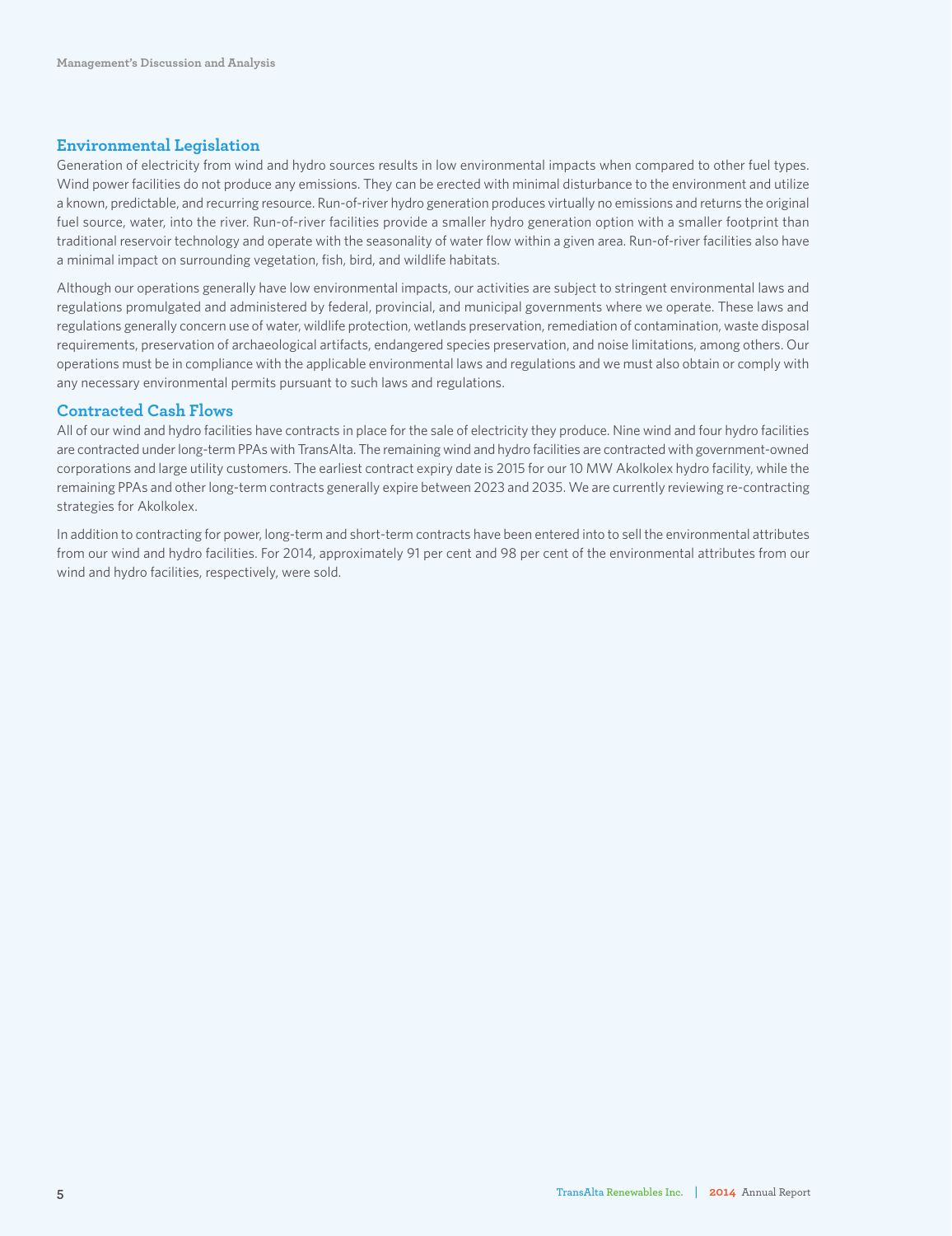## Environmental Legislation

Generation of electricity from wind and hydro sources results in low environmental impacts when compared to other fuel types. Wind power facilities do not produce any emissions. They can be erected with minimal disturbance to the environment and utilize a known, predictable, and recurring resource. Run-of-river hydro generation produces virtually no emissions and returns the original fuel source, water, into the river. Run-of-river facilities provide a smaller hydro generation option with a smaller footprint than traditional reservoir technology and operate with the seasonality of water flow within a given area. Run-of-river facilities also have a minimal impact on surrounding vegetation, fish, bird, and wildlife habitats.

Although our operations generally have low environmental impacts, our activities are subject to stringent environmental laws and regulations promulgated and administered by federal, provincial, and municipal governments where we operate. These laws and regulations generally concern use of water, wildlife protection, wetlands preservation, remediation of contamination, waste disposal requirements, preservation of archaeological artifacts, endangered species preservation, and noise limitations, among others. Our operations must be in compliance with the applicable environmental laws and regulations and we must also obtain or comply with any necessary environmental permits pursuant to such laws and regulations.

## Contracted Cash Flows

All of our wind and hydro facilities have contracts in place for the sale of electricity they produce. Nine wind and four hydro facilities are contracted under long-term PPAs with TransAlta. The remaining wind and hydro facilities are contracted with government-owned corporations and large utility customers. The earliest contract expiry date is 2015 for our 10 MW Akolkolex hydro facility, while the remaining PPAs and other long-term contracts generally expire between 2023 and 2035. We are currently reviewing re-contracting strategies for Akolkolex.

In addition to contracting for power, long-term and short-term contracts have been entered into to sell the environmental attributes from our wind and hydro facilities. For 2014, approximately 91 per cent and 98 per cent of the environmental attributes from our wind and hydro facilities, respectively, were sold.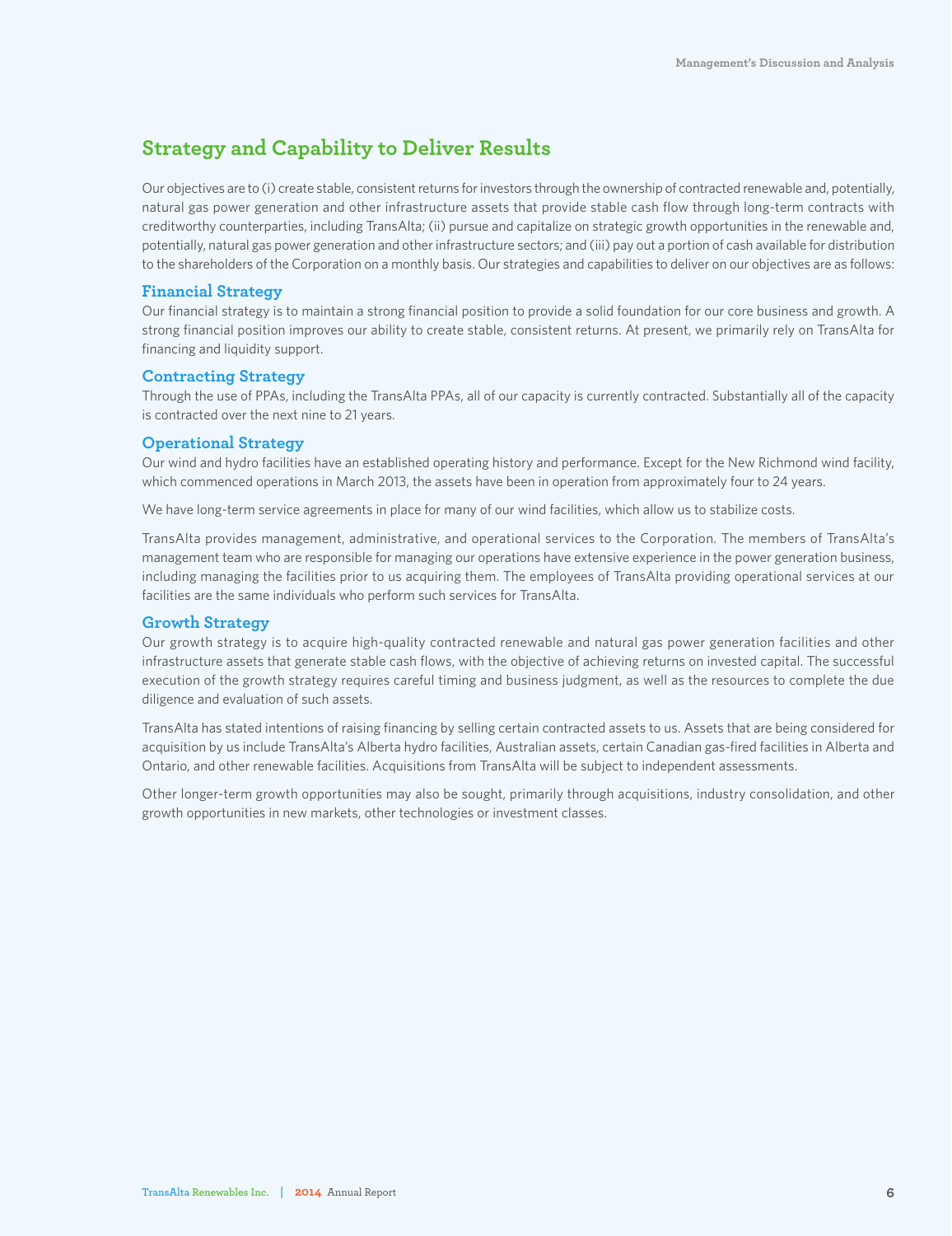## Strategy and Capability to Deliver Results

Our objectives are to (i) create stable, consistent returns for investors through the ownership of contracted renewable and, potentially, natural gas power generation and other infrastructure assets that provide stable cash flow through long-term contracts with creditworthy counterparties, including TransAlta; (ii) pursue and capitalize on strategic growth opportunities in the renewable and, potentially, natural gas power generation and other infrastructure sectors; and (iii) pay out a portion of cash available for distribution to the shareholders of the Corporation on a monthly basis. Our strategies and capabilities to deliver on our objectives are as follows:

### Financial Strategy

Our financial strategy is to maintain a strong financial position to provide a solid foundation for our core business and growth. A strong financial position improves our ability to create stable, consistent returns. At present, we primarily rely on TransAlta for financing and liquidity support.

### Contracting Strategy

Through the use of PPAs, including the TransAlta PPAs, all of our capacity is currently contracted. Substantially all of the capacity is contracted over the next nine to 21 years.

### Operational Strategy

Our wind and hydro facilities have an established operating history and performance. Except for the New Richmond wind facility, which commenced operations in March 2013, the assets have been in operation from approximately four to 24 years.

We have long-term service agreements in place for many of our wind facilities, which allow us to stabilize costs.

TransAlta provides management, administrative, and operational services to the Corporation. The members of TransAlta's management team who are responsible for managing our operations have extensive experience in the power generation business, including managing the facilities prior to us acquiring them. The employees of TransAlta providing operational services at our facilities are the same individuals who perform such services for TransAlta.

### Growth Strategy

Our growth strategy is to acquire high-quality contracted renewable and natural gas power generation facilities and other infrastructure assets that generate stable cash flows, with the objective of achieving returns on invested capital. The successful execution of the growth strategy requires careful timing and business judgment, as well as the resources to complete the due diligence and evaluation of such assets.

TransAlta has stated intentions of raising financing by selling certain contracted assets to us. Assets that are being considered for acquisition by us include TransAlta's Alberta hydro facilities, Australian assets, certain Canadian gas-fired facilities in Alberta and Ontario, and other renewable facilities. Acquisitions from TransAlta will be subject to independent assessments.

Other longer-term growth opportunities may also be sought, primarily through acquisitions, industry consolidation, and other growth opportunities in new markets, other technologies or investment classes.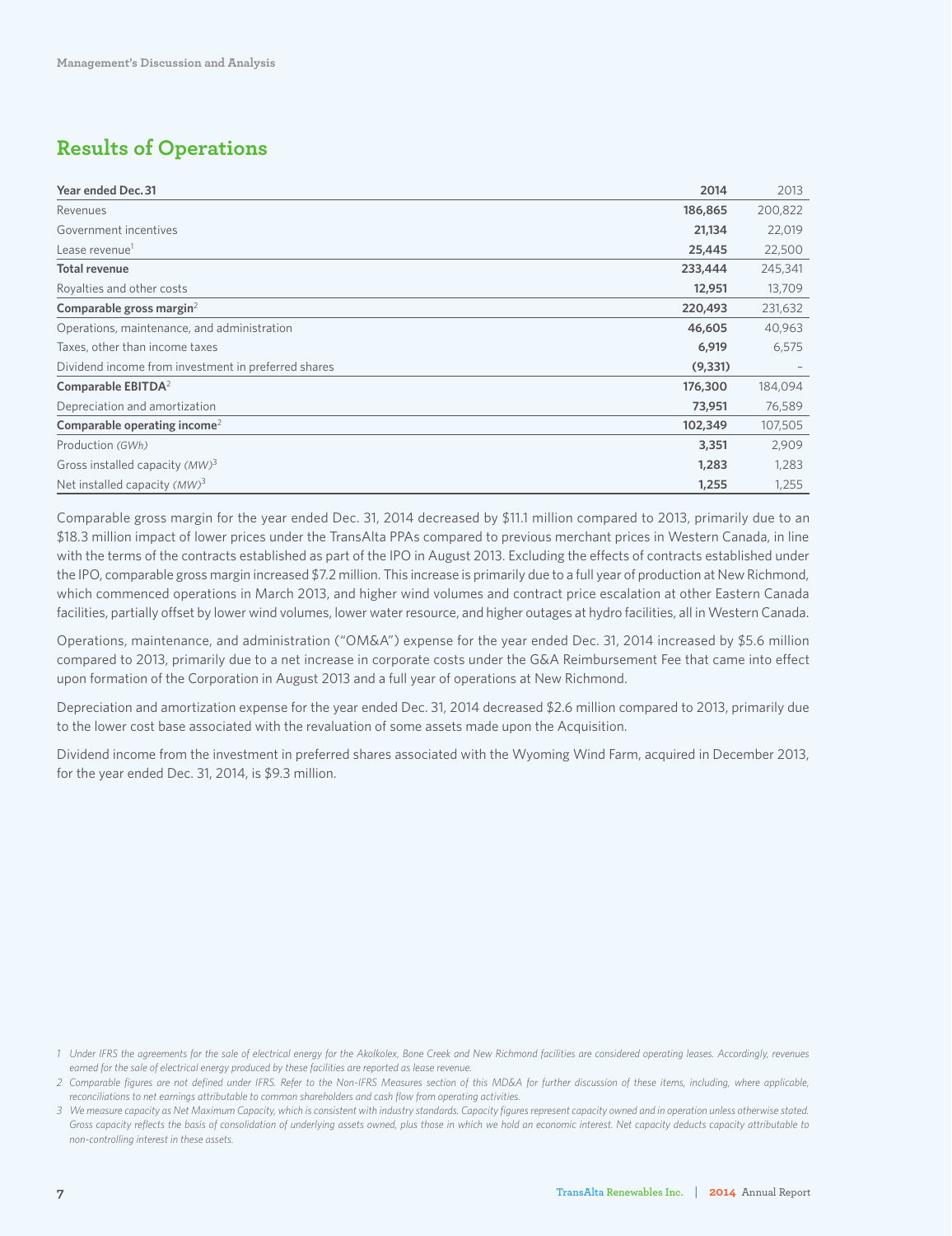## Results of Operations

| Year ended Dec. 31 | 2014 | 2013 |
|---|---|---|
| Revenues | **186,865** | 200,822 |
| Government incentives | **21,134** | 22,019 |
| Lease revenue[1] | **25,445** | 22,500 |
| **Total revenue** | **233,444** | 245,341 |
| Royalties and other costs | **12,951** | 13,709 |
| **Comparable gross margin**[2] | **220,493** | 231,632 |
| Operations, maintenance, and administration | **46,605** | 40,963 |
| Taxes, other than income taxes | **6,919** | 6,575 |
| Dividend income from investment in preferred shares | **(9,331)** | – |
| **Comparable EBITDA**[2] | **176,300** | 184,094 |
| Depreciation and amortization | **73,951** | 76,589 |
| **Comparable operating income**[2] | **102,349** | 107,505 |
| Production *(GWh)* | **3,351** | 2,909 |
| Gross installed capacity *(MW)*[3] | **1,283** | 1,283 |
| Net installed capacity *(MW)*[3] | **1,255** | 1,255 |

Comparable gross margin for the year ended Dec. 31, 2014 decreased by $11.1 million compared to 2013, primarily due to an $18.3 million impact of lower prices under the TransAlta PPAs compared to previous merchant prices in Western Canada, in line with the terms of the contracts established as part of the IPO in August 2013. Excluding the effects of contracts established under the IPO, comparable gross margin increased $7.2 million. This increase is primarily due to a full year of production at New Richmond, which commenced operations in March 2013, and higher wind volumes and contract price escalation at other Eastern Canada facilities, partially offset by lower wind volumes, lower water resource, and higher outages at hydro facilities, all in Western Canada.

Operations, maintenance, and administration ("OM&A") expense for the year ended Dec. 31, 2014 increased by $5.6 million compared to 2013, primarily due to a net increase in corporate costs under the G&A Reimbursement Fee that came into effect upon formation of the Corporation in August 2013 and a full year of operations at New Richmond.

Depreciation and amortization expense for the year ended Dec. 31, 2014 decreased $2.6 million compared to 2013, primarily due to the lower cost base associated with the revaluation of some assets made upon the Acquisition.

Dividend income from the investment in preferred shares associated with the Wyoming Wind Farm, acquired in December 2013, for the year ended Dec. 31, 2014, is $9.3 million.

*1 Under IFRS the agreements for the sale of electrical energy for the Akolkolex, Bone Creek and New Richmond facilities are considered operating leases. Accordingly, revenues earned for the sale of electrical energy produced by these facilities are reported as lease revenue.*

*2 Comparable figures are not defined under IFRS. Refer to the Non-IFRS Measures section of this MD&A for further discussion of these items, including, where applicable, reconciliations to net earnings attributable to common shareholders and cash flow from operating activities.*

*3 We measure capacity as Net Maximum Capacity, which is consistent with industry standards. Capacity figures represent capacity owned and in operation unless otherwise stated. Gross capacity reflects the basis of consolidation of underlying assets owned, plus those in which we hold an economic interest. Net capacity deducts capacity attributable to non-controlling interest in these assets.*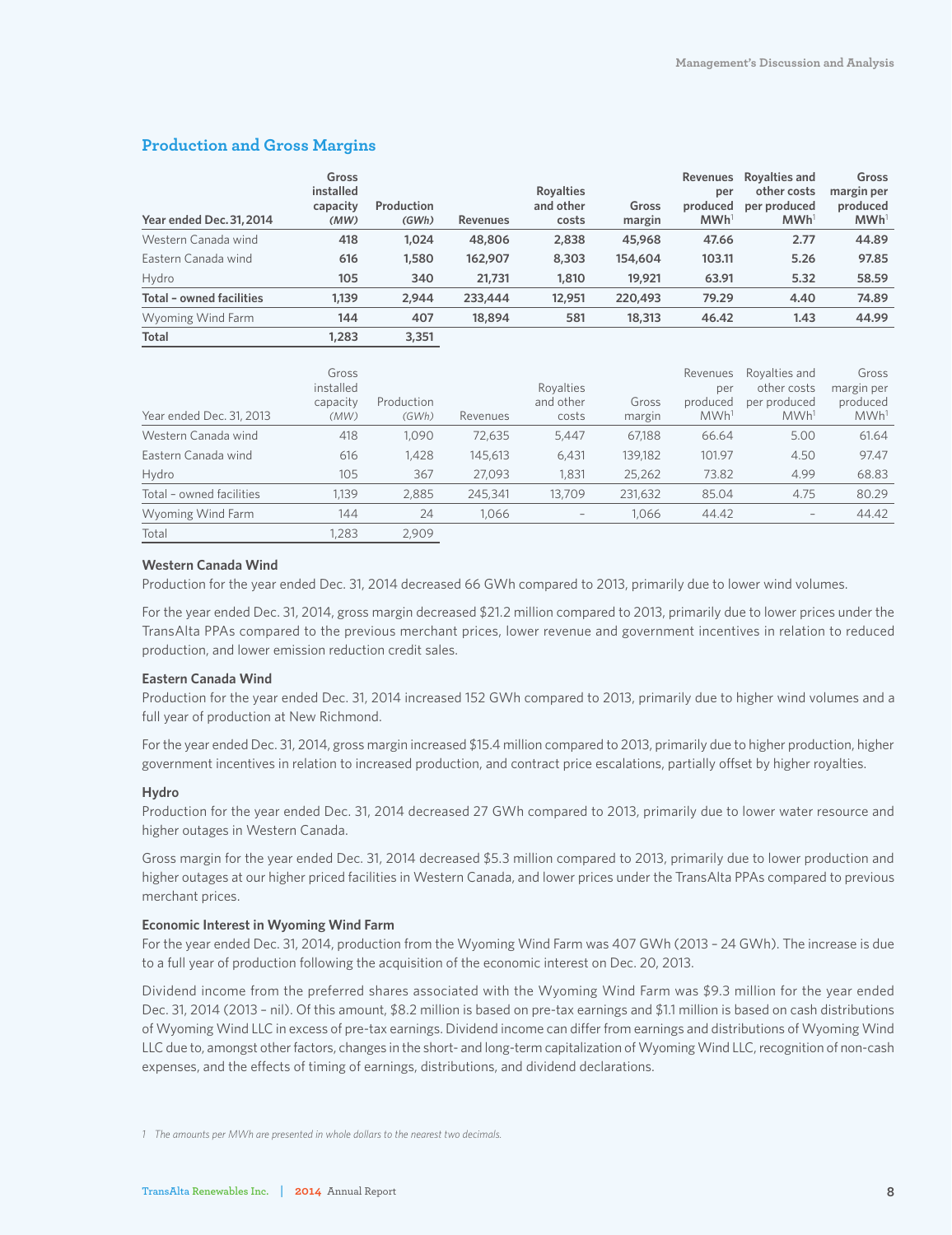## Production and Gross Margins

| Year ended Dec. 31, 2014 | Gross installed capacity (MW) | Production (GWh) | Revenues | Royalties and other costs | Gross margin | Revenues per produced MWh[1] | Royalties and other costs per produced MWh[1] | Gross margin per produced MWh[1] |
|---|---|---|---|---|---|---|---|---|
| Western Canada wind | 418 | 1,024 | 48,806 | 2,838 | 45,968 | 47.66 | 2.77 | 44.89 |
| Eastern Canada wind | 616 | 1,580 | 162,907 | 8,303 | 154,604 | 103.11 | 5.26 | 97.85 |
| Hydro | 105 | 340 | 21,731 | 1,810 | 19,921 | 63.91 | 5.32 | 58.59 |
| **Total – owned facilities** | **1,139** | **2,944** | **233,444** | **12,951** | **220,493** | **79.29** | **4.40** | **74.89** |
| Wyoming Wind Farm | 144 | 407 | 18,894 | 581 | 18,313 | 46.42 | 1.43 | 44.99 |
| **Total** | **1,283** | **3,351** | | | | | | |

| Year ended Dec. 31, 2013 | Gross installed capacity (MW) | Production (GWh) | Revenues | Royalties and other costs | Gross margin | Revenues per produced MWh[1] | Royalties and other costs per produced MWh[1] | Gross margin per produced MWh[1] |
|---|---|---|---|---|---|---|---|---|
| Western Canada wind | 418 | 1,090 | 72,635 | 5,447 | 67,188 | 66.64 | 5.00 | 61.64 |
| Eastern Canada wind | 616 | 1,428 | 145,613 | 6,431 | 139,182 | 101.97 | 4.50 | 97.47 |
| Hydro | 105 | 367 | 27,093 | 1,831 | 25,262 | 73.82 | 4.99 | 68.83 |
| Total – owned facilities | 1,139 | 2,885 | 245,341 | 13,709 | 231,632 | 85.04 | 4.75 | 80.29 |
| Wyoming Wind Farm | 144 | 24 | 1,066 | – | 1,066 | 44.42 | – | 44.42 |
| Total | 1,283 | 2,909 | | | | | | |

**Western Canada Wind**

Production for the year ended Dec. 31, 2014 decreased 66 GWh compared to 2013, primarily due to lower wind volumes.

For the year ended Dec. 31, 2014, gross margin decreased $21.2 million compared to 2013, primarily due to lower prices under the TransAlta PPAs compared to the previous merchant prices, lower revenue and government incentives in relation to reduced production, and lower emission reduction credit sales.

**Eastern Canada Wind**

Production for the year ended Dec. 31, 2014 increased 152 GWh compared to 2013, primarily due to higher wind volumes and a full year of production at New Richmond.

For the year ended Dec. 31, 2014, gross margin increased $15.4 million compared to 2013, primarily due to higher production, higher government incentives in relation to increased production, and contract price escalations, partially offset by higher royalties.

**Hydro**

Production for the year ended Dec. 31, 2014 decreased 27 GWh compared to 2013, primarily due to lower water resource and higher outages in Western Canada.

Gross margin for the year ended Dec. 31, 2014 decreased $5.3 million compared to 2013, primarily due to lower production and higher outages at our higher priced facilities in Western Canada, and lower prices under the TransAlta PPAs compared to previous merchant prices.

**Economic Interest in Wyoming Wind Farm**

For the year ended Dec. 31, 2014, production from the Wyoming Wind Farm was 407 GWh (2013 – 24 GWh). The increase is due to a full year of production following the acquisition of the economic interest on Dec. 20, 2013.

Dividend income from the preferred shares associated with the Wyoming Wind Farm was $9.3 million for the year ended Dec. 31, 2014 (2013 – nil). Of this amount, $8.2 million is based on pre-tax earnings and $1.1 million is based on cash distributions of Wyoming Wind LLC in excess of pre-tax earnings. Dividend income can differ from earnings and distributions of Wyoming Wind LLC due to, amongst other factors, changes in the short- and long-term capitalization of Wyoming Wind LLC, recognition of non-cash expenses, and the effects of timing of earnings, distributions, and dividend declarations.

1 *The amounts per MWh are presented in whole dollars to the nearest two decimals.*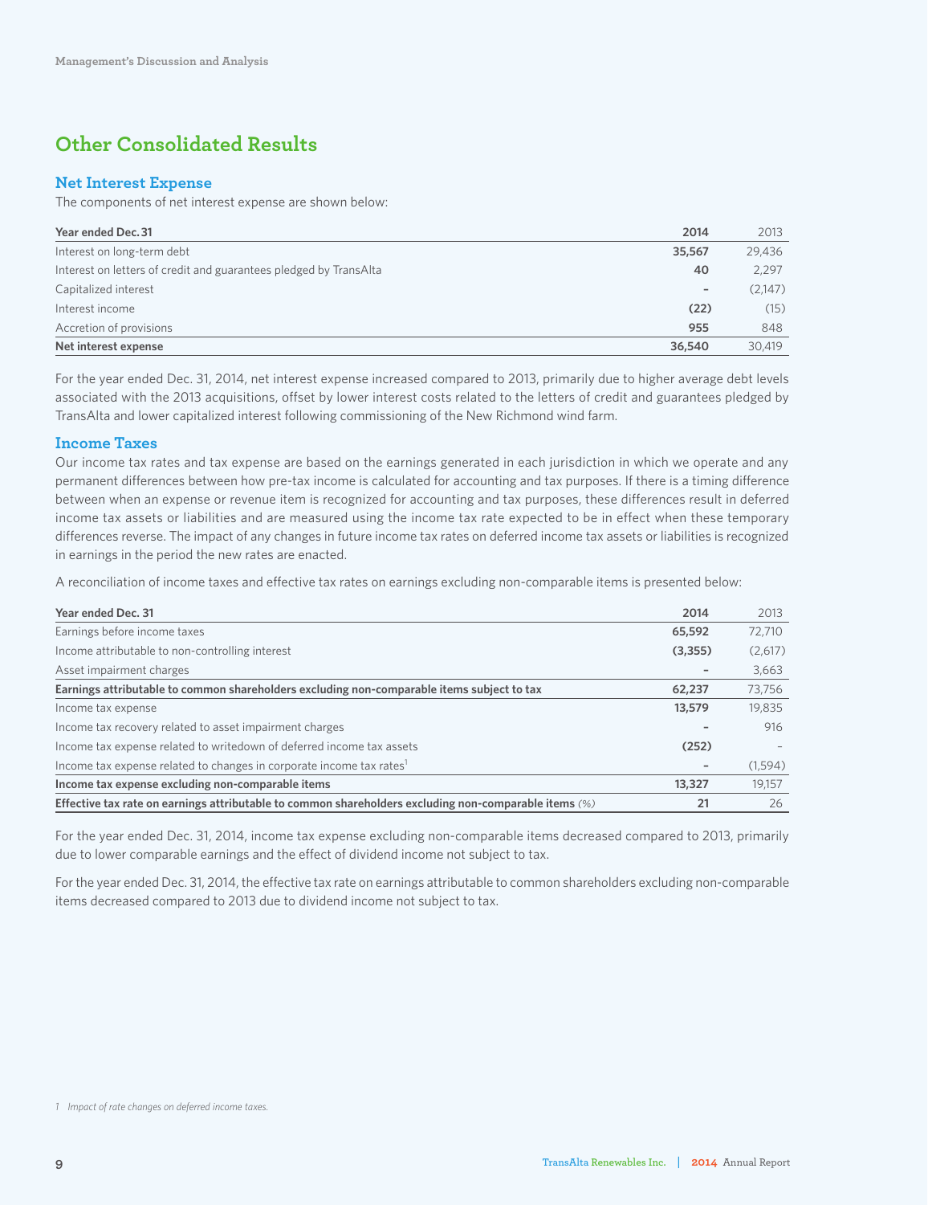# Other Consolidated Results

## Net Interest Expense

The components of net interest expense are shown below:

| Year ended Dec. 31 | 2014 | 2013 |
|---|---|---|
| Interest on long-term debt | **35,567** | 29,436 |
| Interest on letters of credit and guarantees pledged by TransAlta | **40** | 2,297 |
| Capitalized interest | **–** | (2,147) |
| Interest income | **(22)** | (15) |
| Accretion of provisions | **955** | 848 |
| **Net interest expense** | **36,540** | 30,419 |

For the year ended Dec. 31, 2014, net interest expense increased compared to 2013, primarily due to higher average debt levels associated with the 2013 acquisitions, offset by lower interest costs related to the letters of credit and guarantees pledged by TransAlta and lower capitalized interest following commissioning of the New Richmond wind farm.

## Income Taxes

Our income tax rates and tax expense are based on the earnings generated in each jurisdiction in which we operate and any permanent differences between how pre-tax income is calculated for accounting and tax purposes. If there is a timing difference between when an expense or revenue item is recognized for accounting and tax purposes, these differences result in deferred income tax assets or liabilities and are measured using the income tax rate expected to be in effect when these temporary differences reverse. The impact of any changes in future income tax rates on deferred income tax assets or liabilities is recognized in earnings in the period the new rates are enacted.

A reconciliation of income taxes and effective tax rates on earnings excluding non-comparable items is presented below:

| Year ended Dec. 31 | 2014 | 2013 |
|---|---|---|
| Earnings before income taxes | **65,592** | 72,710 |
| Income attributable to non-controlling interest | **(3,355)** | (2,617) |
| Asset impairment charges | **–** | 3,663 |
| **Earnings attributable to common shareholders excluding non-comparable items subject to tax** | **62,237** | 73,756 |
| Income tax expense | **13,579** | 19,835 |
| Income tax recovery related to asset impairment charges | **–** | 916 |
| Income tax expense related to writedown of deferred income tax assets | **(252)** | – |
| Income tax expense related to changes in corporate income tax rates[1] | **–** | (1,594) |
| **Income tax expense excluding non-comparable items** | **13,327** | 19,157 |
| **Effective tax rate on earnings attributable to common shareholders excluding non-comparable items** (%) | **21** | 26 |

For the year ended Dec. 31, 2014, income tax expense excluding non-comparable items decreased compared to 2013, primarily due to lower comparable earnings and the effect of dividend income not subject to tax.

For the year ended Dec. 31, 2014, the effective tax rate on earnings attributable to common shareholders excluding non-comparable items decreased compared to 2013 due to dividend income not subject to tax.

1 *Impact of rate changes on deferred income taxes.*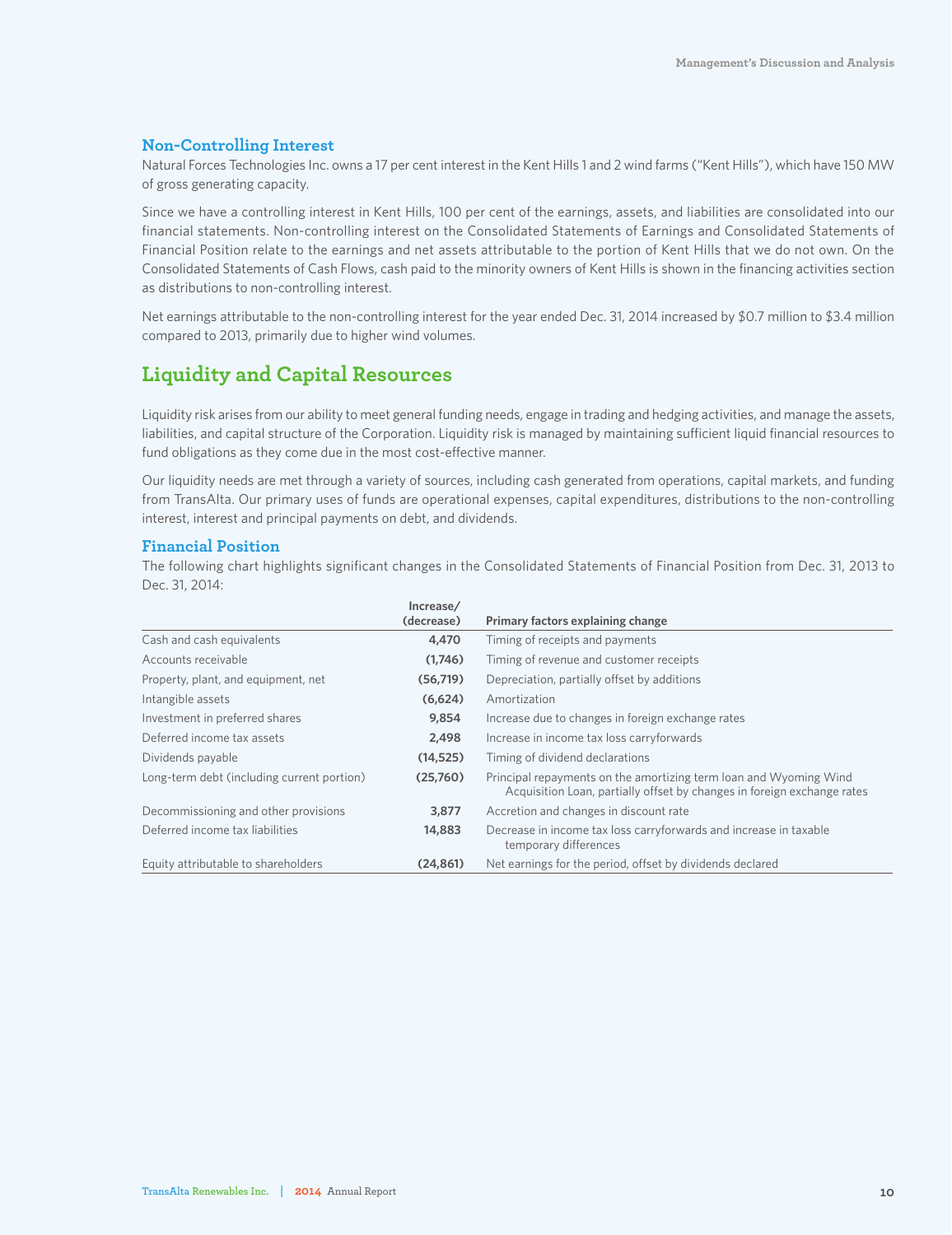### Non-Controlling Interest

Natural Forces Technologies Inc. owns a 17 per cent interest in the Kent Hills 1 and 2 wind farms ("Kent Hills"), which have 150 MW of gross generating capacity.

Since we have a controlling interest in Kent Hills, 100 per cent of the earnings, assets, and liabilities are consolidated into our financial statements. Non-controlling interest on the Consolidated Statements of Earnings and Consolidated Statements of Financial Position relate to the earnings and net assets attributable to the portion of Kent Hills that we do not own. On the Consolidated Statements of Cash Flows, cash paid to the minority owners of Kent Hills is shown in the financing activities section as distributions to non-controlling interest.

Net earnings attributable to the non-controlling interest for the year ended Dec. 31, 2014 increased by $0.7 million to $3.4 million compared to 2013, primarily due to higher wind volumes.

## Liquidity and Capital Resources

Liquidity risk arises from our ability to meet general funding needs, engage in trading and hedging activities, and manage the assets, liabilities, and capital structure of the Corporation. Liquidity risk is managed by maintaining sufficient liquid financial resources to fund obligations as they come due in the most cost-effective manner.

Our liquidity needs are met through a variety of sources, including cash generated from operations, capital markets, and funding from TransAlta. Our primary uses of funds are operational expenses, capital expenditures, distributions to the non-controlling interest, interest and principal payments on debt, and dividends.

### Financial Position

The following chart highlights significant changes in the Consolidated Statements of Financial Position from Dec. 31, 2013 to Dec. 31, 2014:

| | Increase/ (decrease) | Primary factors explaining change |
|---|---|---|
| Cash and cash equivalents | 4,470 | Timing of receipts and payments |
| Accounts receivable | (1,746) | Timing of revenue and customer receipts |
| Property, plant, and equipment, net | (56,719) | Depreciation, partially offset by additions |
| Intangible assets | (6,624) | Amortization |
| Investment in preferred shares | 9,854 | Increase due to changes in foreign exchange rates |
| Deferred income tax assets | 2,498 | Increase in income tax loss carryforwards |
| Dividends payable | (14,525) | Timing of dividend declarations |
| Long-term debt (including current portion) | (25,760) | Principal repayments on the amortizing term loan and Wyoming Wind Acquisition Loan, partially offset by changes in foreign exchange rates |
| Decommissioning and other provisions | 3,877 | Accretion and changes in discount rate |
| Deferred income tax liabilities | 14,883 | Decrease in income tax loss carryforwards and increase in taxable temporary differences |
| Equity attributable to shareholders | (24,861) | Net earnings for the period, offset by dividends declared |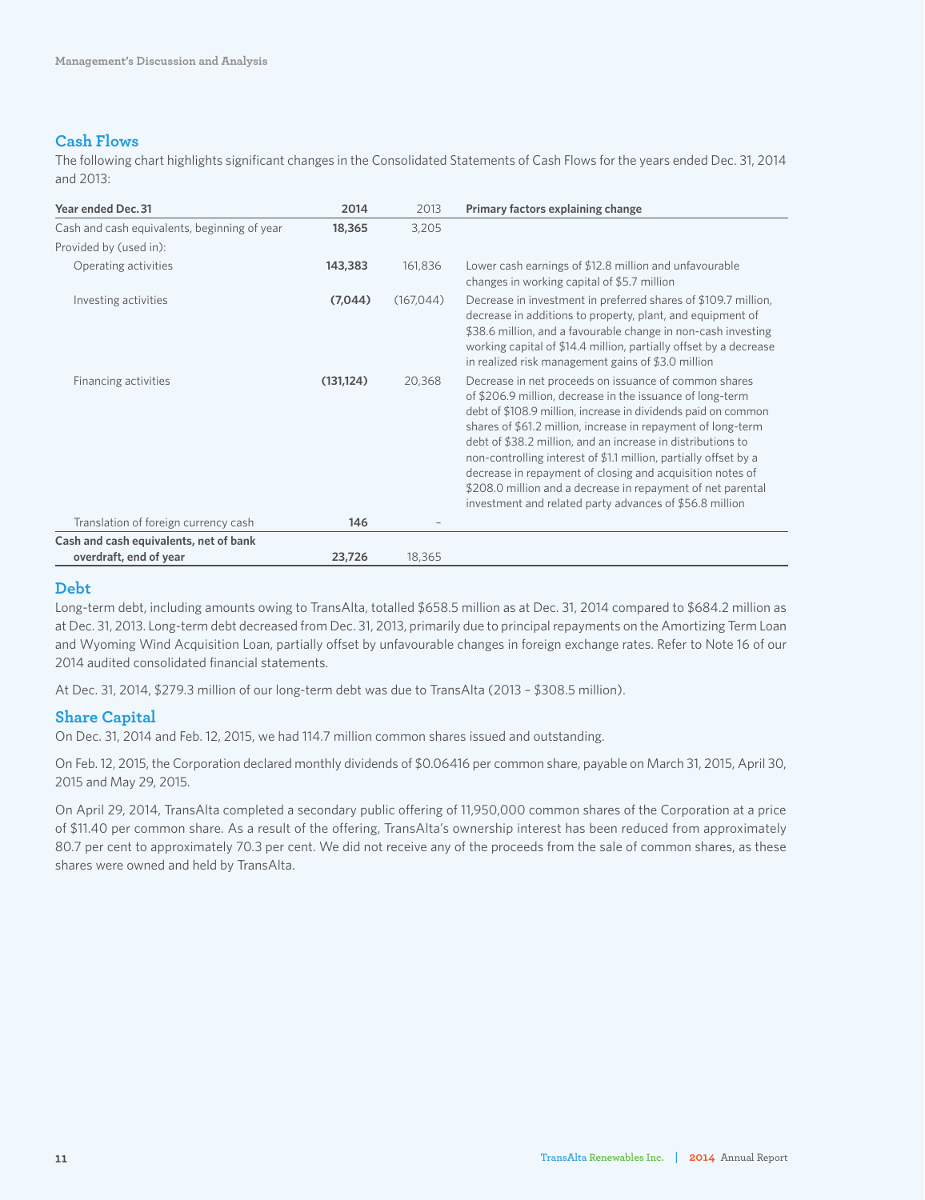## Cash Flows

The following chart highlights significant changes in the Consolidated Statements of Cash Flows for the years ended Dec. 31, 2014 and 2013:

| Year ended Dec. 31 | 2014 | 2013 | Primary factors explaining change |
|---|---|---|---|
| Cash and cash equivalents, beginning of year | **18,365** | 3,205 | |
| Provided by (used in): | | | |
| Operating activities | **143,383** | 161,836 | Lower cash earnings of $12.8 million and unfavourable changes in working capital of $5.7 million |
| Investing activities | **(7,044)** | (167,044) | Decrease in investment in preferred shares of $109.7 million, decrease in additions to property, plant, and equipment of $38.6 million, and a favourable change in non-cash investing working capital of $14.4 million, partially offset by a decrease in realized risk management gains of $3.0 million |
| Financing activities | **(131,124)** | 20,368 | Decrease in net proceeds on issuance of common shares of $206.9 million, decrease in the issuance of long-term debt of $108.9 million, increase in dividends paid on common shares of $61.2 million, increase in repayment of long-term debt of $38.2 million, and an increase in distributions to non-controlling interest of $1.1 million, partially offset by a decrease in repayment of closing and acquisition notes of $208.0 million and a decrease in repayment of net parental investment and related party advances of $56.8 million |
| Translation of foreign currency cash | **146** | – | |
| **Cash and cash equivalents, net of bank overdraft, end of year** | **23,726** | 18,365 | |

## Debt

Long-term debt, including amounts owing to TransAlta, totalled $658.5 million as at Dec. 31, 2014 compared to $684.2 million as at Dec. 31, 2013. Long-term debt decreased from Dec. 31, 2013, primarily due to principal repayments on the Amortizing Term Loan and Wyoming Wind Acquisition Loan, partially offset by unfavourable changes in foreign exchange rates. Refer to Note 16 of our 2014 audited consolidated financial statements.

At Dec. 31, 2014, $279.3 million of our long-term debt was due to TransAlta (2013 – $308.5 million).

## Share Capital

On Dec. 31, 2014 and Feb. 12, 2015, we had 114.7 million common shares issued and outstanding.

On Feb. 12, 2015, the Corporation declared monthly dividends of $0.06416 per common share, payable on March 31, 2015, April 30, 2015 and May 29, 2015.

On April 29, 2014, TransAlta completed a secondary public offering of 11,950,000 common shares of the Corporation at a price of $11.40 per common share. As a result of the offering, TransAlta's ownership interest has been reduced from approximately 80.7 per cent to approximately 70.3 per cent. We did not receive any of the proceeds from the sale of common shares, as these shares were owned and held by TransAlta.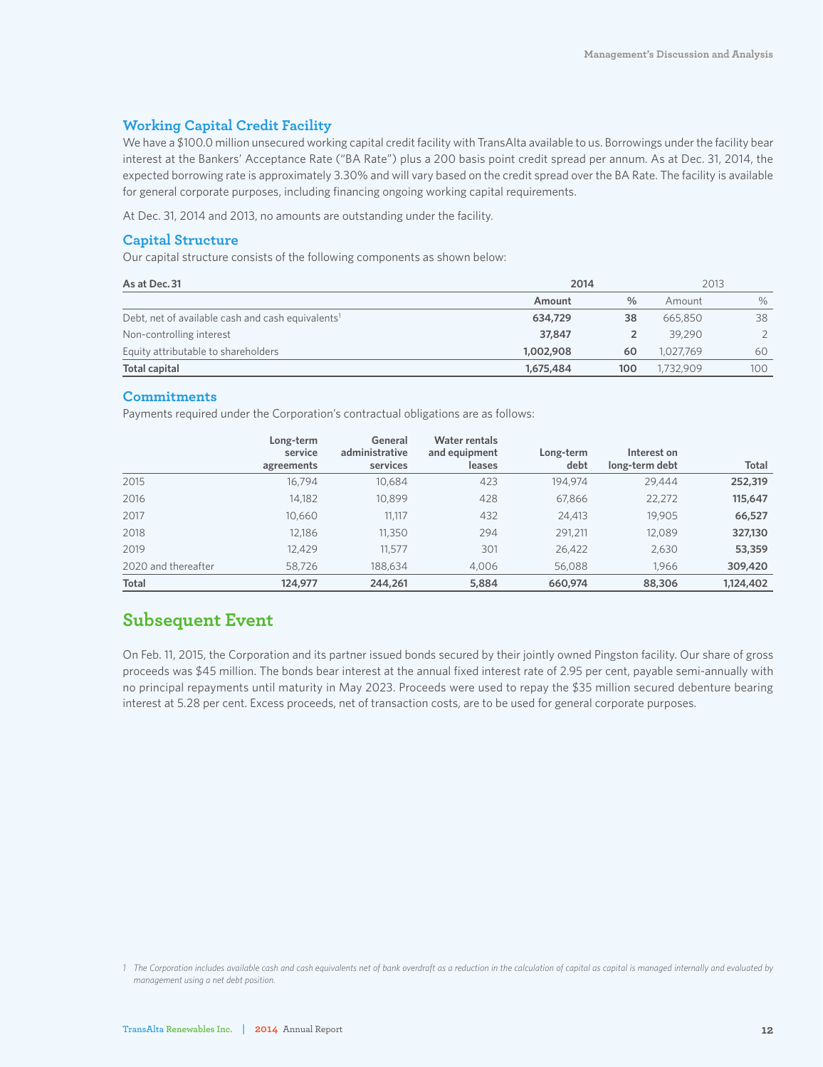### Working Capital Credit Facility

We have a $100.0 million unsecured working capital credit facility with TransAlta available to us. Borrowings under the facility bear interest at the Bankers' Acceptance Rate ("BA Rate") plus a 200 basis point credit spread per annum. As at Dec. 31, 2014, the expected borrowing rate is approximately 3.30% and will vary based on the credit spread over the BA Rate. The facility is available for general corporate purposes, including financing ongoing working capital requirements.

At Dec. 31, 2014 and 2013, no amounts are outstanding under the facility.

### Capital Structure

Our capital structure consists of the following components as shown below:

| As at Dec. 31 | 2014 | | 2013 | |
|---|---|---|---|---|
| | **Amount** | **%** | Amount | % |
| Debt, net of available cash and cash equivalents[1] | **634,729** | **38** | 665,850 | 38 |
| Non-controlling interest | **37,847** | **2** | 39,290 | 2 |
| Equity attributable to shareholders | **1,002,908** | **60** | 1,027,769 | 60 |
| **Total capital** | **1,675,484** | **100** | 1,732,909 | 100 |

### Commitments

Payments required under the Corporation's contractual obligations are as follows:

| | Long-term service agreements | General administrative services | Water rentals and equipment leases | Long-term debt | Interest on long-term debt | Total |
|---|---|---|---|---|---|---|
| 2015 | 16,794 | 10,684 | 423 | 194,974 | 29,444 | **252,319** |
| 2016 | 14,182 | 10,899 | 428 | 67,866 | 22,272 | **115,647** |
| 2017 | 10,660 | 11,117 | 432 | 24,413 | 19,905 | **66,527** |
| 2018 | 12,186 | 11,350 | 294 | 291,211 | 12,089 | **327,130** |
| 2019 | 12,429 | 11,577 | 301 | 26,422 | 2,630 | **53,359** |
| 2020 and thereafter | 58,726 | 188,634 | 4,006 | 56,088 | 1,966 | **309,420** |
| **Total** | **124,977** | **244,261** | **5,884** | **660,974** | **88,306** | **1,124,402** |

## Subsequent Event

On Feb. 11, 2015, the Corporation and its partner issued bonds secured by their jointly owned Pingston facility. Our share of gross proceeds was $45 million. The bonds bear interest at the annual fixed interest rate of 2.95 per cent, payable semi-annually with no principal repayments until maturity in May 2023. Proceeds were used to repay the $35 million secured debenture bearing interest at 5.28 per cent. Excess proceeds, net of transaction costs, are to be used for general corporate purposes.

*1 The Corporation includes available cash and cash equivalents net of bank overdraft as a reduction in the calculation of capital as capital is managed internally and evaluated by management using a net debt position.*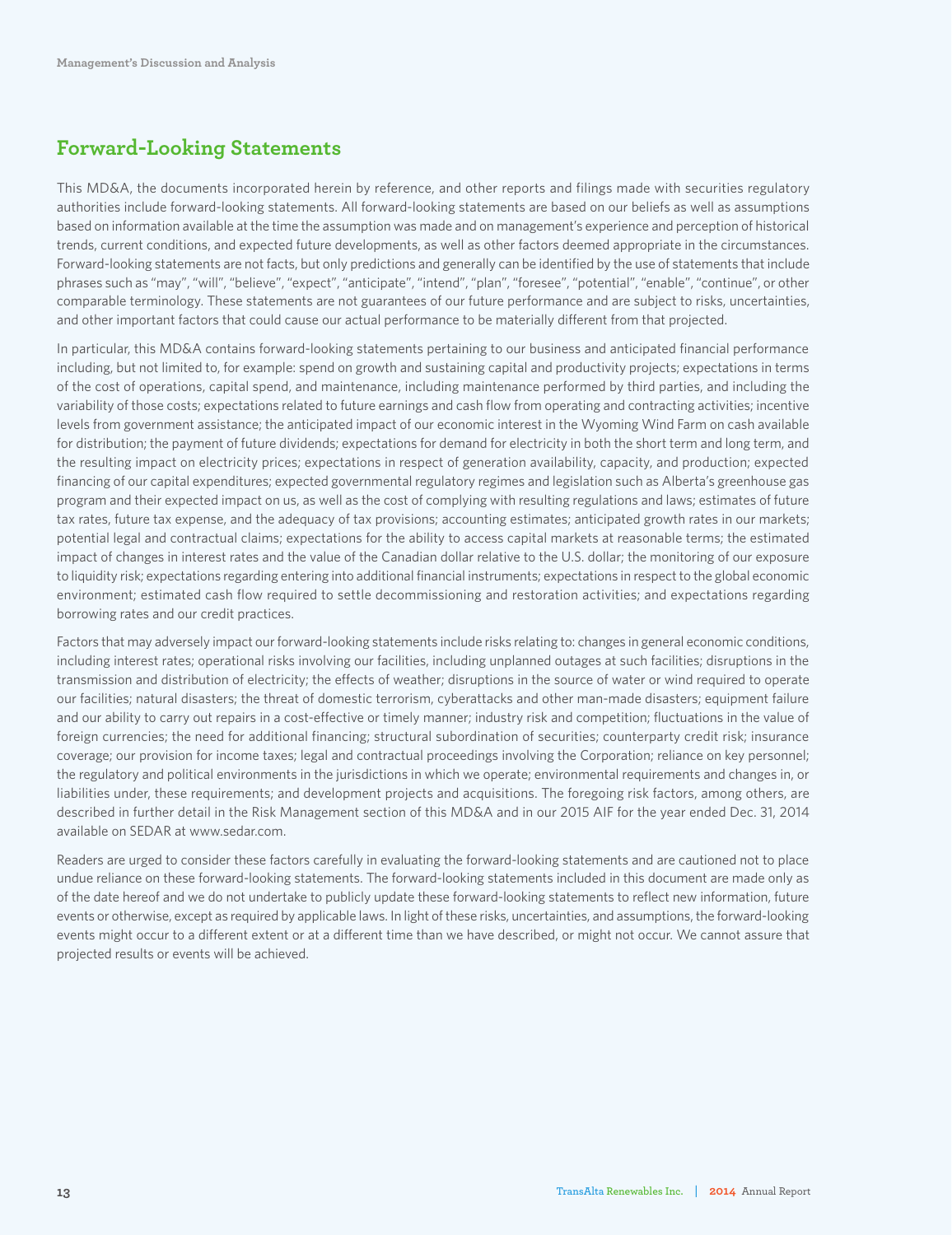## Forward-Looking Statements

This MD&A, the documents incorporated herein by reference, and other reports and filings made with securities regulatory authorities include forward-looking statements. All forward-looking statements are based on our beliefs as well as assumptions based on information available at the time the assumption was made and on management's experience and perception of historical trends, current conditions, and expected future developments, as well as other factors deemed appropriate in the circumstances. Forward-looking statements are not facts, but only predictions and generally can be identified by the use of statements that include phrases such as "may", "will", "believe", "expect", "anticipate", "intend", "plan", "foresee", "potential", "enable", "continue", or other comparable terminology. These statements are not guarantees of our future performance and are subject to risks, uncertainties, and other important factors that could cause our actual performance to be materially different from that projected.

In particular, this MD&A contains forward-looking statements pertaining to our business and anticipated financial performance including, but not limited to, for example: spend on growth and sustaining capital and productivity projects; expectations in terms of the cost of operations, capital spend, and maintenance, including maintenance performed by third parties, and including the variability of those costs; expectations related to future earnings and cash flow from operating and contracting activities; incentive levels from government assistance; the anticipated impact of our economic interest in the Wyoming Wind Farm on cash available for distribution; the payment of future dividends; expectations for demand for electricity in both the short term and long term, and the resulting impact on electricity prices; expectations in respect of generation availability, capacity, and production; expected financing of our capital expenditures; expected governmental regulatory regimes and legislation such as Alberta's greenhouse gas program and their expected impact on us, as well as the cost of complying with resulting regulations and laws; estimates of future tax rates, future tax expense, and the adequacy of tax provisions; accounting estimates; anticipated growth rates in our markets; potential legal and contractual claims; expectations for the ability to access capital markets at reasonable terms; the estimated impact of changes in interest rates and the value of the Canadian dollar relative to the U.S. dollar; the monitoring of our exposure to liquidity risk; expectations regarding entering into additional financial instruments; expectations in respect to the global economic environment; estimated cash flow required to settle decommissioning and restoration activities; and expectations regarding borrowing rates and our credit practices.

Factors that may adversely impact our forward-looking statements include risks relating to: changes in general economic conditions, including interest rates; operational risks involving our facilities, including unplanned outages at such facilities; disruptions in the transmission and distribution of electricity; the effects of weather; disruptions in the source of water or wind required to operate our facilities; natural disasters; the threat of domestic terrorism, cyberattacks and other man-made disasters; equipment failure and our ability to carry out repairs in a cost-effective or timely manner; industry risk and competition; fluctuations in the value of foreign currencies; the need for additional financing; structural subordination of securities; counterparty credit risk; insurance coverage; our provision for income taxes; legal and contractual proceedings involving the Corporation; reliance on key personnel; the regulatory and political environments in the jurisdictions in which we operate; environmental requirements and changes in, or liabilities under, these requirements; and development projects and acquisitions. The foregoing risk factors, among others, are described in further detail in the Risk Management section of this MD&A and in our 2015 AIF for the year ended Dec. 31, 2014 available on SEDAR at www.sedar.com.

Readers are urged to consider these factors carefully in evaluating the forward-looking statements and are cautioned not to place undue reliance on these forward-looking statements. The forward-looking statements included in this document are made only as of the date hereof and we do not undertake to publicly update these forward-looking statements to reflect new information, future events or otherwise, except as required by applicable laws. In light of these risks, uncertainties, and assumptions, the forward-looking events might occur to a different extent or at a different time than we have described, or might not occur. We cannot assure that projected results or events will be achieved.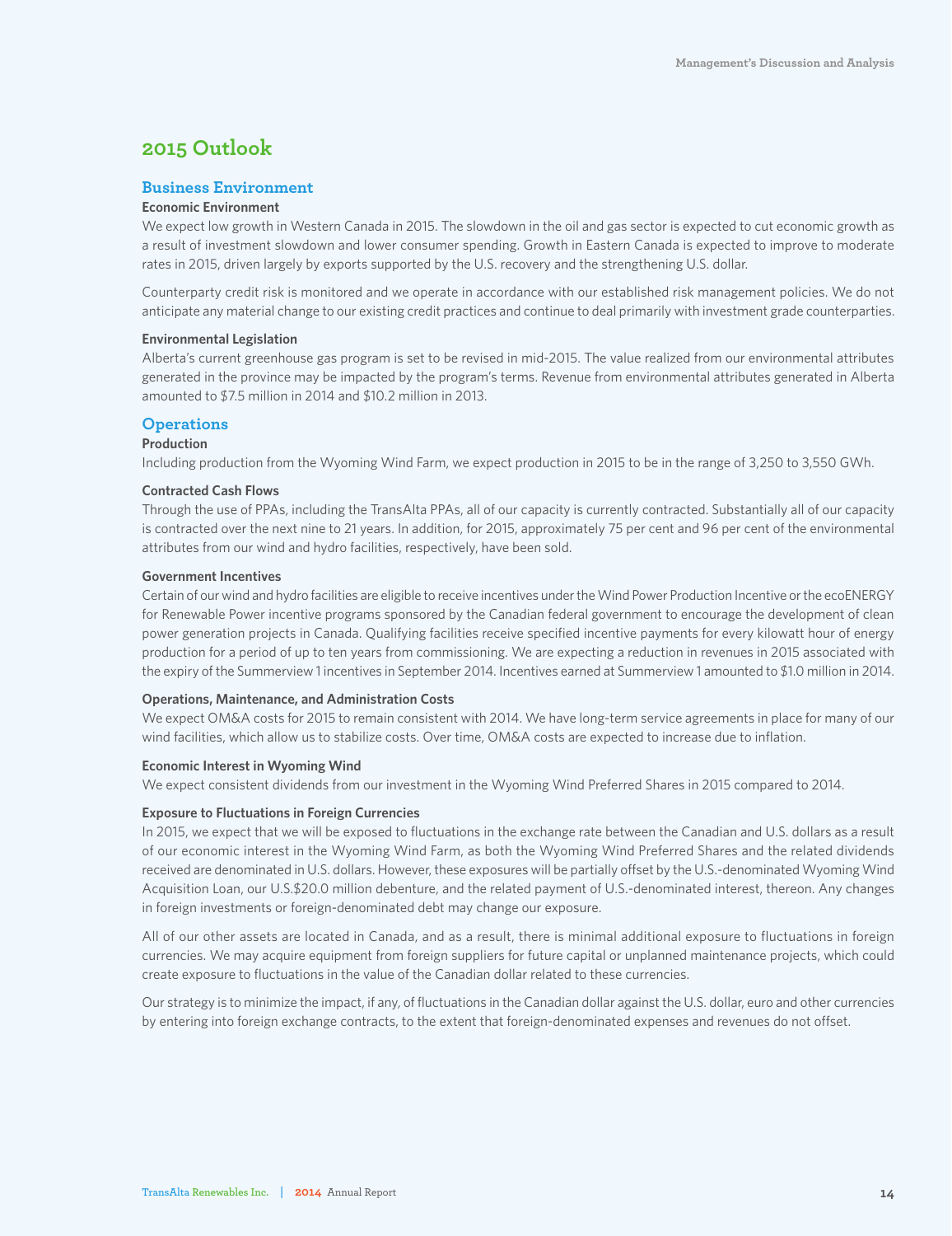# 2015 Outlook

## Business Environment

### Economic Environment

We expect low growth in Western Canada in 2015. The slowdown in the oil and gas sector is expected to cut economic growth as a result of investment slowdown and lower consumer spending. Growth in Eastern Canada is expected to improve to moderate rates in 2015, driven largely by exports supported by the U.S. recovery and the strengthening U.S. dollar.

Counterparty credit risk is monitored and we operate in accordance with our established risk management policies. We do not anticipate any material change to our existing credit practices and continue to deal primarily with investment grade counterparties.

### Environmental Legislation

Alberta's current greenhouse gas program is set to be revised in mid-2015. The value realized from our environmental attributes generated in the province may be impacted by the program's terms. Revenue from environmental attributes generated in Alberta amounted to $7.5 million in 2014 and $10.2 million in 2013.

## Operations

### Production

Including production from the Wyoming Wind Farm, we expect production in 2015 to be in the range of 3,250 to 3,550 GWh.

### Contracted Cash Flows

Through the use of PPAs, including the TransAlta PPAs, all of our capacity is currently contracted. Substantially all of our capacity is contracted over the next nine to 21 years. In addition, for 2015, approximately 75 per cent and 96 per cent of the environmental attributes from our wind and hydro facilities, respectively, have been sold.

### Government Incentives

Certain of our wind and hydro facilities are eligible to receive incentives under the Wind Power Production Incentive or the ecoENERGY for Renewable Power incentive programs sponsored by the Canadian federal government to encourage the development of clean power generation projects in Canada. Qualifying facilities receive specified incentive payments for every kilowatt hour of energy production for a period of up to ten years from commissioning. We are expecting a reduction in revenues in 2015 associated with the expiry of the Summerview 1 incentives in September 2014. Incentives earned at Summerview 1 amounted to $1.0 million in 2014.

### Operations, Maintenance, and Administration Costs

We expect OM&A costs for 2015 to remain consistent with 2014. We have long-term service agreements in place for many of our wind facilities, which allow us to stabilize costs. Over time, OM&A costs are expected to increase due to inflation.

### Economic Interest in Wyoming Wind

We expect consistent dividends from our investment in the Wyoming Wind Preferred Shares in 2015 compared to 2014.

### Exposure to Fluctuations in Foreign Currencies

In 2015, we expect that we will be exposed to fluctuations in the exchange rate between the Canadian and U.S. dollars as a result of our economic interest in the Wyoming Wind Farm, as both the Wyoming Wind Preferred Shares and the related dividends received are denominated in U.S. dollars. However, these exposures will be partially offset by the U.S.-denominated Wyoming Wind Acquisition Loan, our U.S.$20.0 million debenture, and the related payment of U.S.-denominated interest, thereon. Any changes in foreign investments or foreign-denominated debt may change our exposure.

All of our other assets are located in Canada, and as a result, there is minimal additional exposure to fluctuations in foreign currencies. We may acquire equipment from foreign suppliers for future capital or unplanned maintenance projects, which could create exposure to fluctuations in the value of the Canadian dollar related to these currencies.

Our strategy is to minimize the impact, if any, of fluctuations in the Canadian dollar against the U.S. dollar, euro and other currencies by entering into foreign exchange contracts, to the extent that foreign-denominated expenses and revenues do not offset.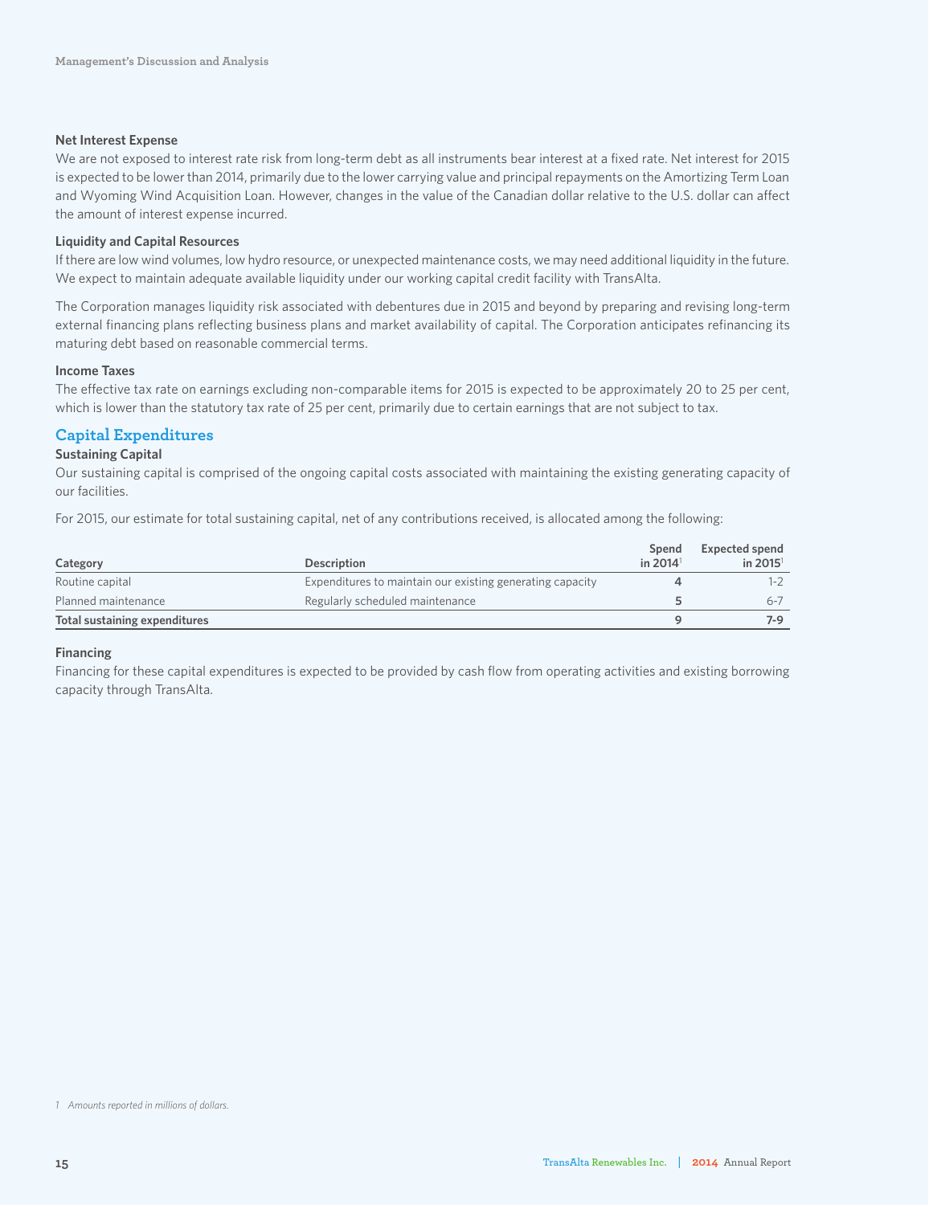### Net Interest Expense

We are not exposed to interest rate risk from long-term debt as all instruments bear interest at a fixed rate. Net interest for 2015 is expected to be lower than 2014, primarily due to the lower carrying value and principal repayments on the Amortizing Term Loan and Wyoming Wind Acquisition Loan. However, changes in the value of the Canadian dollar relative to the U.S. dollar can affect the amount of interest expense incurred.

### Liquidity and Capital Resources

If there are low wind volumes, low hydro resource, or unexpected maintenance costs, we may need additional liquidity in the future. We expect to maintain adequate available liquidity under our working capital credit facility with TransAlta.

The Corporation manages liquidity risk associated with debentures due in 2015 and beyond by preparing and revising long-term external financing plans reflecting business plans and market availability of capital. The Corporation anticipates refinancing its maturing debt based on reasonable commercial terms.

### Income Taxes

The effective tax rate on earnings excluding non-comparable items for 2015 is expected to be approximately 20 to 25 per cent, which is lower than the statutory tax rate of 25 per cent, primarily due to certain earnings that are not subject to tax.

## Capital Expenditures

### Sustaining Capital

Our sustaining capital is comprised of the ongoing capital costs associated with maintaining the existing generating capacity of our facilities.

For 2015, our estimate for total sustaining capital, net of any contributions received, is allocated among the following:

| Category | Description | Spend in 2014[1] | Expected spend in 2015[1] |
|---|---|---|---|
| Routine capital | Expenditures to maintain our existing generating capacity | 4 | 1-2 |
| Planned maintenance | Regularly scheduled maintenance | 5 | 6-7 |
| **Total sustaining expenditures** | | **9** | **7-9** |

### Financing

Financing for these capital expenditures is expected to be provided by cash flow from operating activities and existing borrowing capacity through TransAlta.

*1 Amounts reported in millions of dollars.*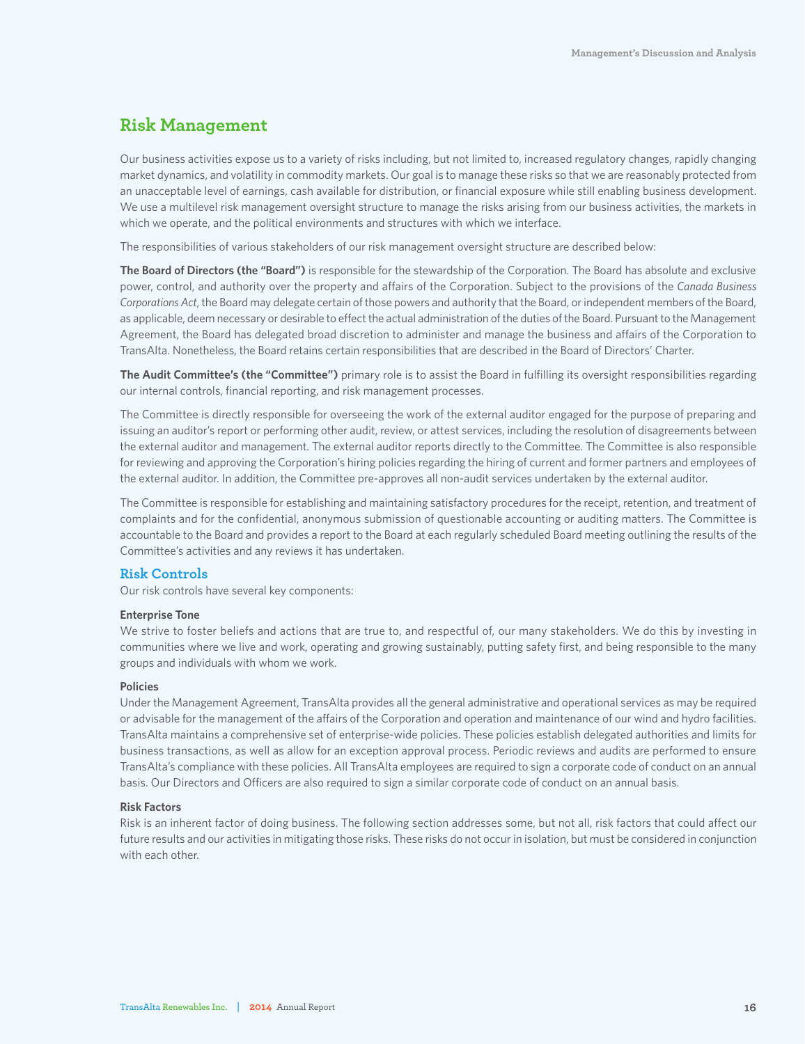## Risk Management

Our business activities expose us to a variety of risks including, but not limited to, increased regulatory changes, rapidly changing market dynamics, and volatility in commodity markets. Our goal is to manage these risks so that we are reasonably protected from an unacceptable level of earnings, cash available for distribution, or financial exposure while still enabling business development. We use a multilevel risk management oversight structure to manage the risks arising from our business activities, the markets in which we operate, and the political environments and structures with which we interface.

The responsibilities of various stakeholders of our risk management oversight structure are described below:

**The Board of Directors (the "Board")** is responsible for the stewardship of the Corporation. The Board has absolute and exclusive power, control, and authority over the property and affairs of the Corporation. Subject to the provisions of the *Canada Business Corporations Act*, the Board may delegate certain of those powers and authority that the Board, or independent members of the Board, as applicable, deem necessary or desirable to effect the actual administration of the duties of the Board. Pursuant to the Management Agreement, the Board has delegated broad discretion to administer and manage the business and affairs of the Corporation to TransAlta. Nonetheless, the Board retains certain responsibilities that are described in the Board of Directors' Charter.

**The Audit Committee's (the "Committee")** primary role is to assist the Board in fulfilling its oversight responsibilities regarding our internal controls, financial reporting, and risk management processes.

The Committee is directly responsible for overseeing the work of the external auditor engaged for the purpose of preparing and issuing an auditor's report or performing other audit, review, or attest services, including the resolution of disagreements between the external auditor and management. The external auditor reports directly to the Committee. The Committee is also responsible for reviewing and approving the Corporation's hiring policies regarding the hiring of current and former partners and employees of the external auditor. In addition, the Committee pre-approves all non-audit services undertaken by the external auditor.

The Committee is responsible for establishing and maintaining satisfactory procedures for the receipt, retention, and treatment of complaints and for the confidential, anonymous submission of questionable accounting or auditing matters. The Committee is accountable to the Board and provides a report to the Board at each regularly scheduled Board meeting outlining the results of the Committee's activities and any reviews it has undertaken.

### Risk Controls

Our risk controls have several key components:

#### Enterprise Tone

We strive to foster beliefs and actions that are true to, and respectful of, our many stakeholders. We do this by investing in communities where we live and work, operating and growing sustainably, putting safety first, and being responsible to the many groups and individuals with whom we work.

#### Policies

Under the Management Agreement, TransAlta provides all the general administrative and operational services as may be required or advisable for the management of the affairs of the Corporation and operation and maintenance of our wind and hydro facilities. TransAlta maintains a comprehensive set of enterprise-wide policies. These policies establish delegated authorities and limits for business transactions, as well as allow for an exception approval process. Periodic reviews and audits are performed to ensure TransAlta's compliance with these policies. All TransAlta employees are required to sign a corporate code of conduct on an annual basis. Our Directors and Officers are also required to sign a similar corporate code of conduct on an annual basis.

#### Risk Factors

Risk is an inherent factor of doing business. The following section addresses some, but not all, risk factors that could affect our future results and our activities in mitigating those risks. These risks do not occur in isolation, but must be considered in conjunction with each other.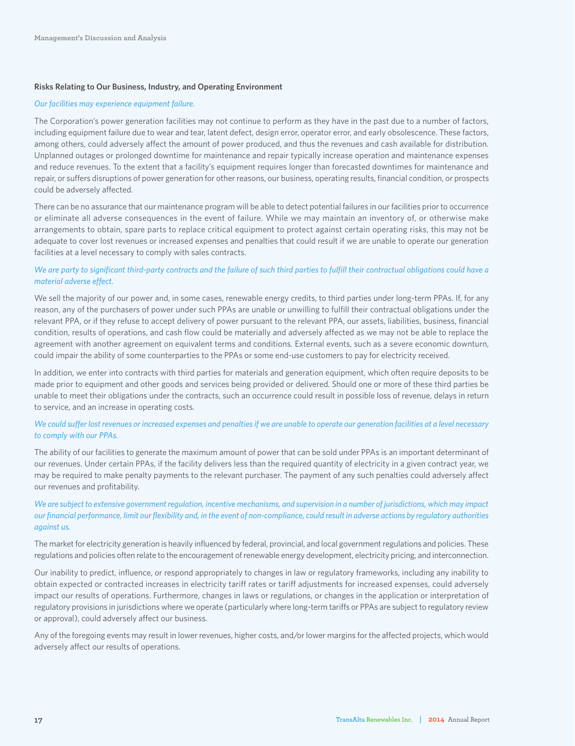### Risks Relating to Our Business, Industry, and Operating Environment

*Our facilities may experience equipment failure.*

The Corporation's power generation facilities may not continue to perform as they have in the past due to a number of factors, including equipment failure due to wear and tear, latent defect, design error, operator error, and early obsolescence. These factors, among others, could adversely affect the amount of power produced, and thus the revenues and cash available for distribution. Unplanned outages or prolonged downtime for maintenance and repair typically increase operation and maintenance expenses and reduce revenues. To the extent that a facility's equipment requires longer than forecasted downtimes for maintenance and repair, or suffers disruptions of power generation for other reasons, our business, operating results, financial condition, or prospects could be adversely affected.

There can be no assurance that our maintenance program will be able to detect potential failures in our facilities prior to occurrence or eliminate all adverse consequences in the event of failure. While we may maintain an inventory of, or otherwise make arrangements to obtain, spare parts to replace critical equipment to protect against certain operating risks, this may not be adequate to cover lost revenues or increased expenses and penalties that could result if we are unable to operate our generation facilities at a level necessary to comply with sales contracts.

*We are party to significant third-party contracts and the failure of such third parties to fulfill their contractual obligations could have a material adverse effect.*

We sell the majority of our power and, in some cases, renewable energy credits, to third parties under long-term PPAs. If, for any reason, any of the purchasers of power under such PPAs are unable or unwilling to fulfill their contractual obligations under the relevant PPA, or if they refuse to accept delivery of power pursuant to the relevant PPA, our assets, liabilities, business, financial condition, results of operations, and cash flow could be materially and adversely affected as we may not be able to replace the agreement with another agreement on equivalent terms and conditions. External events, such as a severe economic downturn, could impair the ability of some counterparties to the PPAs or some end-use customers to pay for electricity received.

In addition, we enter into contracts with third parties for materials and generation equipment, which often require deposits to be made prior to equipment and other goods and services being provided or delivered. Should one or more of these third parties be unable to meet their obligations under the contracts, such an occurrence could result in possible loss of revenue, delays in return to service, and an increase in operating costs.

*We could suffer lost revenues or increased expenses and penalties if we are unable to operate our generation facilities at a level necessary to comply with our PPAs.*

The ability of our facilities to generate the maximum amount of power that can be sold under PPAs is an important determinant of our revenues. Under certain PPAs, if the facility delivers less than the required quantity of electricity in a given contract year, we may be required to make penalty payments to the relevant purchaser. The payment of any such penalties could adversely affect our revenues and profitability.

*We are subject to extensive government regulation, incentive mechanisms, and supervision in a number of jurisdictions, which may impact our financial performance, limit our flexibility and, in the event of non-compliance, could result in adverse actions by regulatory authorities against us.*

The market for electricity generation is heavily influenced by federal, provincial, and local government regulations and policies. These regulations and policies often relate to the encouragement of renewable energy development, electricity pricing, and interconnection.

Our inability to predict, influence, or respond appropriately to changes in law or regulatory frameworks, including any inability to obtain expected or contracted increases in electricity tariff rates or tariff adjustments for increased expenses, could adversely impact our results of operations. Furthermore, changes in laws or regulations, or changes in the application or interpretation of regulatory provisions in jurisdictions where we operate (particularly where long-term tariffs or PPAs are subject to regulatory review or approval), could adversely affect our business.

Any of the foregoing events may result in lower revenues, higher costs, and/or lower margins for the affected projects, which would adversely affect our results of operations.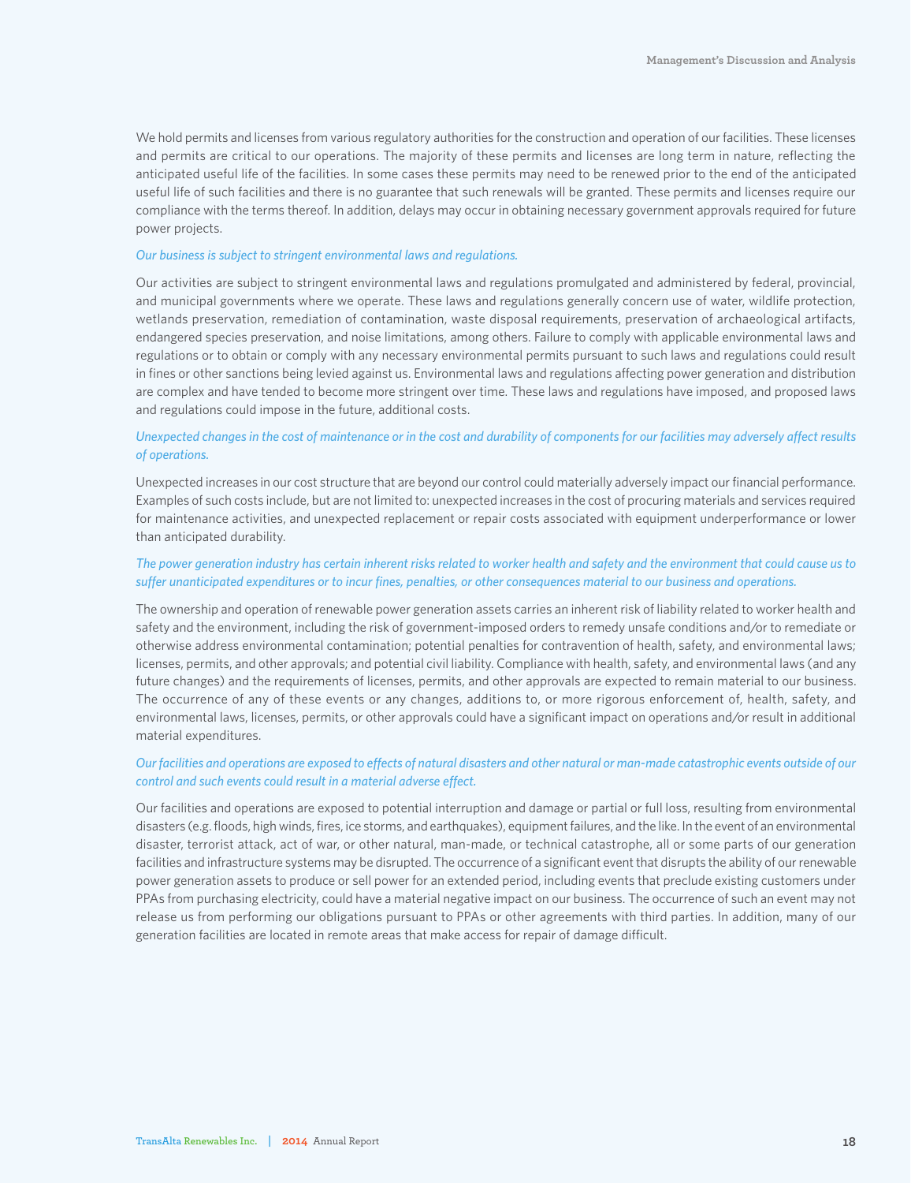We hold permits and licenses from various regulatory authorities for the construction and operation of our facilities. These licenses and permits are critical to our operations. The majority of these permits and licenses are long term in nature, reflecting the anticipated useful life of the facilities. In some cases these permits may need to be renewed prior to the end of the anticipated useful life of such facilities and there is no guarantee that such renewals will be granted. These permits and licenses require our compliance with the terms thereof. In addition, delays may occur in obtaining necessary government approvals required for future power projects.

*Our business is subject to stringent environmental laws and regulations.*

Our activities are subject to stringent environmental laws and regulations promulgated and administered by federal, provincial, and municipal governments where we operate. These laws and regulations generally concern use of water, wildlife protection, wetlands preservation, remediation of contamination, waste disposal requirements, preservation of archaeological artifacts, endangered species preservation, and noise limitations, among others. Failure to comply with applicable environmental laws and regulations or to obtain or comply with any necessary environmental permits pursuant to such laws and regulations could result in fines or other sanctions being levied against us. Environmental laws and regulations affecting power generation and distribution are complex and have tended to become more stringent over time. These laws and regulations have imposed, and proposed laws and regulations could impose in the future, additional costs.

*Unexpected changes in the cost of maintenance or in the cost and durability of components for our facilities may adversely affect results of operations.*

Unexpected increases in our cost structure that are beyond our control could materially adversely impact our financial performance. Examples of such costs include, but are not limited to: unexpected increases in the cost of procuring materials and services required for maintenance activities, and unexpected replacement or repair costs associated with equipment underperformance or lower than anticipated durability.

*The power generation industry has certain inherent risks related to worker health and safety and the environment that could cause us to suffer unanticipated expenditures or to incur fines, penalties, or other consequences material to our business and operations.*

The ownership and operation of renewable power generation assets carries an inherent risk of liability related to worker health and safety and the environment, including the risk of government-imposed orders to remedy unsafe conditions and/or to remediate or otherwise address environmental contamination; potential penalties for contravention of health, safety, and environmental laws; licenses, permits, and other approvals; and potential civil liability. Compliance with health, safety, and environmental laws (and any future changes) and the requirements of licenses, permits, and other approvals are expected to remain material to our business. The occurrence of any of these events or any changes, additions to, or more rigorous enforcement of, health, safety, and environmental laws, licenses, permits, or other approvals could have a significant impact on operations and/or result in additional material expenditures.

*Our facilities and operations are exposed to effects of natural disasters and other natural or man-made catastrophic events outside of our control and such events could result in a material adverse effect.*

Our facilities and operations are exposed to potential interruption and damage or partial or full loss, resulting from environmental disasters (e.g. floods, high winds, fires, ice storms, and earthquakes), equipment failures, and the like. In the event of an environmental disaster, terrorist attack, act of war, or other natural, man-made, or technical catastrophe, all or some parts of our generation facilities and infrastructure systems may be disrupted. The occurrence of a significant event that disrupts the ability of our renewable power generation assets to produce or sell power for an extended period, including events that preclude existing customers under PPAs from purchasing electricity, could have a material negative impact on our business. The occurrence of such an event may not release us from performing our obligations pursuant to PPAs or other agreements with third parties. In addition, many of our generation facilities are located in remote areas that make access for repair of damage difficult.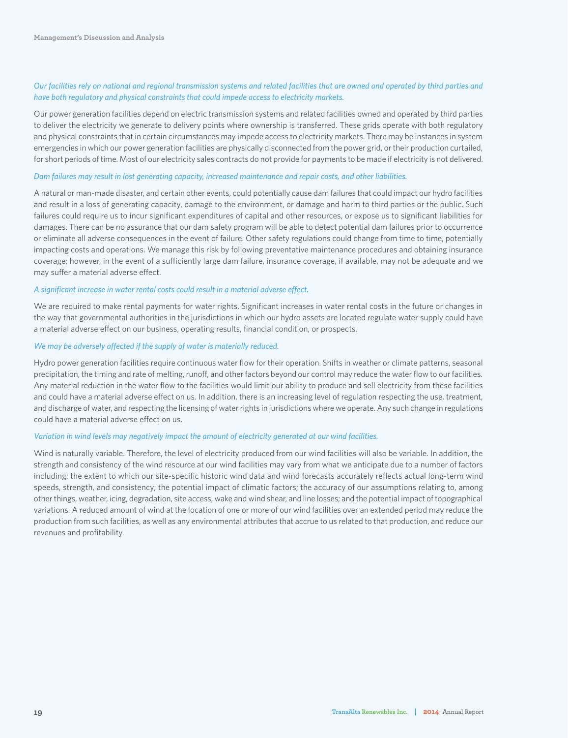*Our facilities rely on national and regional transmission systems and related facilities that are owned and operated by third parties and have both regulatory and physical constraints that could impede access to electricity markets.*

Our power generation facilities depend on electric transmission systems and related facilities owned and operated by third parties to deliver the electricity we generate to delivery points where ownership is transferred. These grids operate with both regulatory and physical constraints that in certain circumstances may impede access to electricity markets. There may be instances in system emergencies in which our power generation facilities are physically disconnected from the power grid, or their production curtailed, for short periods of time. Most of our electricity sales contracts do not provide for payments to be made if electricity is not delivered.

*Dam failures may result in lost generating capacity, increased maintenance and repair costs, and other liabilities.*

A natural or man-made disaster, and certain other events, could potentially cause dam failures that could impact our hydro facilities and result in a loss of generating capacity, damage to the environment, or damage and harm to third parties or the public. Such failures could require us to incur significant expenditures of capital and other resources, or expose us to significant liabilities for damages. There can be no assurance that our dam safety program will be able to detect potential dam failures prior to occurrence or eliminate all adverse consequences in the event of failure. Other safety regulations could change from time to time, potentially impacting costs and operations. We manage this risk by following preventative maintenance procedures and obtaining insurance coverage; however, in the event of a sufficiently large dam failure, insurance coverage, if available, may not be adequate and we may suffer a material adverse effect.

*A significant increase in water rental costs could result in a material adverse effect.*

We are required to make rental payments for water rights. Significant increases in water rental costs in the future or changes in the way that governmental authorities in the jurisdictions in which our hydro assets are located regulate water supply could have a material adverse effect on our business, operating results, financial condition, or prospects.

*We may be adversely affected if the supply of water is materially reduced.*

Hydro power generation facilities require continuous water flow for their operation. Shifts in weather or climate patterns, seasonal precipitation, the timing and rate of melting, runoff, and other factors beyond our control may reduce the water flow to our facilities. Any material reduction in the water flow to the facilities would limit our ability to produce and sell electricity from these facilities and could have a material adverse effect on us. In addition, there is an increasing level of regulation respecting the use, treatment, and discharge of water, and respecting the licensing of water rights in jurisdictions where we operate. Any such change in regulations could have a material adverse effect on us.

*Variation in wind levels may negatively impact the amount of electricity generated at our wind facilities.*

Wind is naturally variable. Therefore, the level of electricity produced from our wind facilities will also be variable. In addition, the strength and consistency of the wind resource at our wind facilities may vary from what we anticipate due to a number of factors including: the extent to which our site-specific historic wind data and wind forecasts accurately reflects actual long-term wind speeds, strength, and consistency; the potential impact of climatic factors; the accuracy of our assumptions relating to, among other things, weather, icing, degradation, site access, wake and wind shear, and line losses; and the potential impact of topographical variations. A reduced amount of wind at the location of one or more of our wind facilities over an extended period may reduce the production from such facilities, as well as any environmental attributes that accrue to us related to that production, and reduce our revenues and profitability.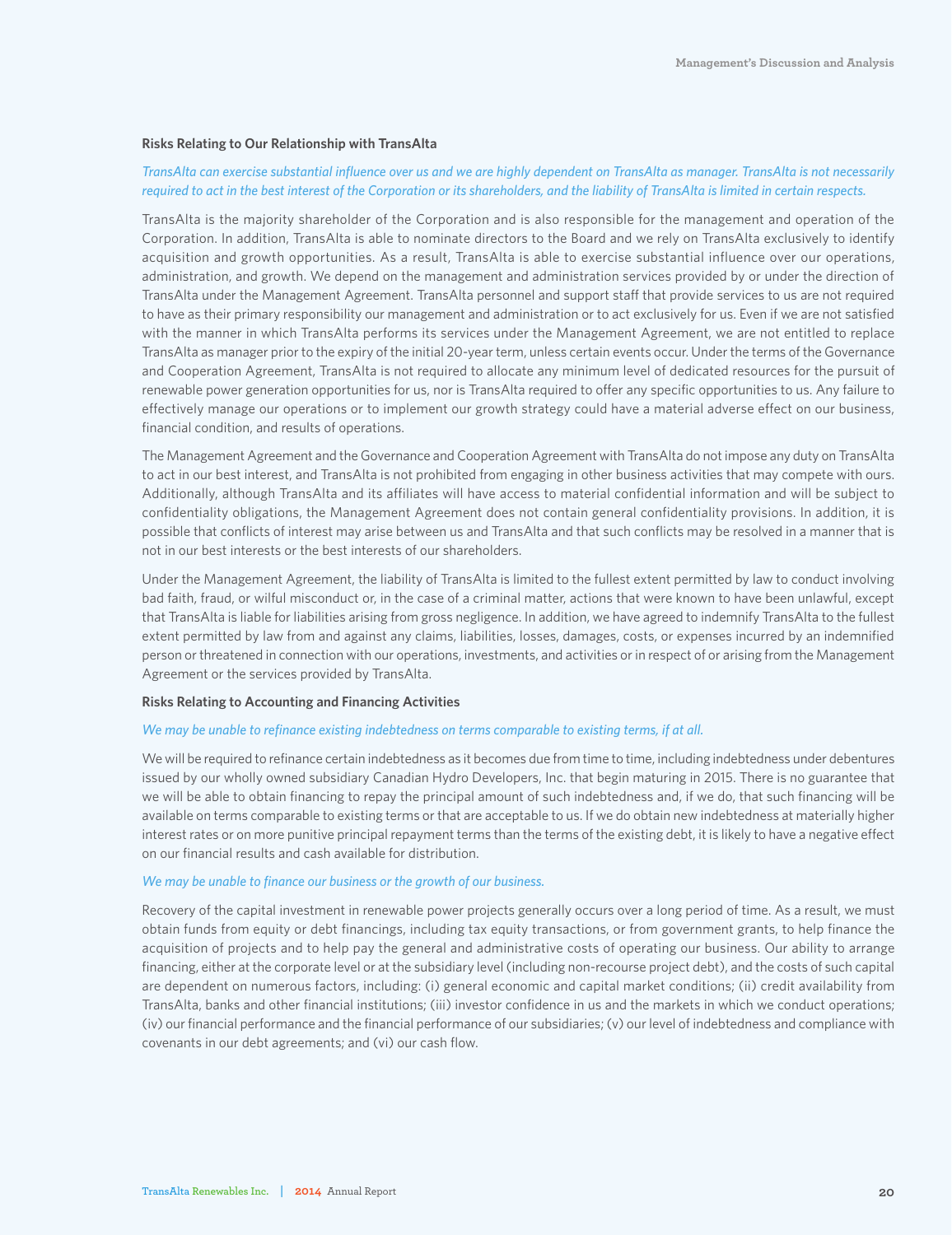### Risks Relating to Our Relationship with TransAlta

*TransAlta can exercise substantial influence over us and we are highly dependent on TransAlta as manager. TransAlta is not necessarily required to act in the best interest of the Corporation or its shareholders, and the liability of TransAlta is limited in certain respects.*

TransAlta is the majority shareholder of the Corporation and is also responsible for the management and operation of the Corporation. In addition, TransAlta is able to nominate directors to the Board and we rely on TransAlta exclusively to identify acquisition and growth opportunities. As a result, TransAlta is able to exercise substantial influence over our operations, administration, and growth. We depend on the management and administration services provided by or under the direction of TransAlta under the Management Agreement. TransAlta personnel and support staff that provide services to us are not required to have as their primary responsibility our management and administration or to act exclusively for us. Even if we are not satisfied with the manner in which TransAlta performs its services under the Management Agreement, we are not entitled to replace TransAlta as manager prior to the expiry of the initial 20-year term, unless certain events occur. Under the terms of the Governance and Cooperation Agreement, TransAlta is not required to allocate any minimum level of dedicated resources for the pursuit of renewable power generation opportunities for us, nor is TransAlta required to offer any specific opportunities to us. Any failure to effectively manage our operations or to implement our growth strategy could have a material adverse effect on our business, financial condition, and results of operations.

The Management Agreement and the Governance and Cooperation Agreement with TransAlta do not impose any duty on TransAlta to act in our best interest, and TransAlta is not prohibited from engaging in other business activities that may compete with ours. Additionally, although TransAlta and its affiliates will have access to material confidential information and will be subject to confidentiality obligations, the Management Agreement does not contain general confidentiality provisions. In addition, it is possible that conflicts of interest may arise between us and TransAlta and that such conflicts may be resolved in a manner that is not in our best interests or the best interests of our shareholders.

Under the Management Agreement, the liability of TransAlta is limited to the fullest extent permitted by law to conduct involving bad faith, fraud, or wilful misconduct or, in the case of a criminal matter, actions that were known to have been unlawful, except that TransAlta is liable for liabilities arising from gross negligence. In addition, we have agreed to indemnify TransAlta to the fullest extent permitted by law from and against any claims, liabilities, losses, damages, costs, or expenses incurred by an indemnified person or threatened in connection with our operations, investments, and activities or in respect of or arising from the Management Agreement or the services provided by TransAlta.

### Risks Relating to Accounting and Financing Activities

*We may be unable to refinance existing indebtedness on terms comparable to existing terms, if at all.*

We will be required to refinance certain indebtedness as it becomes due from time to time, including indebtedness under debentures issued by our wholly owned subsidiary Canadian Hydro Developers, Inc. that begin maturing in 2015. There is no guarantee that we will be able to obtain financing to repay the principal amount of such indebtedness and, if we do, that such financing will be available on terms comparable to existing terms or that are acceptable to us. If we do obtain new indebtedness at materially higher interest rates or on more punitive principal repayment terms than the terms of the existing debt, it is likely to have a negative effect on our financial results and cash available for distribution.

*We may be unable to finance our business or the growth of our business.*

Recovery of the capital investment in renewable power projects generally occurs over a long period of time. As a result, we must obtain funds from equity or debt financings, including tax equity transactions, or from government grants, to help finance the acquisition of projects and to help pay the general and administrative costs of operating our business. Our ability to arrange financing, either at the corporate level or at the subsidiary level (including non-recourse project debt), and the costs of such capital are dependent on numerous factors, including: (i) general economic and capital market conditions; (ii) credit availability from TransAlta, banks and other financial institutions; (iii) investor confidence in us and the markets in which we conduct operations; (iv) our financial performance and the financial performance of our subsidiaries; (v) our level of indebtedness and compliance with covenants in our debt agreements; and (vi) our cash flow.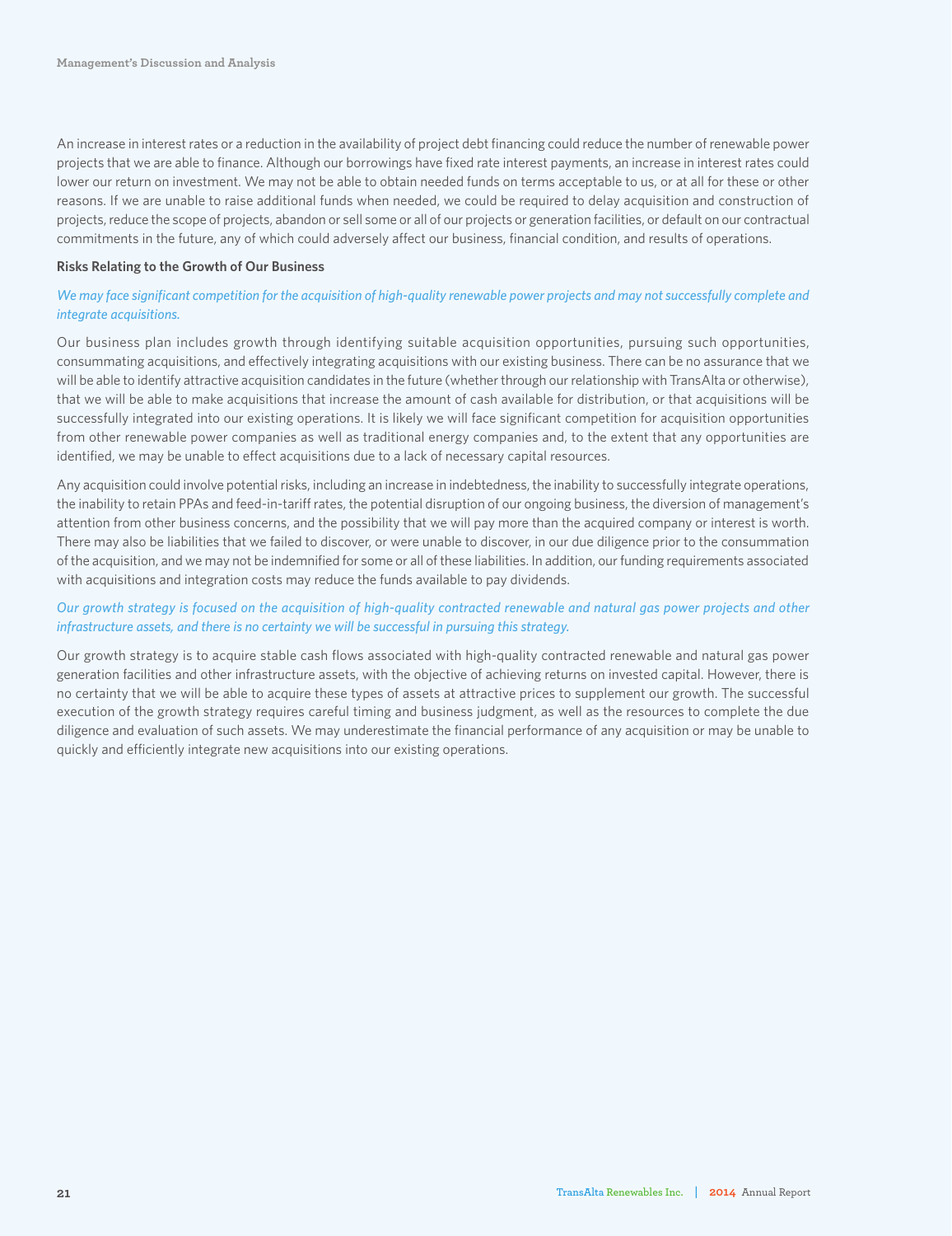An increase in interest rates or a reduction in the availability of project debt financing could reduce the number of renewable power projects that we are able to finance. Although our borrowings have fixed rate interest payments, an increase in interest rates could lower our return on investment. We may not be able to obtain needed funds on terms acceptable to us, or at all for these or other reasons. If we are unable to raise additional funds when needed, we could be required to delay acquisition and construction of projects, reduce the scope of projects, abandon or sell some or all of our projects or generation facilities, or default on our contractual commitments in the future, any of which could adversely affect our business, financial condition, and results of operations.

**Risks Relating to the Growth of Our Business**

*We may face significant competition for the acquisition of high-quality renewable power projects and may not successfully complete and integrate acquisitions.*

Our business plan includes growth through identifying suitable acquisition opportunities, pursuing such opportunities, consummating acquisitions, and effectively integrating acquisitions with our existing business. There can be no assurance that we will be able to identify attractive acquisition candidates in the future (whether through our relationship with TransAlta or otherwise), that we will be able to make acquisitions that increase the amount of cash available for distribution, or that acquisitions will be successfully integrated into our existing operations. It is likely we will face significant competition for acquisition opportunities from other renewable power companies as well as traditional energy companies and, to the extent that any opportunities are identified, we may be unable to effect acquisitions due to a lack of necessary capital resources.

Any acquisition could involve potential risks, including an increase in indebtedness, the inability to successfully integrate operations, the inability to retain PPAs and feed-in-tariff rates, the potential disruption of our ongoing business, the diversion of management's attention from other business concerns, and the possibility that we will pay more than the acquired company or interest is worth. There may also be liabilities that we failed to discover, or were unable to discover, in our due diligence prior to the consummation of the acquisition, and we may not be indemnified for some or all of these liabilities. In addition, our funding requirements associated with acquisitions and integration costs may reduce the funds available to pay dividends.

*Our growth strategy is focused on the acquisition of high-quality contracted renewable and natural gas power projects and other infrastructure assets, and there is no certainty we will be successful in pursuing this strategy.*

Our growth strategy is to acquire stable cash flows associated with high-quality contracted renewable and natural gas power generation facilities and other infrastructure assets, with the objective of achieving returns on invested capital. However, there is no certainty that we will be able to acquire these types of assets at attractive prices to supplement our growth. The successful execution of the growth strategy requires careful timing and business judgment, as well as the resources to complete the due diligence and evaluation of such assets. We may underestimate the financial performance of any acquisition or may be unable to quickly and efficiently integrate new acquisitions into our existing operations.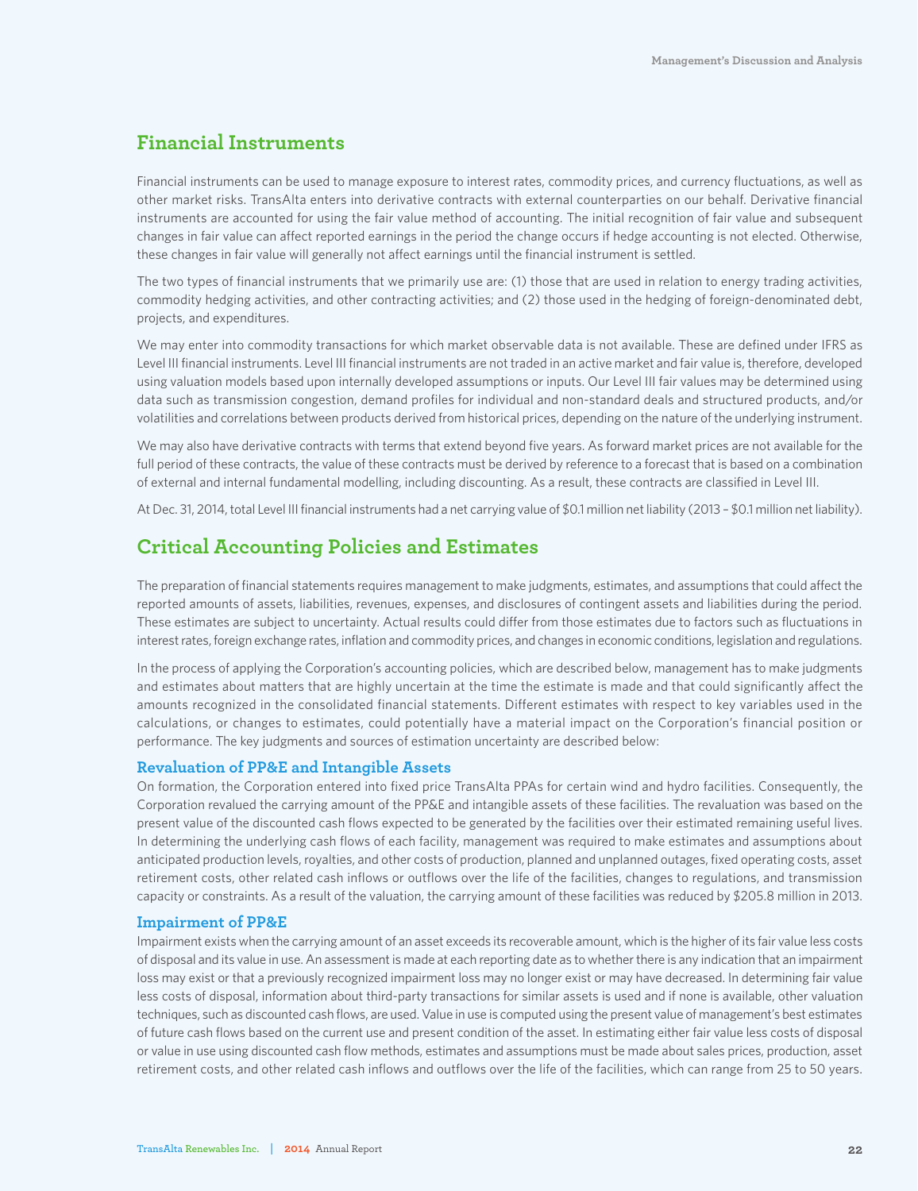## Financial Instruments

Financial instruments can be used to manage exposure to interest rates, commodity prices, and currency fluctuations, as well as other market risks. TransAlta enters into derivative contracts with external counterparties on our behalf. Derivative financial instruments are accounted for using the fair value method of accounting. The initial recognition of fair value and subsequent changes in fair value can affect reported earnings in the period the change occurs if hedge accounting is not elected. Otherwise, these changes in fair value will generally not affect earnings until the financial instrument is settled.

The two types of financial instruments that we primarily use are: (1) those that are used in relation to energy trading activities, commodity hedging activities, and other contracting activities; and (2) those used in the hedging of foreign-denominated debt, projects, and expenditures.

We may enter into commodity transactions for which market observable data is not available. These are defined under IFRS as Level III financial instruments. Level III financial instruments are not traded in an active market and fair value is, therefore, developed using valuation models based upon internally developed assumptions or inputs. Our Level III fair values may be determined using data such as transmission congestion, demand profiles for individual and non-standard deals and structured products, and/or volatilities and correlations between products derived from historical prices, depending on the nature of the underlying instrument.

We may also have derivative contracts with terms that extend beyond five years. As forward market prices are not available for the full period of these contracts, the value of these contracts must be derived by reference to a forecast that is based on a combination of external and internal fundamental modelling, including discounting. As a result, these contracts are classified in Level III.

At Dec. 31, 2014, total Level III financial instruments had a net carrying value of $0.1 million net liability (2013 – $0.1 million net liability).

## Critical Accounting Policies and Estimates

The preparation of financial statements requires management to make judgments, estimates, and assumptions that could affect the reported amounts of assets, liabilities, revenues, expenses, and disclosures of contingent assets and liabilities during the period. These estimates are subject to uncertainty. Actual results could differ from those estimates due to factors such as fluctuations in interest rates, foreign exchange rates, inflation and commodity prices, and changes in economic conditions, legislation and regulations.

In the process of applying the Corporation's accounting policies, which are described below, management has to make judgments and estimates about matters that are highly uncertain at the time the estimate is made and that could significantly affect the amounts recognized in the consolidated financial statements. Different estimates with respect to key variables used in the calculations, or changes to estimates, could potentially have a material impact on the Corporation's financial position or performance. The key judgments and sources of estimation uncertainty are described below:

### Revaluation of PP&E and Intangible Assets

On formation, the Corporation entered into fixed price TransAlta PPAs for certain wind and hydro facilities. Consequently, the Corporation revalued the carrying amount of the PP&E and intangible assets of these facilities. The revaluation was based on the present value of the discounted cash flows expected to be generated by the facilities over their estimated remaining useful lives. In determining the underlying cash flows of each facility, management was required to make estimates and assumptions about anticipated production levels, royalties, and other costs of production, planned and unplanned outages, fixed operating costs, asset retirement costs, other related cash inflows or outflows over the life of the facilities, changes to regulations, and transmission capacity or constraints. As a result of the valuation, the carrying amount of these facilities was reduced by $205.8 million in 2013.

### Impairment of PP&E

Impairment exists when the carrying amount of an asset exceeds its recoverable amount, which is the higher of its fair value less costs of disposal and its value in use. An assessment is made at each reporting date as to whether there is any indication that an impairment loss may exist or that a previously recognized impairment loss may no longer exist or may have decreased. In determining fair value less costs of disposal, information about third-party transactions for similar assets is used and if none is available, other valuation techniques, such as discounted cash flows, are used. Value in use is computed using the present value of management's best estimates of future cash flows based on the current use and present condition of the asset. In estimating either fair value less costs of disposal or value in use using discounted cash flow methods, estimates and assumptions must be made about sales prices, production, asset retirement costs, and other related cash inflows and outflows over the life of the facilities, which can range from 25 to 50 years.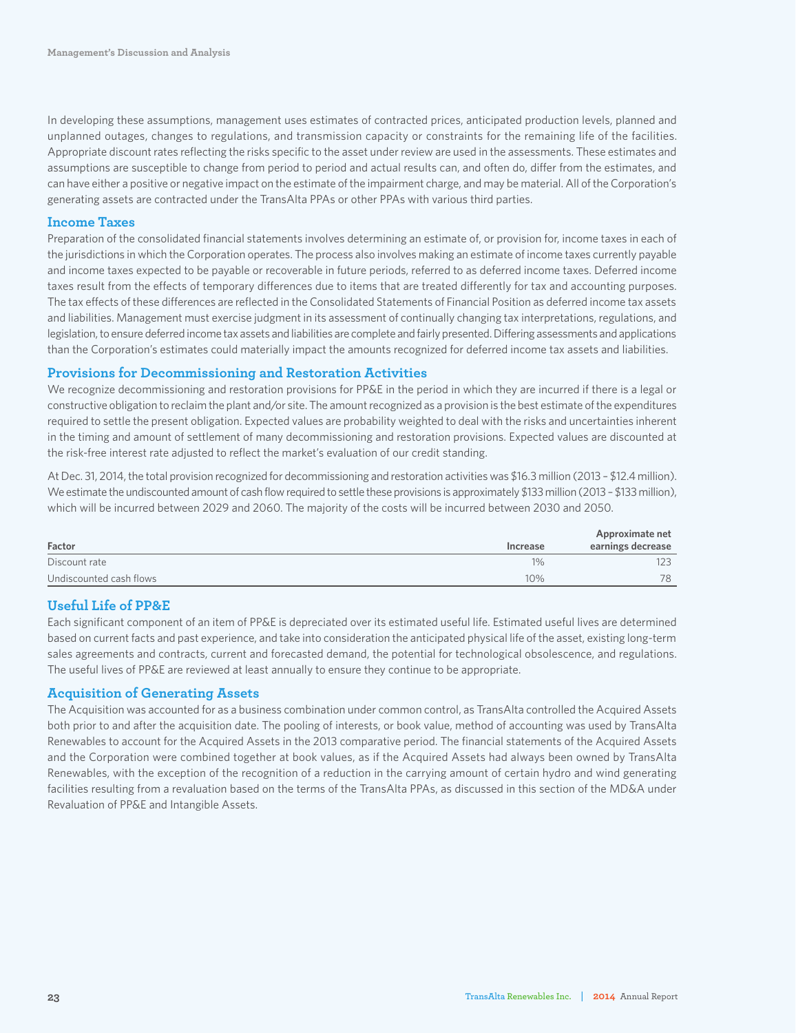In developing these assumptions, management uses estimates of contracted prices, anticipated production levels, planned and unplanned outages, changes to regulations, and transmission capacity or constraints for the remaining life of the facilities. Appropriate discount rates reflecting the risks specific to the asset under review are used in the assessments. These estimates and assumptions are susceptible to change from period to period and actual results can, and often do, differ from the estimates, and can have either a positive or negative impact on the estimate of the impairment charge, and may be material. All of the Corporation's generating assets are contracted under the TransAlta PPAs or other PPAs with various third parties.

## Income Taxes

Preparation of the consolidated financial statements involves determining an estimate of, or provision for, income taxes in each of the jurisdictions in which the Corporation operates. The process also involves making an estimate of income taxes currently payable and income taxes expected to be payable or recoverable in future periods, referred to as deferred income taxes. Deferred income taxes result from the effects of temporary differences due to items that are treated differently for tax and accounting purposes. The tax effects of these differences are reflected in the Consolidated Statements of Financial Position as deferred income tax assets and liabilities. Management must exercise judgment in its assessment of continually changing tax interpretations, regulations, and legislation, to ensure deferred income tax assets and liabilities are complete and fairly presented. Differing assessments and applications than the Corporation's estimates could materially impact the amounts recognized for deferred income tax assets and liabilities.

## Provisions for Decommissioning and Restoration Activities

We recognize decommissioning and restoration provisions for PP&E in the period in which they are incurred if there is a legal or constructive obligation to reclaim the plant and/or site. The amount recognized as a provision is the best estimate of the expenditures required to settle the present obligation. Expected values are probability weighted to deal with the risks and uncertainties inherent in the timing and amount of settlement of many decommissioning and restoration provisions. Expected values are discounted at the risk-free interest rate adjusted to reflect the market's evaluation of our credit standing.

At Dec. 31, 2014, the total provision recognized for decommissioning and restoration activities was $16.3 million (2013 – $12.4 million). We estimate the undiscounted amount of cash flow required to settle these provisions is approximately $133 million (2013 – $133 million), which will be incurred between 2029 and 2060. The majority of the costs will be incurred between 2030 and 2050.

| Factor | Increase | Approximate net earnings decrease |
|---|---|---|
| Discount rate | 1% | 123 |
| Undiscounted cash flows | 10% | 78 |

## Useful Life of PP&E

Each significant component of an item of PP&E is depreciated over its estimated useful life. Estimated useful lives are determined based on current facts and past experience, and take into consideration the anticipated physical life of the asset, existing long-term sales agreements and contracts, current and forecasted demand, the potential for technological obsolescence, and regulations. The useful lives of PP&E are reviewed at least annually to ensure they continue to be appropriate.

## Acquisition of Generating Assets

The Acquisition was accounted for as a business combination under common control, as TransAlta controlled the Acquired Assets both prior to and after the acquisition date. The pooling of interests, or book value, method of accounting was used by TransAlta Renewables to account for the Acquired Assets in the 2013 comparative period. The financial statements of the Acquired Assets and the Corporation were combined together at book values, as if the Acquired Assets had always been owned by TransAlta Renewables, with the exception of the recognition of a reduction in the carrying amount of certain hydro and wind generating facilities resulting from a revaluation based on the terms of the TransAlta PPAs, as discussed in this section of the MD&A under Revaluation of PP&E and Intangible Assets.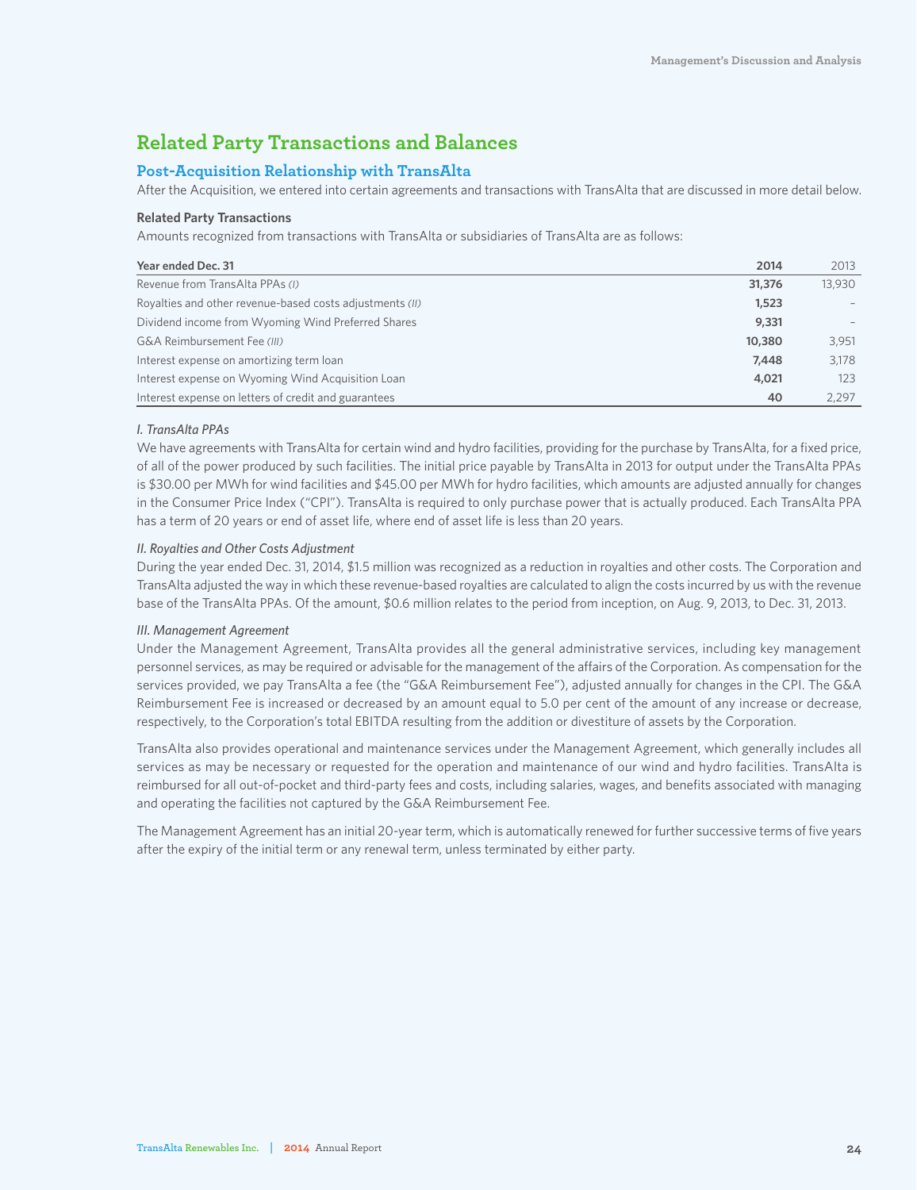## Related Party Transactions and Balances

### Post-Acquisition Relationship with TransAlta

After the Acquisition, we entered into certain agreements and transactions with TransAlta that are discussed in more detail below.

**Related Party Transactions**

Amounts recognized from transactions with TransAlta or subsidiaries of TransAlta are as follows:

| Year ended Dec. 31 | 2014 | 2013 |
|---|---|---|
| Revenue from TransAlta PPAs *(I)* | **31,376** | 13,930 |
| Royalties and other revenue-based costs adjustments *(II)* | **1,523** | – |
| Dividend income from Wyoming Wind Preferred Shares | **9,331** | – |
| G&A Reimbursement Fee *(III)* | **10,380** | 3,951 |
| Interest expense on amortizing term loan | **7,448** | 3,178 |
| Interest expense on Wyoming Wind Acquisition Loan | **4,021** | 123 |
| Interest expense on letters of credit and guarantees | **40** | 2,297 |

*I. TransAlta PPAs*

We have agreements with TransAlta for certain wind and hydro facilities, providing for the purchase by TransAlta, for a fixed price, of all of the power produced by such facilities. The initial price payable by TransAlta in 2013 for output under the TransAlta PPAs is $30.00 per MWh for wind facilities and $45.00 per MWh for hydro facilities, which amounts are adjusted annually for changes in the Consumer Price Index ("CPI"). TransAlta is required to only purchase power that is actually produced. Each TransAlta PPA has a term of 20 years or end of asset life, where end of asset life is less than 20 years.

*II. Royalties and Other Costs Adjustment*

During the year ended Dec. 31, 2014, $1.5 million was recognized as a reduction in royalties and other costs. The Corporation and TransAlta adjusted the way in which these revenue-based royalties are calculated to align the costs incurred by us with the revenue base of the TransAlta PPAs. Of the amount, $0.6 million relates to the period from inception, on Aug. 9, 2013, to Dec. 31, 2013.

*III. Management Agreement*

Under the Management Agreement, TransAlta provides all the general administrative services, including key management personnel services, as may be required or advisable for the management of the affairs of the Corporation. As compensation for the services provided, we pay TransAlta a fee (the "G&A Reimbursement Fee"), adjusted annually for changes in the CPI. The G&A Reimbursement Fee is increased or decreased by an amount equal to 5.0 per cent of the amount of any increase or decrease, respectively, to the Corporation's total EBITDA resulting from the addition or divestiture of assets by the Corporation.

TransAlta also provides operational and maintenance services under the Management Agreement, which generally includes all services as may be necessary or requested for the operation and maintenance of our wind and hydro facilities. TransAlta is reimbursed for all out-of-pocket and third-party fees and costs, including salaries, wages, and benefits associated with managing and operating the facilities not captured by the G&A Reimbursement Fee.

The Management Agreement has an initial 20-year term, which is automatically renewed for further successive terms of five years after the expiry of the initial term or any renewal term, unless terminated by either party.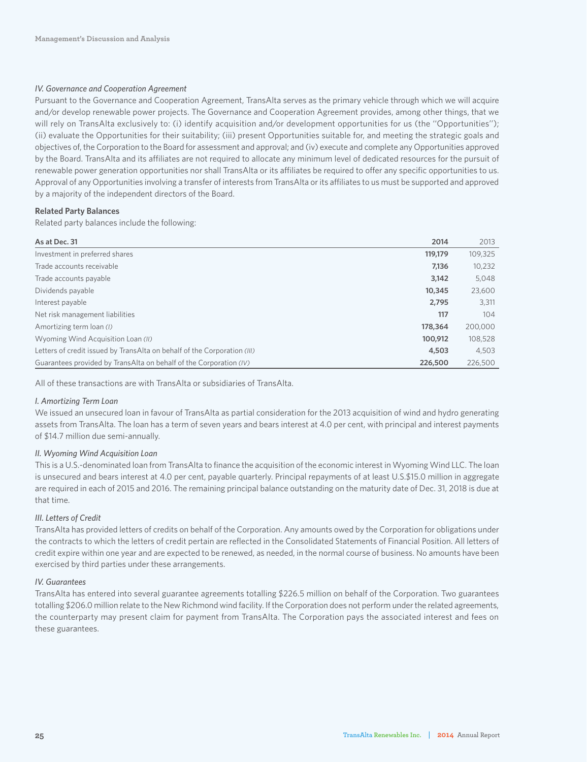*IV. Governance and Cooperation Agreement*

Pursuant to the Governance and Cooperation Agreement, TransAlta serves as the primary vehicle through which we will acquire and/or develop renewable power projects. The Governance and Cooperation Agreement provides, among other things, that we will rely on TransAlta exclusively to: (i) identify acquisition and/or development opportunities for us (the "Opportunities"); (ii) evaluate the Opportunities for their suitability; (iii) present Opportunities suitable for, and meeting the strategic goals and objectives of, the Corporation to the Board for assessment and approval; and (iv) execute and complete any Opportunities approved by the Board. TransAlta and its affiliates are not required to allocate any minimum level of dedicated resources for the pursuit of renewable power generation opportunities nor shall TransAlta or its affiliates be required to offer any specific opportunities to us. Approval of any Opportunities involving a transfer of interests from TransAlta or its affiliates to us must be supported and approved by a majority of the independent directors of the Board.

**Related Party Balances**

Related party balances include the following:

| As at Dec. 31 | 2014 | 2013 |
|---|---|---|
| Investment in preferred shares | **119,179** | 109,325 |
| Trade accounts receivable | **7,136** | 10,232 |
| Trade accounts payable | **3,142** | 5,048 |
| Dividends payable | **10,345** | 23,600 |
| Interest payable | **2,795** | 3,311 |
| Net risk management liabilities | **117** | 104 |
| Amortizing term loan *(I)* | **178,364** | 200,000 |
| Wyoming Wind Acquisition Loan *(II)* | **100,912** | 108,528 |
| Letters of credit issued by TransAlta on behalf of the Corporation *(III)* | **4,503** | 4,503 |
| Guarantees provided by TransAlta on behalf of the Corporation *(IV)* | **226,500** | 226,500 |

All of these transactions are with TransAlta or subsidiaries of TransAlta.

*I. Amortizing Term Loan*

We issued an unsecured loan in favour of TransAlta as partial consideration for the 2013 acquisition of wind and hydro generating assets from TransAlta. The loan has a term of seven years and bears interest at 4.0 per cent, with principal and interest payments of $14.7 million due semi-annually.

*II. Wyoming Wind Acquisition Loan*

This is a U.S.-denominated loan from TransAlta to finance the acquisition of the economic interest in Wyoming Wind LLC. The loan is unsecured and bears interest at 4.0 per cent, payable quarterly. Principal repayments of at least U.S.$15.0 million in aggregate are required in each of 2015 and 2016. The remaining principal balance outstanding on the maturity date of Dec. 31, 2018 is due at that time.

*III. Letters of Credit*

TransAlta has provided letters of credits on behalf of the Corporation. Any amounts owed by the Corporation for obligations under the contracts to which the letters of credit pertain are reflected in the Consolidated Statements of Financial Position. All letters of credit expire within one year and are expected to be renewed, as needed, in the normal course of business. No amounts have been exercised by third parties under these arrangements.

*IV. Guarantees*

TransAlta has entered into several guarantee agreements totalling $226.5 million on behalf of the Corporation. Two guarantees totalling $206.0 million relate to the New Richmond wind facility. If the Corporation does not perform under the related agreements, the counterparty may present claim for payment from TransAlta. The Corporation pays the associated interest and fees on these guarantees.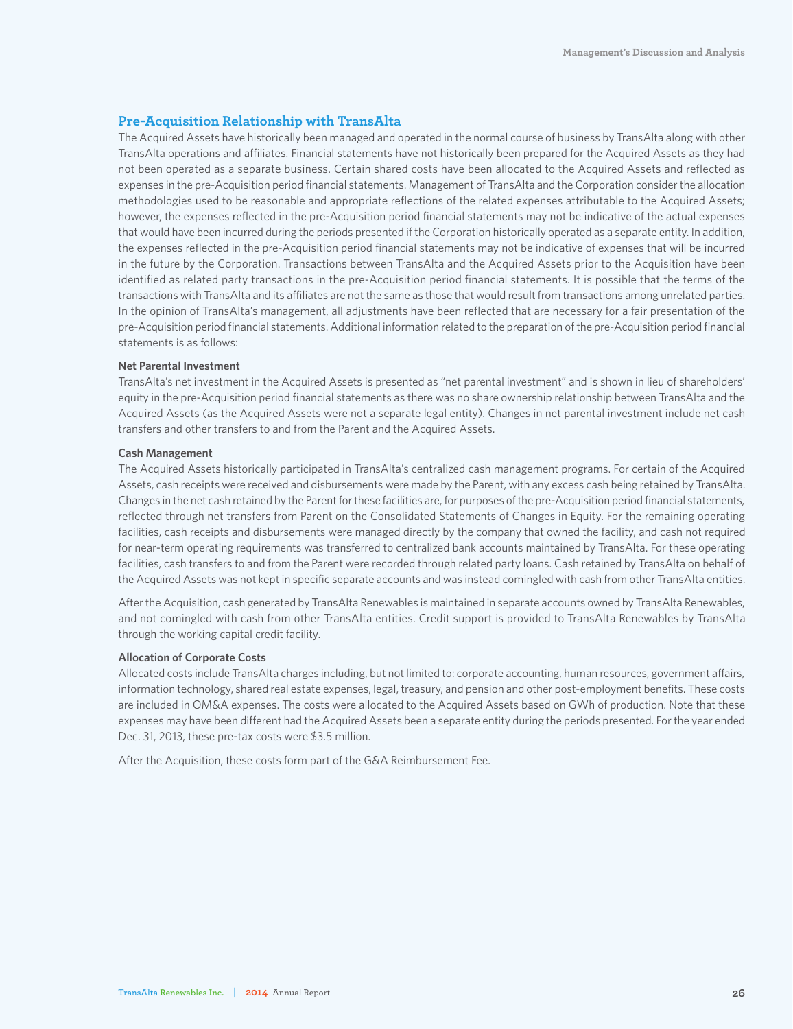## Pre-Acquisition Relationship with TransAlta

The Acquired Assets have historically been managed and operated in the normal course of business by TransAlta along with other TransAlta operations and affiliates. Financial statements have not historically been prepared for the Acquired Assets as they had not been operated as a separate business. Certain shared costs have been allocated to the Acquired Assets and reflected as expenses in the pre-Acquisition period financial statements. Management of TransAlta and the Corporation consider the allocation methodologies used to be reasonable and appropriate reflections of the related expenses attributable to the Acquired Assets; however, the expenses reflected in the pre-Acquisition period financial statements may not be indicative of the actual expenses that would have been incurred during the periods presented if the Corporation historically operated as a separate entity. In addition, the expenses reflected in the pre-Acquisition period financial statements may not be indicative of expenses that will be incurred in the future by the Corporation. Transactions between TransAlta and the Acquired Assets prior to the Acquisition have been identified as related party transactions in the pre-Acquisition period financial statements. It is possible that the terms of the transactions with TransAlta and its affiliates are not the same as those that would result from transactions among unrelated parties. In the opinion of TransAlta's management, all adjustments have been reflected that are necessary for a fair presentation of the pre-Acquisition period financial statements. Additional information related to the preparation of the pre-Acquisition period financial statements is as follows:

#### Net Parental Investment

TransAlta's net investment in the Acquired Assets is presented as "net parental investment" and is shown in lieu of shareholders' equity in the pre-Acquisition period financial statements as there was no share ownership relationship between TransAlta and the Acquired Assets (as the Acquired Assets were not a separate legal entity). Changes in net parental investment include net cash transfers and other transfers to and from the Parent and the Acquired Assets.

#### Cash Management

The Acquired Assets historically participated in TransAlta's centralized cash management programs. For certain of the Acquired Assets, cash receipts were received and disbursements were made by the Parent, with any excess cash being retained by TransAlta. Changes in the net cash retained by the Parent for these facilities are, for purposes of the pre-Acquisition period financial statements, reflected through net transfers from Parent on the Consolidated Statements of Changes in Equity. For the remaining operating facilities, cash receipts and disbursements were managed directly by the company that owned the facility, and cash not required for near-term operating requirements was transferred to centralized bank accounts maintained by TransAlta. For these operating facilities, cash transfers to and from the Parent were recorded through related party loans. Cash retained by TransAlta on behalf of the Acquired Assets was not kept in specific separate accounts and was instead comingled with cash from other TransAlta entities.

After the Acquisition, cash generated by TransAlta Renewables is maintained in separate accounts owned by TransAlta Renewables, and not comingled with cash from other TransAlta entities. Credit support is provided to TransAlta Renewables by TransAlta through the working capital credit facility.

#### Allocation of Corporate Costs

Allocated costs include TransAlta charges including, but not limited to: corporate accounting, human resources, government affairs, information technology, shared real estate expenses, legal, treasury, and pension and other post-employment benefits. These costs are included in OM&A expenses. The costs were allocated to the Acquired Assets based on GWh of production. Note that these expenses may have been different had the Acquired Assets been a separate entity during the periods presented. For the year ended Dec. 31, 2013, these pre-tax costs were $3.5 million.

After the Acquisition, these costs form part of the G&A Reimbursement Fee.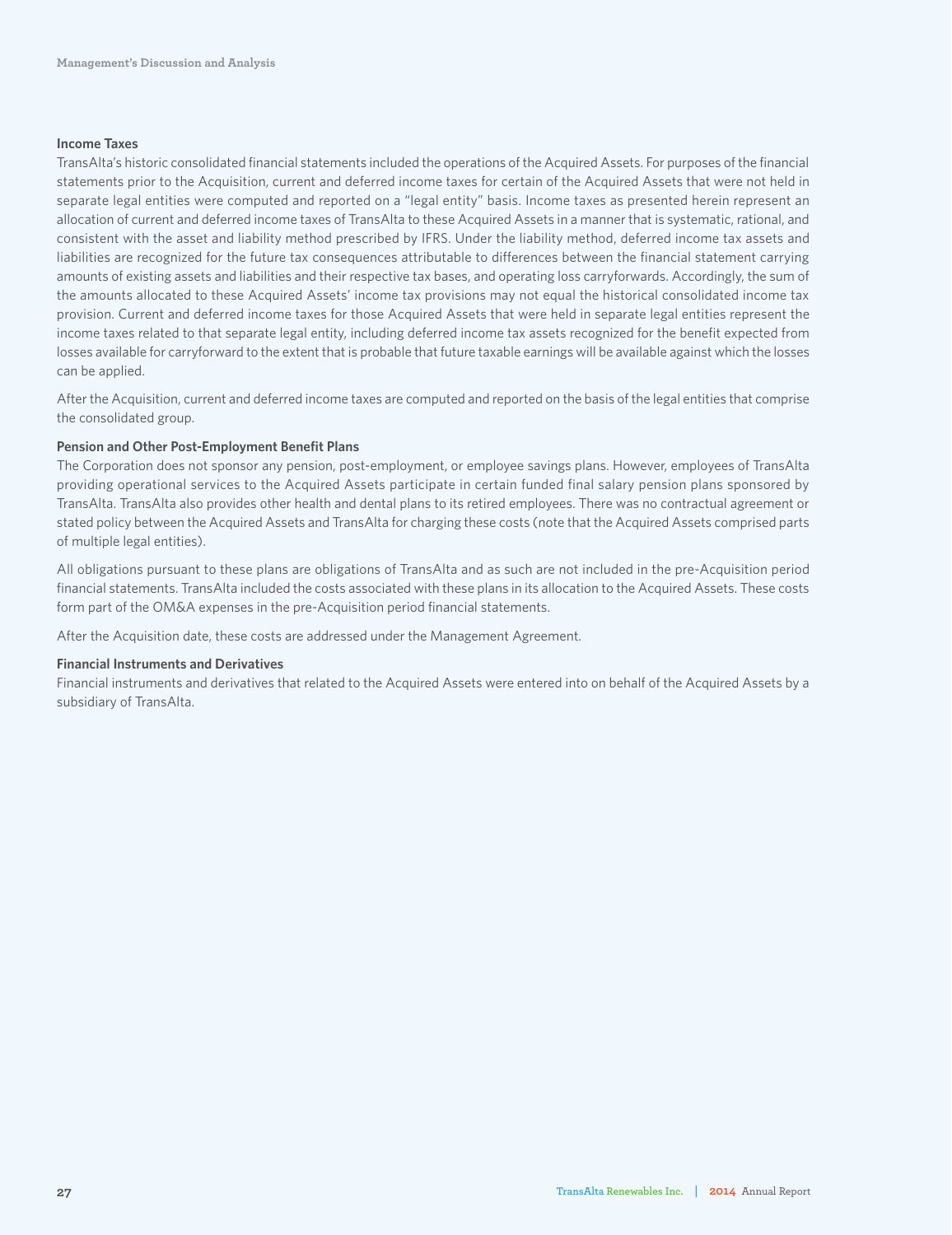#### Income Taxes

TransAlta's historic consolidated financial statements included the operations of the Acquired Assets. For purposes of the financial statements prior to the Acquisition, current and deferred income taxes for certain of the Acquired Assets that were not held in separate legal entities were computed and reported on a "legal entity" basis. Income taxes as presented herein represent an allocation of current and deferred income taxes of TransAlta to these Acquired Assets in a manner that is systematic, rational, and consistent with the asset and liability method prescribed by IFRS. Under the liability method, deferred income tax assets and liabilities are recognized for the future tax consequences attributable to differences between the financial statement carrying amounts of existing assets and liabilities and their respective tax bases, and operating loss carryforwards. Accordingly, the sum of the amounts allocated to these Acquired Assets' income tax provisions may not equal the historical consolidated income tax provision. Current and deferred income taxes for those Acquired Assets that were held in separate legal entities represent the income taxes related to that separate legal entity, including deferred income tax assets recognized for the benefit expected from losses available for carryforward to the extent that is probable that future taxable earnings will be available against which the losses can be applied.

After the Acquisition, current and deferred income taxes are computed and reported on the basis of the legal entities that comprise the consolidated group.

#### Pension and Other Post-Employment Benefit Plans

The Corporation does not sponsor any pension, post-employment, or employee savings plans. However, employees of TransAlta providing operational services to the Acquired Assets participate in certain funded final salary pension plans sponsored by TransAlta. TransAlta also provides other health and dental plans to its retired employees. There was no contractual agreement or stated policy between the Acquired Assets and TransAlta for charging these costs (note that the Acquired Assets comprised parts of multiple legal entities).

All obligations pursuant to these plans are obligations of TransAlta and as such are not included in the pre-Acquisition period financial statements. TransAlta included the costs associated with these plans in its allocation to the Acquired Assets. These costs form part of the OM&A expenses in the pre-Acquisition period financial statements.

After the Acquisition date, these costs are addressed under the Management Agreement.

#### Financial Instruments and Derivatives

Financial instruments and derivatives that related to the Acquired Assets were entered into on behalf of the Acquired Assets by a subsidiary of TransAlta.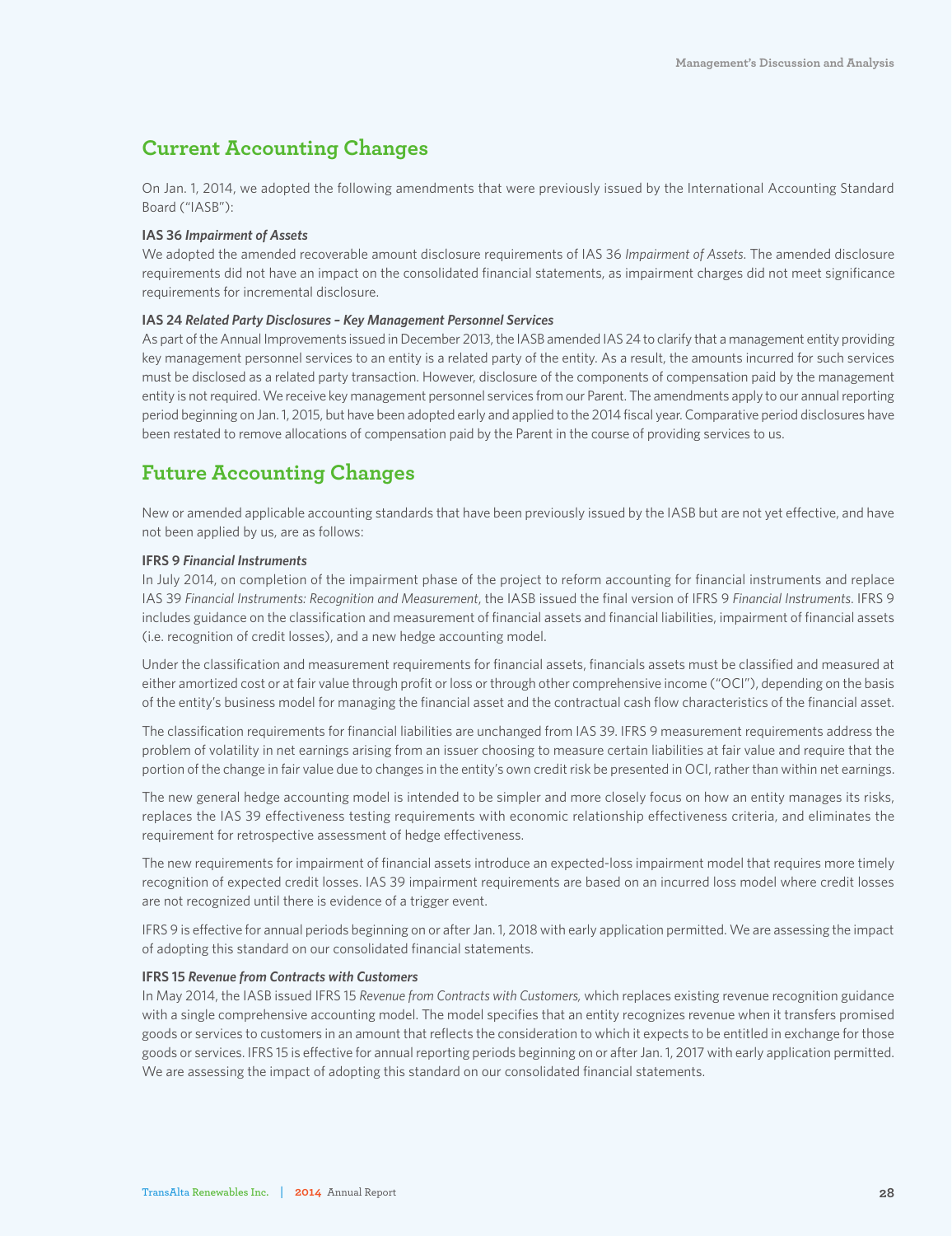## Current Accounting Changes

On Jan. 1, 2014, we adopted the following amendments that were previously issued by the International Accounting Standard Board ("IASB"):

**IAS 36 *Impairment of Assets***

We adopted the amended recoverable amount disclosure requirements of IAS 36 *Impairment of Assets*. The amended disclosure requirements did not have an impact on the consolidated financial statements, as impairment charges did not meet significance requirements for incremental disclosure.

**IAS 24 *Related Party Disclosures – Key Management Personnel Services***

As part of the Annual Improvements issued in December 2013, the IASB amended IAS 24 to clarify that a management entity providing key management personnel services to an entity is a related party of the entity. As a result, the amounts incurred for such services must be disclosed as a related party transaction. However, disclosure of the components of compensation paid by the management entity is not required. We receive key management personnel services from our Parent. The amendments apply to our annual reporting period beginning on Jan. 1, 2015, but have been adopted early and applied to the 2014 fiscal year. Comparative period disclosures have been restated to remove allocations of compensation paid by the Parent in the course of providing services to us.

## Future Accounting Changes

New or amended applicable accounting standards that have been previously issued by the IASB but are not yet effective, and have not been applied by us, are as follows:

**IFRS 9 *Financial Instruments***

In July 2014, on completion of the impairment phase of the project to reform accounting for financial instruments and replace IAS 39 *Financial Instruments: Recognition and Measurement*, the IASB issued the final version of IFRS 9 *Financial Instruments*. IFRS 9 includes guidance on the classification and measurement of financial assets and financial liabilities, impairment of financial assets (i.e. recognition of credit losses), and a new hedge accounting model.

Under the classification and measurement requirements for financial assets, financials assets must be classified and measured at either amortized cost or at fair value through profit or loss or through other comprehensive income ("OCI"), depending on the basis of the entity's business model for managing the financial asset and the contractual cash flow characteristics of the financial asset.

The classification requirements for financial liabilities are unchanged from IAS 39. IFRS 9 measurement requirements address the problem of volatility in net earnings arising from an issuer choosing to measure certain liabilities at fair value and require that the portion of the change in fair value due to changes in the entity's own credit risk be presented in OCI, rather than within net earnings.

The new general hedge accounting model is intended to be simpler and more closely focus on how an entity manages its risks, replaces the IAS 39 effectiveness testing requirements with economic relationship effectiveness criteria, and eliminates the requirement for retrospective assessment of hedge effectiveness.

The new requirements for impairment of financial assets introduce an expected-loss impairment model that requires more timely recognition of expected credit losses. IAS 39 impairment requirements are based on an incurred loss model where credit losses are not recognized until there is evidence of a trigger event.

IFRS 9 is effective for annual periods beginning on or after Jan. 1, 2018 with early application permitted. We are assessing the impact of adopting this standard on our consolidated financial statements.

**IFRS 15 *Revenue from Contracts with Customers***

In May 2014, the IASB issued IFRS 15 *Revenue from Contracts with Customers,* which replaces existing revenue recognition guidance with a single comprehensive accounting model. The model specifies that an entity recognizes revenue when it transfers promised goods or services to customers in an amount that reflects the consideration to which it expects to be entitled in exchange for those goods or services. IFRS 15 is effective for annual reporting periods beginning on or after Jan. 1, 2017 with early application permitted. We are assessing the impact of adopting this standard on our consolidated financial statements.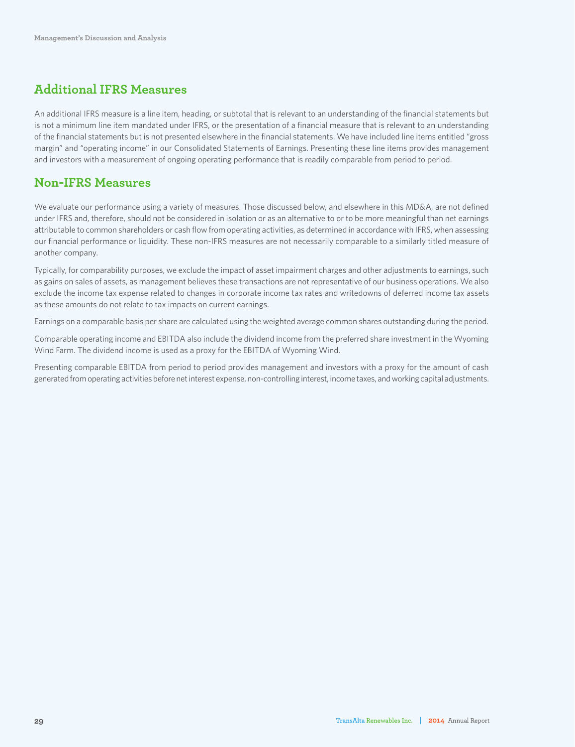## Additional IFRS Measures

An additional IFRS measure is a line item, heading, or subtotal that is relevant to an understanding of the financial statements but is not a minimum line item mandated under IFRS, or the presentation of a financial measure that is relevant to an understanding of the financial statements but is not presented elsewhere in the financial statements. We have included line items entitled "gross margin" and "operating income" in our Consolidated Statements of Earnings. Presenting these line items provides management and investors with a measurement of ongoing operating performance that is readily comparable from period to period.

## Non-IFRS Measures

We evaluate our performance using a variety of measures. Those discussed below, and elsewhere in this MD&A, are not defined under IFRS and, therefore, should not be considered in isolation or as an alternative to or to be more meaningful than net earnings attributable to common shareholders or cash flow from operating activities, as determined in accordance with IFRS, when assessing our financial performance or liquidity. These non-IFRS measures are not necessarily comparable to a similarly titled measure of another company.

Typically, for comparability purposes, we exclude the impact of asset impairment charges and other adjustments to earnings, such as gains on sales of assets, as management believes these transactions are not representative of our business operations. We also exclude the income tax expense related to changes in corporate income tax rates and writedowns of deferred income tax assets as these amounts do not relate to tax impacts on current earnings.

Earnings on a comparable basis per share are calculated using the weighted average common shares outstanding during the period.

Comparable operating income and EBITDA also include the dividend income from the preferred share investment in the Wyoming Wind Farm. The dividend income is used as a proxy for the EBITDA of Wyoming Wind.

Presenting comparable EBITDA from period to period provides management and investors with a proxy for the amount of cash generated from operating activities before net interest expense, non-controlling interest, income taxes, and working capital adjustments.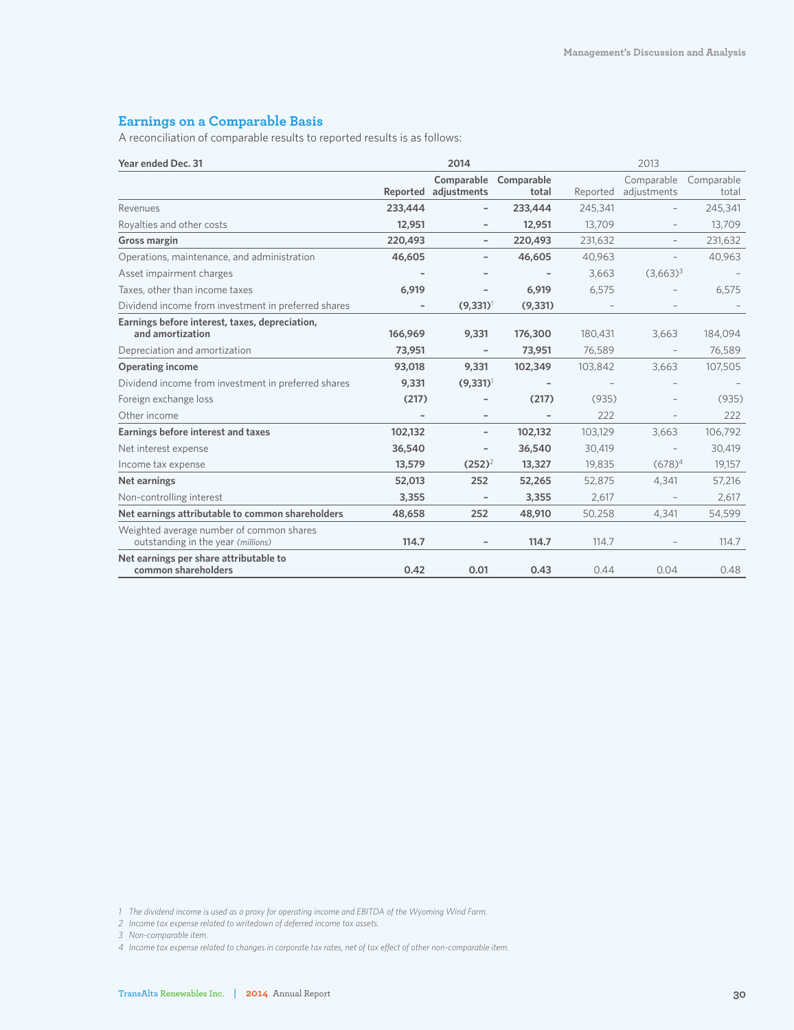## Earnings on a Comparable Basis

A reconciliation of comparable results to reported results is as follows:

| Year ended Dec. 31 | 2014 | | | 2013 | | |
|---|---|---|---|---|---|---|
| | Reported | Comparable adjustments | Comparable total | Reported | Comparable adjustments | Comparable total |
| Revenues | **233,444** | **–** | **233,444** | 245,341 | – | 245,341 |
| Royalties and other costs | **12,951** | **–** | **12,951** | 13,709 | – | 13,709 |
| **Gross margin** | **220,493** | **–** | **220,493** | 231,632 | – | 231,632 |
| Operations, maintenance, and administration | **46,605** | **–** | **46,605** | 40,963 | – | 40,963 |
| Asset impairment charges | **–** | **–** | **–** | 3,663 | (3,663)[3] | – |
| Taxes, other than income taxes | **6,919** | **–** | **6,919** | 6,575 | – | 6,575 |
| Dividend income from investment in preferred shares | **–** | **(9,331)**[1] | **(9,331)** | – | – | – |
| **Earnings before interest, taxes, depreciation, and amortization** | **166,969** | **9,331** | **176,300** | 180,431 | 3,663 | 184,094 |
| Depreciation and amortization | **73,951** | **–** | **73,951** | 76,589 | – | 76,589 |
| **Operating income** | **93,018** | **9,331** | **102,349** | 103,842 | 3,663 | 107,505 |
| Dividend income from investment in preferred shares | **9,331** | **(9,331)**[1] | **–** | – | – | – |
| Foreign exchange loss | **(217)** | **–** | **(217)** | (935) | – | (935) |
| Other income | **–** | **–** | **–** | 222 | – | 222 |
| **Earnings before interest and taxes** | **102,132** | **–** | **102,132** | 103,129 | 3,663 | 106,792 |
| Net interest expense | **36,540** | **–** | **36,540** | 30,419 | – | 30,419 |
| Income tax expense | **13,579** | **(252)**[2] | **13,327** | 19,835 | (678)[4] | 19,157 |
| **Net earnings** | **52,013** | **252** | **52,265** | 52,875 | 4,341 | 57,216 |
| Non-controlling interest | **3,355** | **–** | **3,355** | 2,617 | – | 2,617 |
| **Net earnings attributable to common shareholders** | **48,658** | **252** | **48,910** | 50,258 | 4,341 | 54,599 |
| Weighted average number of common shares outstanding in the year *(millions)* | **114.7** | **–** | **114.7** | 114.7 | – | 114.7 |
| **Net earnings per share attributable to common shareholders** | **0.42** | **0.01** | **0.43** | 0.44 | 0.04 | 0.48 |

*1 The dividend income is used as a proxy for operating income and EBITDA of the Wyoming Wind Farm.*

*2 Income tax expense related to writedown of deferred income tax assets.*

*3 Non-comparable item.*

*4 Income tax expense related to changes in corporate tax rates, net of tax effect of other non-comparable item.*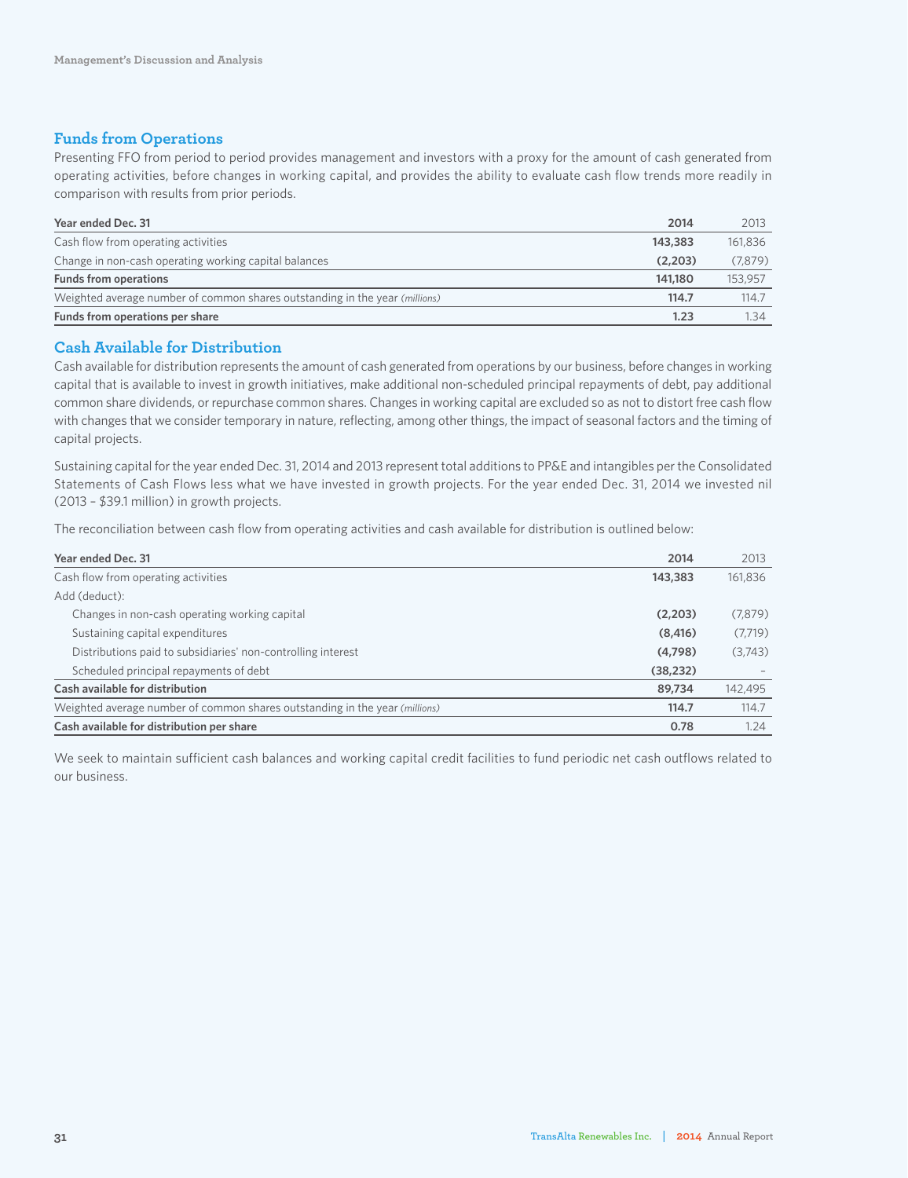## Funds from Operations

Presenting FFO from period to period provides management and investors with a proxy for the amount of cash generated from operating activities, before changes in working capital, and provides the ability to evaluate cash flow trends more readily in comparison with results from prior periods.

| Year ended Dec. 31 | 2014 | 2013 |
|---|---|---|
| Cash flow from operating activities | **143,383** | 161,836 |
| Change in non-cash operating working capital balances | **(2,203)** | (7,879) |
| **Funds from operations** | **141,180** | 153,957 |
| Weighted average number of common shares outstanding in the year *(millions)* | **114.7** | 114.7 |
| **Funds from operations per share** | **1.23** | 1.34 |

## Cash Available for Distribution

Cash available for distribution represents the amount of cash generated from operations by our business, before changes in working capital that is available to invest in growth initiatives, make additional non-scheduled principal repayments of debt, pay additional common share dividends, or repurchase common shares. Changes in working capital are excluded so as not to distort free cash flow with changes that we consider temporary in nature, reflecting, among other things, the impact of seasonal factors and the timing of capital projects.

Sustaining capital for the year ended Dec. 31, 2014 and 2013 represent total additions to PP&E and intangibles per the Consolidated Statements of Cash Flows less what we have invested in growth projects. For the year ended Dec. 31, 2014 we invested nil (2013 – $39.1 million) in growth projects.

The reconciliation between cash flow from operating activities and cash available for distribution is outlined below:

| Year ended Dec. 31 | 2014 | 2013 |
|---|---|---|
| Cash flow from operating activities | **143,383** | 161,836 |
| Add (deduct): | | |
| Changes in non-cash operating working capital | **(2,203)** | (7,879) |
| Sustaining capital expenditures | **(8,416)** | (7,719) |
| Distributions paid to subsidiaries' non-controlling interest | **(4,798)** | (3,743) |
| Scheduled principal repayments of debt | **(38,232)** | – |
| **Cash available for distribution** | **89,734** | 142,495 |
| Weighted average number of common shares outstanding in the year *(millions)* | **114.7** | 114.7 |
| **Cash available for distribution per share** | **0.78** | 1.24 |

We seek to maintain sufficient cash balances and working capital credit facilities to fund periodic net cash outflows related to our business.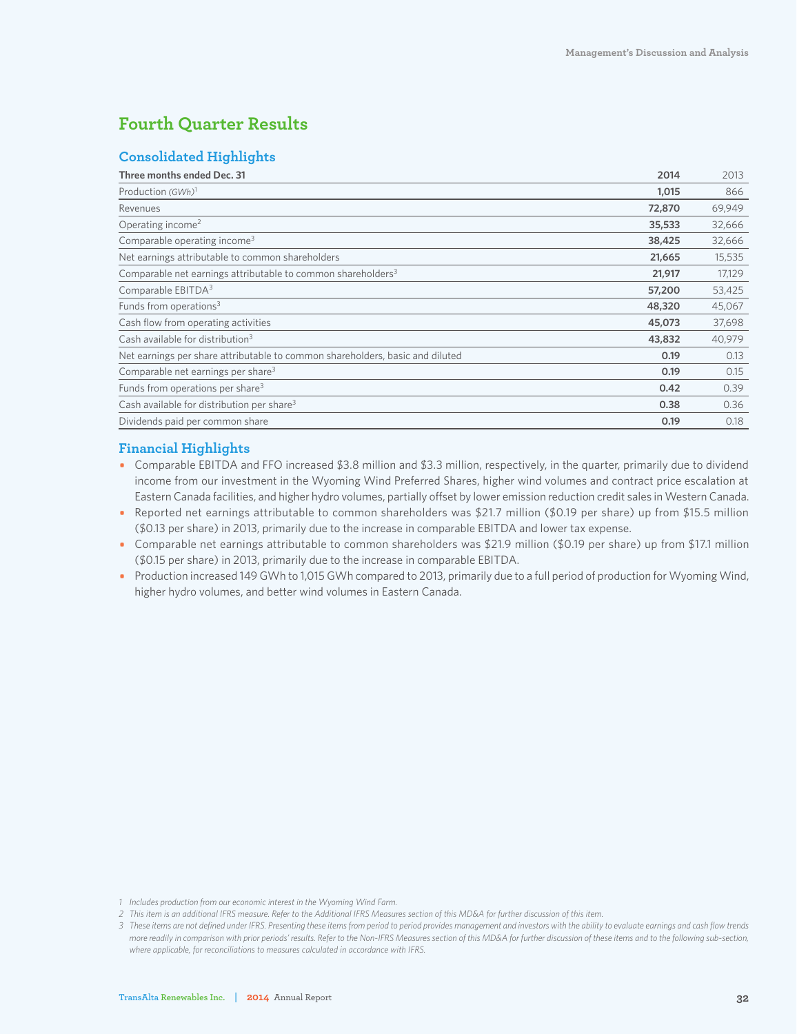# Fourth Quarter Results

## Consolidated Highlights

| Three months ended Dec. 31 | 2014 | 2013 |
|---|---|---|
| Production *(GWh)*[1] | **1,015** | 866 |
| Revenues | **72,870** | 69,949 |
| Operating income[2] | **35,533** | 32,666 |
| Comparable operating income[3] | **38,425** | 32,666 |
| Net earnings attributable to common shareholders | **21,665** | 15,535 |
| Comparable net earnings attributable to common shareholders[3] | **21,917** | 17,129 |
| Comparable EBITDA[3] | **57,200** | 53,425 |
| Funds from operations[3] | **48,320** | 45,067 |
| Cash flow from operating activities | **45,073** | 37,698 |
| Cash available for distribution[3] | **43,832** | 40,979 |
| Net earnings per share attributable to common shareholders, basic and diluted | **0.19** | 0.13 |
| Comparable net earnings per share[3] | **0.19** | 0.15 |
| Funds from operations per share[3] | **0.42** | 0.39 |
| Cash available for distribution per share[3] | **0.38** | 0.36 |
| Dividends paid per common share | **0.19** | 0.18 |

## Financial Highlights

- Comparable EBITDA and FFO increased $3.8 million and $3.3 million, respectively, in the quarter, primarily due to dividend income from our investment in the Wyoming Wind Preferred Shares, higher wind volumes and contract price escalation at Eastern Canada facilities, and higher hydro volumes, partially offset by lower emission reduction credit sales in Western Canada.
- Reported net earnings attributable to common shareholders was $21.7 million ($0.19 per share) up from $15.5 million ($0.13 per share) in 2013, primarily due to the increase in comparable EBITDA and lower tax expense.
- Comparable net earnings attributable to common shareholders was $21.9 million ($0.19 per share) up from $17.1 million ($0.15 per share) in 2013, primarily due to the increase in comparable EBITDA.
- Production increased 149 GWh to 1,015 GWh compared to 2013, primarily due to a full period of production for Wyoming Wind, higher hydro volumes, and better wind volumes in Eastern Canada.

*1 Includes production from our economic interest in the Wyoming Wind Farm.*

*2 This item is an additional IFRS measure. Refer to the Additional IFRS Measures section of this MD&A for further discussion of this item.*

*3 These items are not defined under IFRS. Presenting these items from period to period provides management and investors with the ability to evaluate earnings and cash flow trends more readily in comparison with prior periods' results. Refer to the Non-IFRS Measures section of this MD&A for further discussion of these items and to the following sub-section, where applicable, for reconciliations to measures calculated in accordance with IFRS.*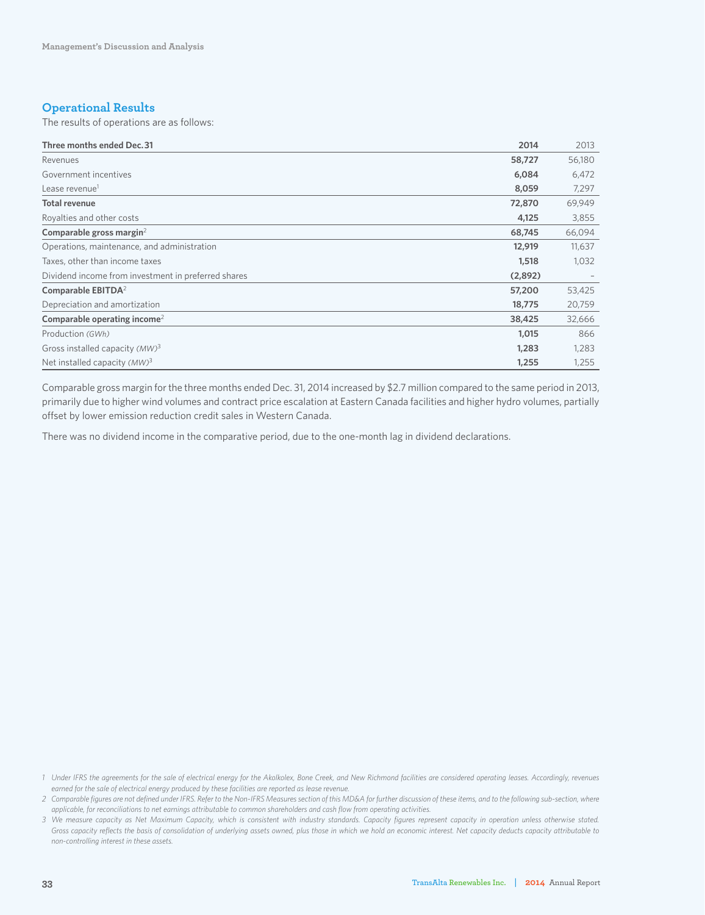## Operational Results

The results of operations are as follows:

| Three months ended Dec. 31 | 2014 | 2013 |
|---|---|---|
| Revenues | **58,727** | 56,180 |
| Government incentives | **6,084** | 6,472 |
| Lease revenue[1] | **8,059** | 7,297 |
| **Total revenue** | **72,870** | 69,949 |
| Royalties and other costs | **4,125** | 3,855 |
| **Comparable gross margin**[2] | **68,745** | 66,094 |
| Operations, maintenance, and administration | **12,919** | 11,637 |
| Taxes, other than income taxes | **1,518** | 1,032 |
| Dividend income from investment in preferred shares | **(2,892)** | – |
| **Comparable EBITDA**[2] | **57,200** | 53,425 |
| Depreciation and amortization | **18,775** | 20,759 |
| **Comparable operating income**[2] | **38,425** | 32,666 |
| Production *(GWh)* | **1,015** | 866 |
| Gross installed capacity *(MW)*[3] | **1,283** | 1,283 |
| Net installed capacity *(MW)*[3] | **1,255** | 1,255 |

Comparable gross margin for the three months ended Dec. 31, 2014 increased by $2.7 million compared to the same period in 2013, primarily due to higher wind volumes and contract price escalation at Eastern Canada facilities and higher hydro volumes, partially offset by lower emission reduction credit sales in Western Canada.

There was no dividend income in the comparative period, due to the one-month lag in dividend declarations.

*1 Under IFRS the agreements for the sale of electrical energy for the Akolkolex, Bone Creek, and New Richmond facilities are considered operating leases. Accordingly, revenues earned for the sale of electrical energy produced by these facilities are reported as lease revenue.*

*2 Comparable figures are not defined under IFRS. Refer to the Non-IFRS Measures section of this MD&A for further discussion of these items, and to the following sub-section, where applicable, for reconciliations to net earnings attributable to common shareholders and cash flow from operating activities.*

*3 We measure capacity as Net Maximum Capacity, which is consistent with industry standards. Capacity figures represent capacity in operation unless otherwise stated. Gross capacity reflects the basis of consolidation of underlying assets owned, plus those in which we hold an economic interest. Net capacity deducts capacity attributable to non-controlling interest in these assets.*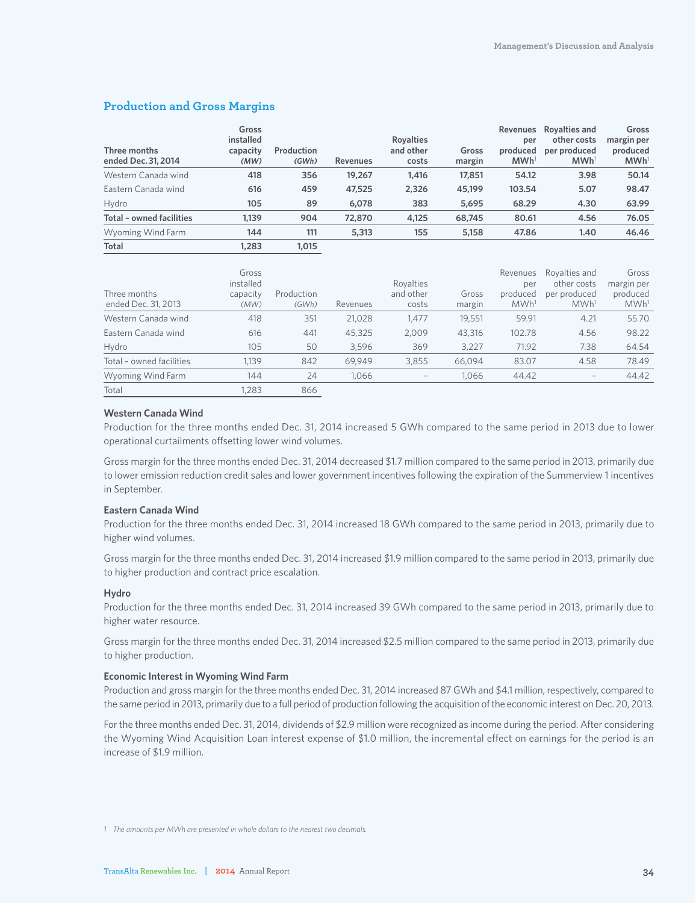## Production and Gross Margins

| Three months ended Dec. 31, 2014 | Gross installed capacity *(MW)* | Production *(GWh)* | Revenues | Royalties and other costs | Gross margin | Revenues per produced MWh[1] | Royalties and other costs per produced MWh[1] | Gross margin per produced MWh[1] |
|---|---|---|---|---|---|---|---|---|
| Western Canada wind | **418** | **356** | **19,267** | **1,416** | **17,851** | **54.12** | **3.98** | **50.14** |
| Eastern Canada wind | **616** | **459** | **47,525** | **2,326** | **45,199** | **103.54** | **5.07** | **98.47** |
| Hydro | **105** | **89** | **6,078** | **383** | **5,695** | **68.29** | **4.30** | **63.99** |
| **Total – owned facilities** | **1,139** | **904** | **72,870** | **4,125** | **68,745** | **80.61** | **4.56** | **76.05** |
| Wyoming Wind Farm | **144** | **111** | **5,313** | **155** | **5,158** | **47.86** | **1.40** | **46.46** |
| **Total** | **1,283** | **1,015** | | | | | | |

| Three months ended Dec. 31, 2013 | Gross installed capacity *(MW)* | Production *(GWh)* | Revenues | Royalties and other costs | Gross margin | Revenues per produced MWh[1] | Royalties and other costs per produced MWh[1] | Gross margin per produced MWh[1] |
|---|---|---|---|---|---|---|---|---|
| Western Canada wind | 418 | 351 | 21,028 | 1,477 | 19,551 | 59.91 | 4.21 | 55.70 |
| Eastern Canada wind | 616 | 441 | 45,325 | 2,009 | 43,316 | 102.78 | 4.56 | 98.22 |
| Hydro | 105 | 50 | 3,596 | 369 | 3,227 | 71.92 | 7.38 | 64.54 |
| Total – owned facilities | 1,139 | 842 | 69,949 | 3,855 | 66,094 | 83.07 | 4.58 | 78.49 |
| Wyoming Wind Farm | 144 | 24 | 1,066 | – | 1,066 | 44.42 | – | 44.42 |
| Total | 1,283 | 866 | | | | | | |

**Western Canada Wind**

Production for the three months ended Dec. 31, 2014 increased 5 GWh compared to the same period in 2013 due to lower operational curtailments offsetting lower wind volumes.

Gross margin for the three months ended Dec. 31, 2014 decreased $1.7 million compared to the same period in 2013, primarily due to lower emission reduction credit sales and lower government incentives following the expiration of the Summerview 1 incentives in September.

**Eastern Canada Wind**

Production for the three months ended Dec. 31, 2014 increased 18 GWh compared to the same period in 2013, primarily due to higher wind volumes.

Gross margin for the three months ended Dec. 31, 2014 increased $1.9 million compared to the same period in 2013, primarily due to higher production and contract price escalation.

**Hydro**

Production for the three months ended Dec. 31, 2014 increased 39 GWh compared to the same period in 2013, primarily due to higher water resource.

Gross margin for the three months ended Dec. 31, 2014 increased $2.5 million compared to the same period in 2013, primarily due to higher production.

**Economic Interest in Wyoming Wind Farm**

Production and gross margin for the three months ended Dec. 31, 2014 increased 87 GWh and $4.1 million, respectively, compared to the same period in 2013, primarily due to a full period of production following the acquisition of the economic interest on Dec. 20, 2013.

For the three months ended Dec. 31, 2014, dividends of $2.9 million were recognized as income during the period. After considering the Wyoming Wind Acquisition Loan interest expense of $1.0 million, the incremental effect on earnings for the period is an increase of $1.9 million.

1 *The amounts per MWh are presented in whole dollars to the nearest two decimals.*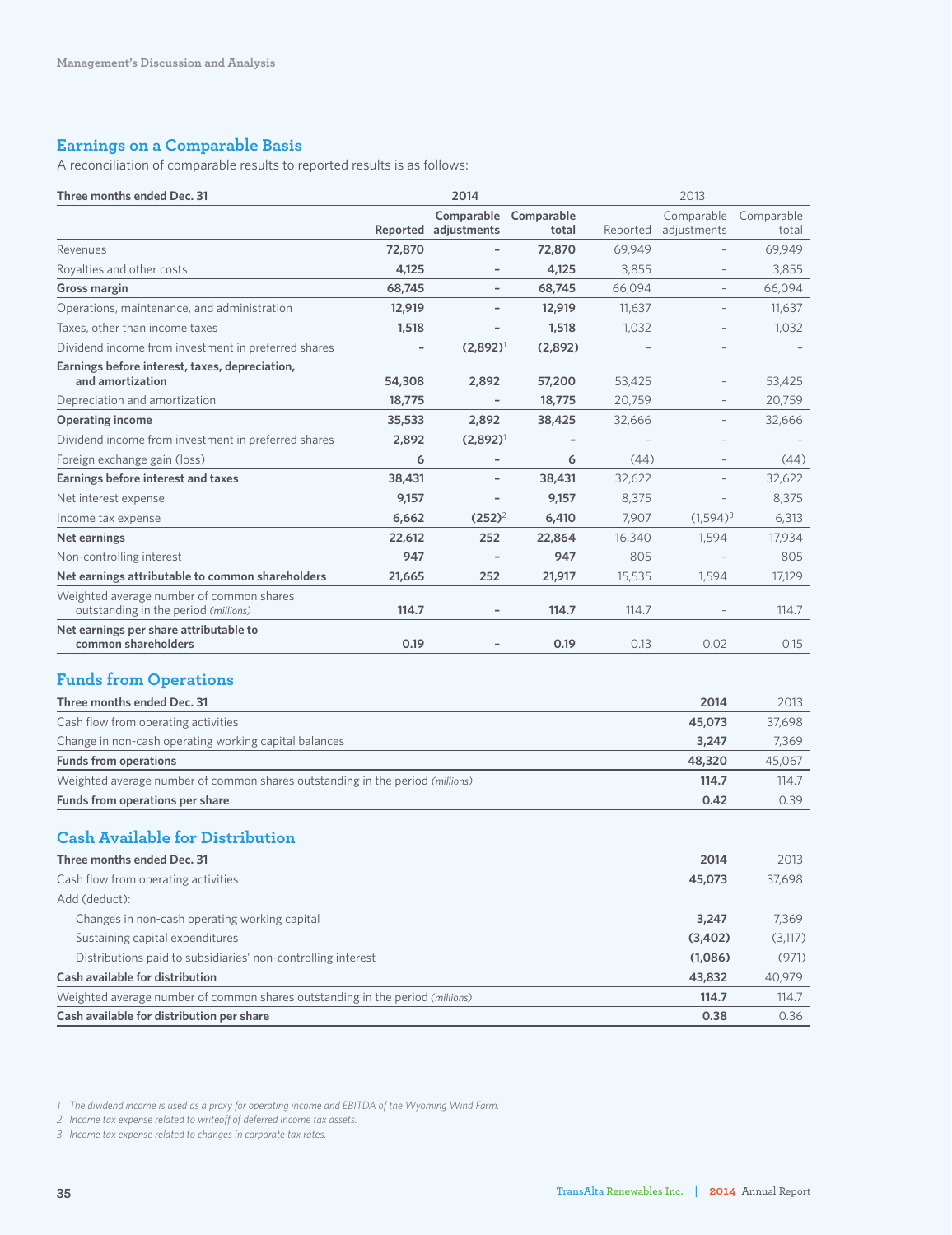## Earnings on a Comparable Basis

A reconciliation of comparable results to reported results is as follows:

| Three months ended Dec. 31 | 2014 | | | 2013 | | |
|---|---|---|---|---|---|---|
| | **Reported** | **Comparable adjustments** | **Comparable total** | Reported | Comparable adjustments | Comparable total |
| Revenues | **72,870** | **–** | **72,870** | 69,949 | – | 69,949 |
| Royalties and other costs | **4,125** | **–** | **4,125** | 3,855 | – | 3,855 |
| **Gross margin** | **68,745** | **–** | **68,745** | 66,094 | – | 66,094 |
| Operations, maintenance, and administration | **12,919** | **–** | **12,919** | 11,637 | – | 11,637 |
| Taxes, other than income taxes | **1,518** | **–** | **1,518** | 1,032 | – | 1,032 |
| Dividend income from investment in preferred shares | **–** | **(2,892)[1]** | **(2,892)** | – | – | – |
| **Earnings before interest, taxes, depreciation, and amortization** | **54,308** | **2,892** | **57,200** | 53,425 | – | 53,425 |
| Depreciation and amortization | **18,775** | **–** | **18,775** | 20,759 | – | 20,759 |
| **Operating income** | **35,533** | **2,892** | **38,425** | 32,666 | – | 32,666 |
| Dividend income from investment in preferred shares | **2,892** | **(2,892)[1]** | **–** | – | – | – |
| Foreign exchange gain (loss) | **6** | **–** | **6** | (44) | – | (44) |
| **Earnings before interest and taxes** | **38,431** | **–** | **38,431** | 32,622 | – | 32,622 |
| Net interest expense | **9,157** | **–** | **9,157** | 8,375 | – | 8,375 |
| Income tax expense | **6,662** | **(252)[2]** | **6,410** | 7,907 | (1,594)[3] | 6,313 |
| **Net earnings** | **22,612** | **252** | **22,864** | 16,340 | 1,594 | 17,934 |
| Non-controlling interest | **947** | **–** | **947** | 805 | – | 805 |
| **Net earnings attributable to common shareholders** | **21,665** | **252** | **21,917** | 15,535 | 1,594 | 17,129 |
| Weighted average number of common shares outstanding in the period *(millions)* | **114.7** | **–** | **114.7** | 114.7 | – | 114.7 |
| **Net earnings per share attributable to common shareholders** | **0.19** | **–** | **0.19** | 0.13 | 0.02 | 0.15 |

## Funds from Operations

| Three months ended Dec. 31 | 2014 | 2013 |
|---|---|---|
| Cash flow from operating activities | **45,073** | 37,698 |
| Change in non-cash operating working capital balances | **3,247** | 7,369 |
| **Funds from operations** | **48,320** | 45,067 |
| Weighted average number of common shares outstanding in the period *(millions)* | **114.7** | 114.7 |
| **Funds from operations per share** | **0.42** | 0.39 |

## Cash Available for Distribution

| Three months ended Dec. 31 | 2014 | 2013 |
|---|---|---|
| Cash flow from operating activities | **45,073** | 37,698 |
| Add (deduct): | | |
| Changes in non-cash operating working capital | **3,247** | 7,369 |
| Sustaining capital expenditures | **(3,402)** | (3,117) |
| Distributions paid to subsidiaries' non-controlling interest | **(1,086)** | (971) |
| **Cash available for distribution** | **43,832** | 40,979 |
| Weighted average number of common shares outstanding in the period *(millions)* | **114.7** | 114.7 |
| **Cash available for distribution per share** | **0.38** | 0.36 |

*1 The dividend income is used as a proxy for operating income and EBITDA of the Wyoming Wind Farm.*

*2 Income tax expense related to writeoff of deferred income tax assets.*

*3 Income tax expense related to changes in corporate tax rates.*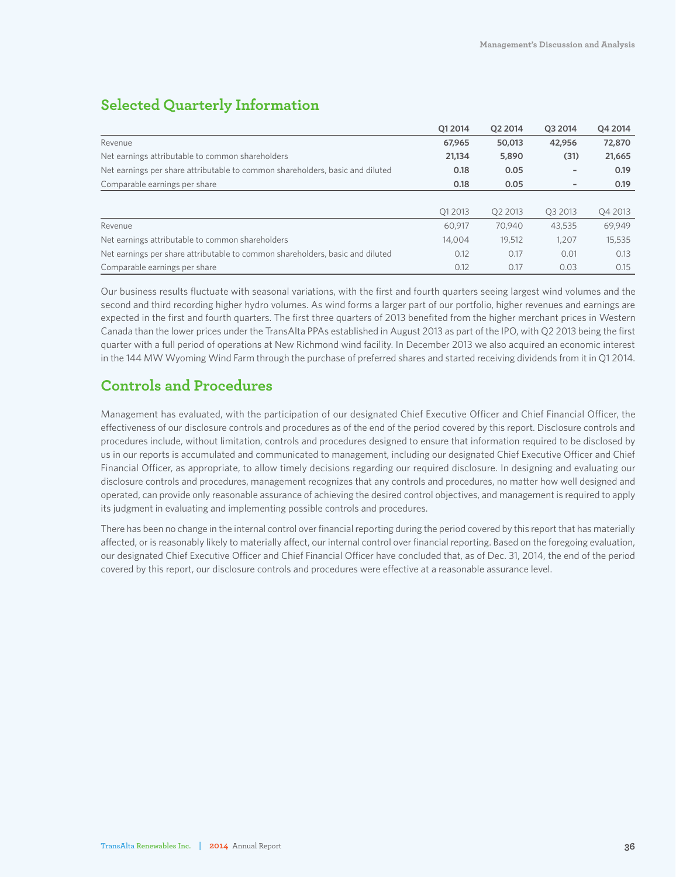## Selected Quarterly Information

| | **Q1 2014** | **Q2 2014** | **Q3 2014** | **Q4 2014** |
|---|---|---|---|---|
| Revenue | **67,965** | **50,013** | **42,956** | **72,870** |
| Net earnings attributable to common shareholders | **21,134** | **5,890** | **(31)** | **21,665** |
| Net earnings per share attributable to common shareholders, basic and diluted | **0.18** | **0.05** | **–** | **0.19** |
| Comparable earnings per share | **0.18** | **0.05** | **–** | **0.19** |

| | Q1 2013 | Q2 2013 | Q3 2013 | Q4 2013 |
|---|---|---|---|---|
| Revenue | 60,917 | 70,940 | 43,535 | 69,949 |
| Net earnings attributable to common shareholders | 14,004 | 19,512 | 1,207 | 15,535 |
| Net earnings per share attributable to common shareholders, basic and diluted | 0.12 | 0.17 | 0.01 | 0.13 |
| Comparable earnings per share | 0.12 | 0.17 | 0.03 | 0.15 |

Our business results fluctuate with seasonal variations, with the first and fourth quarters seeing largest wind volumes and the second and third recording higher hydro volumes. As wind forms a larger part of our portfolio, higher revenues and earnings are expected in the first and fourth quarters. The first three quarters of 2013 benefited from the higher merchant prices in Western Canada than the lower prices under the TransAlta PPAs established in August 2013 as part of the IPO, with Q2 2013 being the first quarter with a full period of operations at New Richmond wind facility. In December 2013 we also acquired an economic interest in the 144 MW Wyoming Wind Farm through the purchase of preferred shares and started receiving dividends from it in Q1 2014.

## Controls and Procedures

Management has evaluated, with the participation of our designated Chief Executive Officer and Chief Financial Officer, the effectiveness of our disclosure controls and procedures as of the end of the period covered by this report. Disclosure controls and procedures include, without limitation, controls and procedures designed to ensure that information required to be disclosed by us in our reports is accumulated and communicated to management, including our designated Chief Executive Officer and Chief Financial Officer, as appropriate, to allow timely decisions regarding our required disclosure. In designing and evaluating our disclosure controls and procedures, management recognizes that any controls and procedures, no matter how well designed and operated, can provide only reasonable assurance of achieving the desired control objectives, and management is required to apply its judgment in evaluating and implementing possible controls and procedures.

There has been no change in the internal control over financial reporting during the period covered by this report that has materially affected, or is reasonably likely to materially affect, our internal control over financial reporting. Based on the foregoing evaluation, our designated Chief Executive Officer and Chief Financial Officer have concluded that, as of Dec. 31, 2014, the end of the period covered by this report, our disclosure controls and procedures were effective at a reasonable assurance level.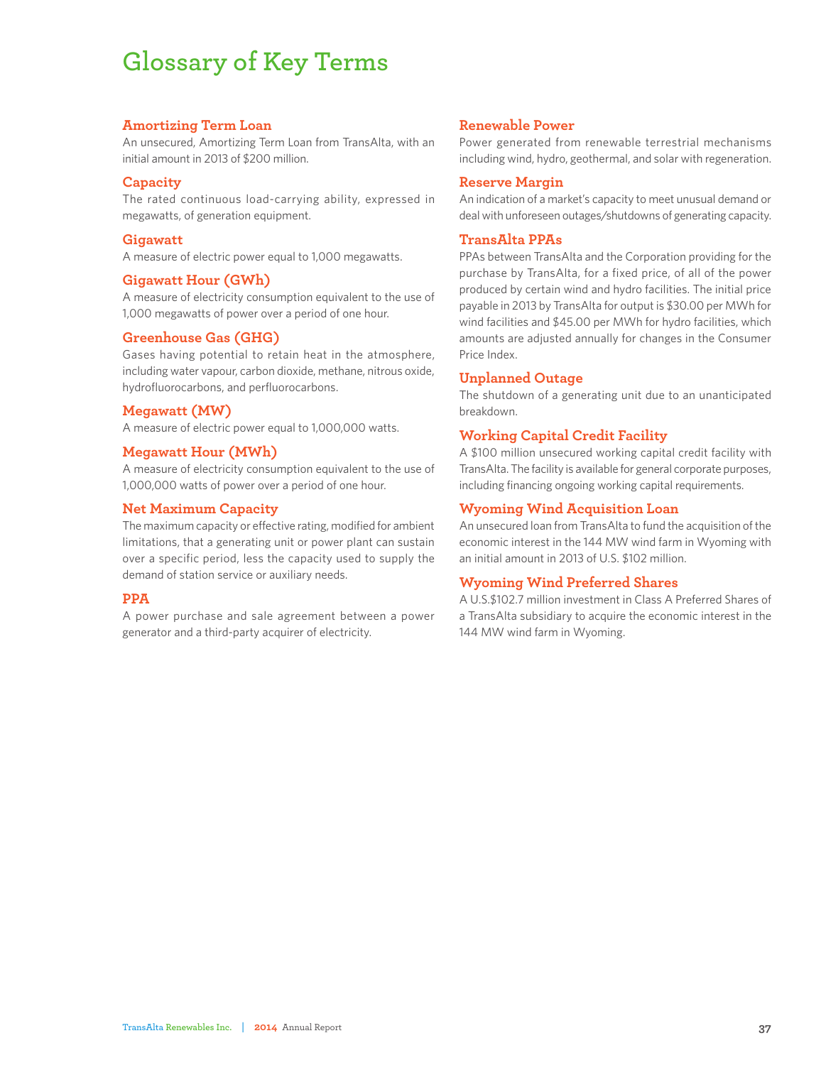# Glossary of Key Terms

### Amortizing Term Loan

An unsecured, Amortizing Term Loan from TransAlta, with an initial amount in 2013 of $200 million.

### Capacity

The rated continuous load-carrying ability, expressed in megawatts, of generation equipment.

### Gigawatt

A measure of electric power equal to 1,000 megawatts.

### Gigawatt Hour (GWh)

A measure of electricity consumption equivalent to the use of 1,000 megawatts of power over a period of one hour.

### Greenhouse Gas (GHG)

Gases having potential to retain heat in the atmosphere, including water vapour, carbon dioxide, methane, nitrous oxide, hydrofluorocarbons, and perfluorocarbons.

### Megawatt (MW)

A measure of electric power equal to 1,000,000 watts.

### Megawatt Hour (MWh)

A measure of electricity consumption equivalent to the use of 1,000,000 watts of power over a period of one hour.

### Net Maximum Capacity

The maximum capacity or effective rating, modified for ambient limitations, that a generating unit or power plant can sustain over a specific period, less the capacity used to supply the demand of station service or auxiliary needs.

### PPA

A power purchase and sale agreement between a power generator and a third-party acquirer of electricity.

### Renewable Power

Power generated from renewable terrestrial mechanisms including wind, hydro, geothermal, and solar with regeneration.

### Reserve Margin

An indication of a market's capacity to meet unusual demand or deal with unforeseen outages/shutdowns of generating capacity.

### TransAlta PPAs

PPAs between TransAlta and the Corporation providing for the purchase by TransAlta, for a fixed price, of all of the power produced by certain wind and hydro facilities. The initial price payable in 2013 by TransAlta for output is $30.00 per MWh for wind facilities and $45.00 per MWh for hydro facilities, which amounts are adjusted annually for changes in the Consumer Price Index.

### Unplanned Outage

The shutdown of a generating unit due to an unanticipated breakdown.

### Working Capital Credit Facility

A $100 million unsecured working capital credit facility with TransAlta. The facility is available for general corporate purposes, including financing ongoing working capital requirements.

### Wyoming Wind Acquisition Loan

An unsecured loan from TransAlta to fund the acquisition of the economic interest in the 144 MW wind farm in Wyoming with an initial amount in 2013 of U.S. $102 million.

### Wyoming Wind Preferred Shares

A U.S.$102.7 million investment in Class A Preferred Shares of a TransAlta subsidiary to acquire the economic interest in the 144 MW wind farm in Wyoming.